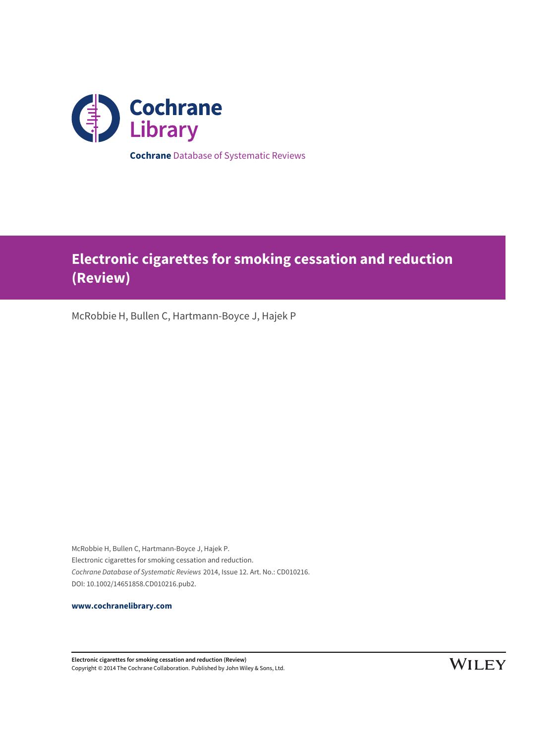Cochrane Library

**Cochrane** Database of Systematic Reviews

# Electronic cigarettes for smoking cessation and reduction (Review)

McRobbie H, Bullen C, Hartmann-Boyce J, Hajek P

McRobbie H, Bullen C, Hartmann-Boyce J, Hajek P.
Electronic cigarettes for smoking cessation and reduction.
*Cochrane Database of Systematic Reviews* 2014, Issue 12. Art. No.: CD010216.
DOI: 10.1002/14651858.CD010216.pub2.

**www.cochranelibrary.com**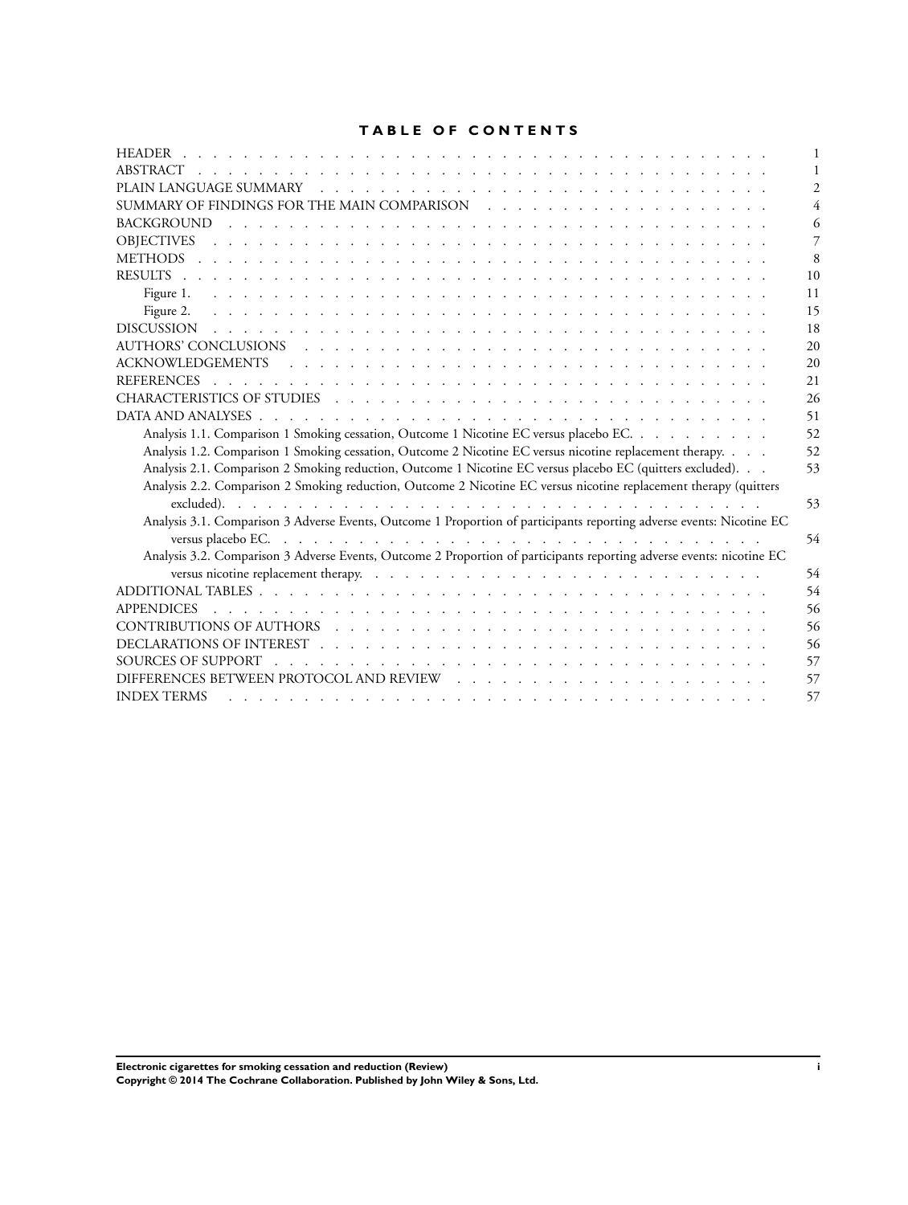# TABLE OF CONTENTS

| | |
|---|---|
| HEADER | 1 |
| ABSTRACT | 1 |
| PLAIN LANGUAGE SUMMARY | 2 |
| SUMMARY OF FINDINGS FOR THE MAIN COMPARISON | 4 |
| BACKGROUND | 6 |
| OBJECTIVES | 7 |
| METHODS | 8 |
| RESULTS | 10 |
| Figure 1. | 11 |
| Figure 2. | 15 |
| DISCUSSION | 18 |
| AUTHORS' CONCLUSIONS | 20 |
| ACKNOWLEDGEMENTS | 20 |
| REFERENCES | 21 |
| CHARACTERISTICS OF STUDIES | 26 |
| DATA AND ANALYSES | 51 |
| Analysis 1.1. Comparison 1 Smoking cessation, Outcome 1 Nicotine EC versus placebo EC. | 52 |
| Analysis 1.2. Comparison 1 Smoking cessation, Outcome 2 Nicotine EC versus nicotine replacement therapy. | 52 |
| Analysis 2.1. Comparison 2 Smoking reduction, Outcome 1 Nicotine EC versus placebo EC (quitters excluded). | 53 |
| Analysis 2.2. Comparison 2 Smoking reduction, Outcome 2 Nicotine EC versus nicotine replacement therapy (quitters excluded). | 53 |
| Analysis 3.1. Comparison 3 Adverse Events, Outcome 1 Proportion of participants reporting adverse events: Nicotine EC versus placebo EC. | 54 |
| Analysis 3.2. Comparison 3 Adverse Events, Outcome 2 Proportion of participants reporting adverse events: nicotine EC versus nicotine replacement therapy. | 54 |
| ADDITIONAL TABLES | 54 |
| APPENDICES | 56 |
| CONTRIBUTIONS OF AUTHORS | 56 |
| DECLARATIONS OF INTEREST | 56 |
| SOURCES OF SUPPORT | 57 |
| DIFFERENCES BETWEEN PROTOCOL AND REVIEW | 57 |
| INDEX TERMS | 57 |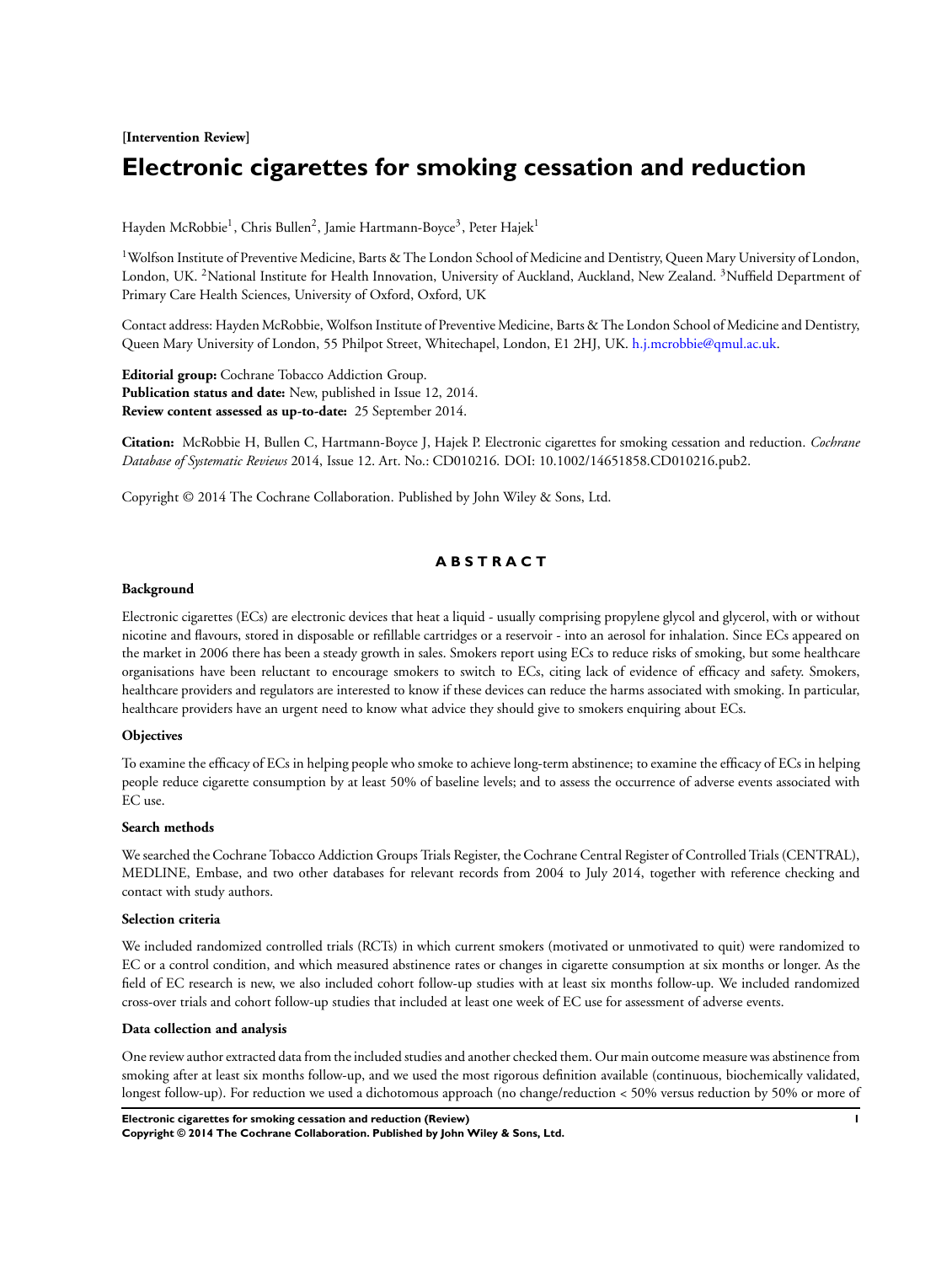**[Intervention Review]**

# Electronic cigarettes for smoking cessation and reduction

Hayden McRobbie[1], Chris Bullen[2], Jamie Hartmann-Boyce[3], Peter Hajek[1]

[1]Wolfson Institute of Preventive Medicine, Barts & The London School of Medicine and Dentistry, Queen Mary University of London, London, UK. [2]National Institute for Health Innovation, University of Auckland, Auckland, New Zealand. [3]Nuffield Department of Primary Care Health Sciences, University of Oxford, Oxford, UK

Contact address: Hayden McRobbie, Wolfson Institute of Preventive Medicine, Barts & The London School of Medicine and Dentistry, Queen Mary University of London, 55 Philpot Street, Whitechapel, London, E1 2HJ, UK. h.j.mcrobbie@qmul.ac.uk.

**Editorial group:** Cochrane Tobacco Addiction Group.
**Publication status and date:** New, published in Issue 12, 2014.
**Review content assessed as up-to-date:** 25 September 2014.

**Citation:** McRobbie H, Bullen C, Hartmann-Boyce J, Hajek P. Electronic cigarettes for smoking cessation and reduction. *Cochrane Database of Systematic Reviews* 2014, Issue 12. Art. No.: CD010216. DOI: 10.1002/14651858.CD010216.pub2.

Copyright © 2014 The Cochrane Collaboration. Published by John Wiley & Sons, Ltd.

## ABSTRACT

### Background

Electronic cigarettes (ECs) are electronic devices that heat a liquid - usually comprising propylene glycol and glycerol, with or without nicotine and flavours, stored in disposable or refillable cartridges or a reservoir - into an aerosol for inhalation. Since ECs appeared on the market in 2006 there has been a steady growth in sales. Smokers report using ECs to reduce risks of smoking, but some healthcare organisations have been reluctant to encourage smokers to switch to ECs, citing lack of evidence of efficacy and safety. Smokers, healthcare providers and regulators are interested to know if these devices can reduce the harms associated with smoking. In particular, healthcare providers have an urgent need to know what advice they should give to smokers enquiring about ECs.

### Objectives

To examine the efficacy of ECs in helping people who smoke to achieve long-term abstinence; to examine the efficacy of ECs in helping people reduce cigarette consumption by at least 50% of baseline levels; and to assess the occurrence of adverse events associated with EC use.

### Search methods

We searched the Cochrane Tobacco Addiction Groups Trials Register, the Cochrane Central Register of Controlled Trials (CENTRAL), MEDLINE, Embase, and two other databases for relevant records from 2004 to July 2014, together with reference checking and contact with study authors.

### Selection criteria

We included randomized controlled trials (RCTs) in which current smokers (motivated or unmotivated to quit) were randomized to EC or a control condition, and which measured abstinence rates or changes in cigarette consumption at six months or longer. As the field of EC research is new, we also included cohort follow-up studies with at least six months follow-up. We included randomized cross-over trials and cohort follow-up studies that included at least one week of EC use for assessment of adverse events.

### Data collection and analysis

One review author extracted data from the included studies and another checked them. Our main outcome measure was abstinence from smoking after at least six months follow-up, and we used the most rigorous definition available (continuous, biochemically validated, longest follow-up). For reduction we used a dichotomous approach (no change/reduction < 50% versus reduction by 50% or more of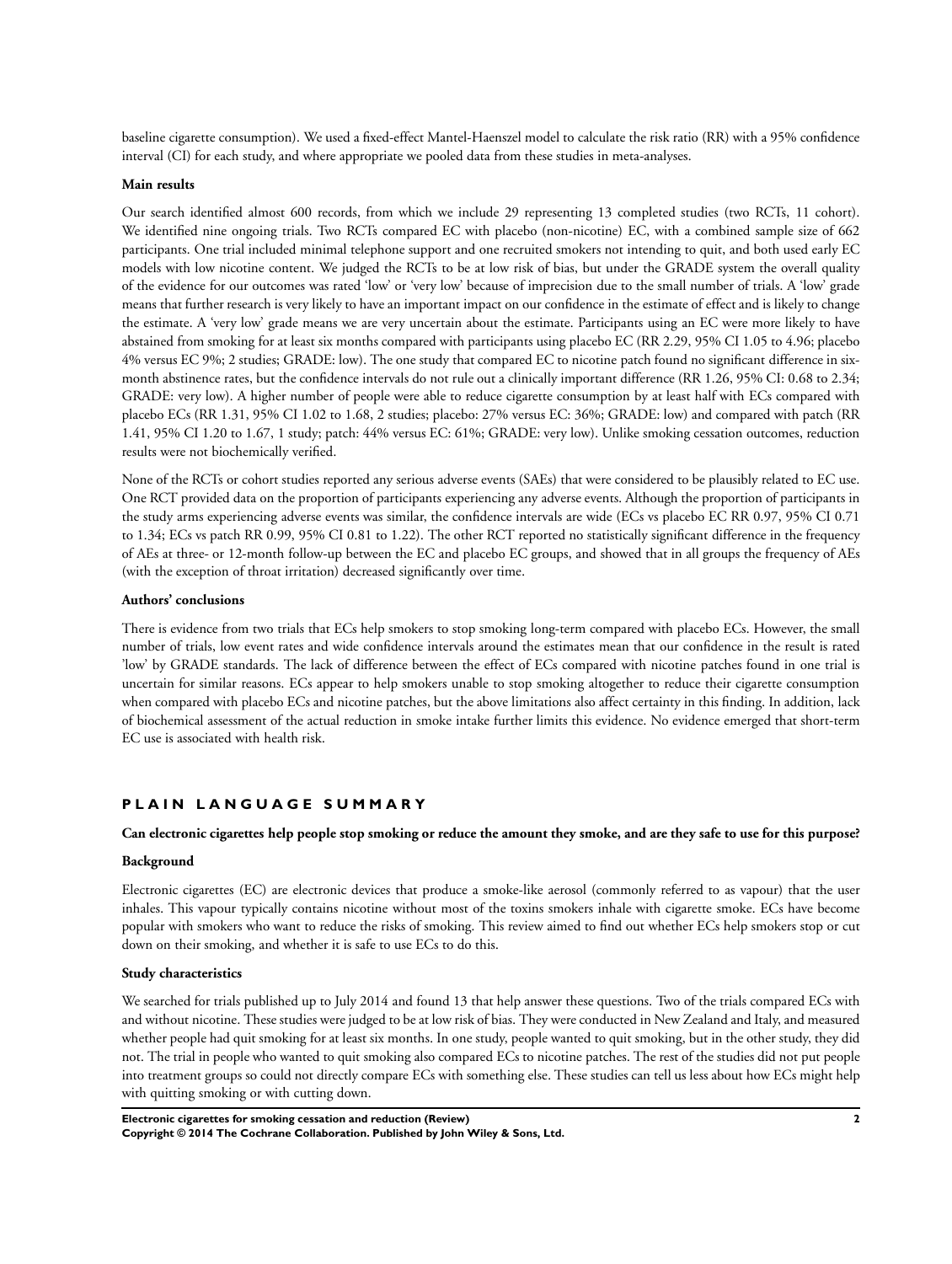baseline cigarette consumption). We used a fixed-effect Mantel-Haenszel model to calculate the risk ratio (RR) with a 95% confidence interval (CI) for each study, and where appropriate we pooled data from these studies in meta-analyses.

**Main results**

Our search identified almost 600 records, from which we include 29 representing 13 completed studies (two RCTs, 11 cohort). We identified nine ongoing trials. Two RCTs compared EC with placebo (non-nicotine) EC, with a combined sample size of 662 participants. One trial included minimal telephone support and one recruited smokers not intending to quit, and both used early EC models with low nicotine content. We judged the RCTs to be at low risk of bias, but under the GRADE system the overall quality of the evidence for our outcomes was rated 'low' or 'very low' because of imprecision due to the small number of trials. A 'low' grade means that further research is very likely to have an important impact on our confidence in the estimate of effect and is likely to change the estimate. A 'very low' grade means we are very uncertain about the estimate. Participants using an EC were more likely to have abstained from smoking for at least six months compared with participants using placebo EC (RR 2.29, 95% CI 1.05 to 4.96; placebo 4% versus EC 9%; 2 studies; GRADE: low). The one study that compared EC to nicotine patch found no significant difference in six-month abstinence rates, but the confidence intervals do not rule out a clinically important difference (RR 1.26, 95% CI: 0.68 to 2.34; GRADE: very low). A higher number of people were able to reduce cigarette consumption by at least half with ECs compared with placebo ECs (RR 1.31, 95% CI 1.02 to 1.68, 2 studies; placebo: 27% versus EC: 36%; GRADE: low) and compared with patch (RR 1.41, 95% CI 1.20 to 1.67, 1 study; patch: 44% versus EC: 61%; GRADE: very low). Unlike smoking cessation outcomes, reduction results were not biochemically verified.

None of the RCTs or cohort studies reported any serious adverse events (SAEs) that were considered to be plausibly related to EC use. One RCT provided data on the proportion of participants experiencing any adverse events. Although the proportion of participants in the study arms experiencing adverse events was similar, the confidence intervals are wide (ECs vs placebo EC RR 0.97, 95% CI 0.71 to 1.34; ECs vs patch RR 0.99, 95% CI 0.81 to 1.22). The other RCT reported no statistically significant difference in the frequency of AEs at three- or 12-month follow-up between the EC and placebo EC groups, and showed that in all groups the frequency of AEs (with the exception of throat irritation) decreased significantly over time.

**Authors' conclusions**

There is evidence from two trials that ECs help smokers to stop smoking long-term compared with placebo ECs. However, the small number of trials, low event rates and wide confidence intervals around the estimates mean that our confidence in the result is rated 'low' by GRADE standards. The lack of difference between the effect of ECs compared with nicotine patches found in one trial is uncertain for similar reasons. ECs appear to help smokers unable to stop smoking altogether to reduce their cigarette consumption when compared with placebo ECs and nicotine patches, but the above limitations also affect certainty in this finding. In addition, lack of biochemical assessment of the actual reduction in smoke intake further limits this evidence. No evidence emerged that short-term EC use is associated with health risk.

## PLAIN LANGUAGE SUMMARY

### Can electronic cigarettes help people stop smoking or reduce the amount they smoke, and are they safe to use for this purpose?

**Background**

Electronic cigarettes (EC) are electronic devices that produce a smoke-like aerosol (commonly referred to as vapour) that the user inhales. This vapour typically contains nicotine without most of the toxins smokers inhale with cigarette smoke. ECs have become popular with smokers who want to reduce the risks of smoking. This review aimed to find out whether ECs help smokers stop or cut down on their smoking, and whether it is safe to use ECs to do this.

**Study characteristics**

We searched for trials published up to July 2014 and found 13 that help answer these questions. Two of the trials compared ECs with and without nicotine. These studies were judged to be at low risk of bias. They were conducted in New Zealand and Italy, and measured whether people had quit smoking for at least six months. In one study, people wanted to quit smoking, but in the other study, they did not. The trial in people who wanted to quit smoking also compared ECs to nicotine patches. The rest of the studies did not put people into treatment groups so could not directly compare ECs with something else. These studies can tell us less about how ECs might help with quitting smoking or with cutting down.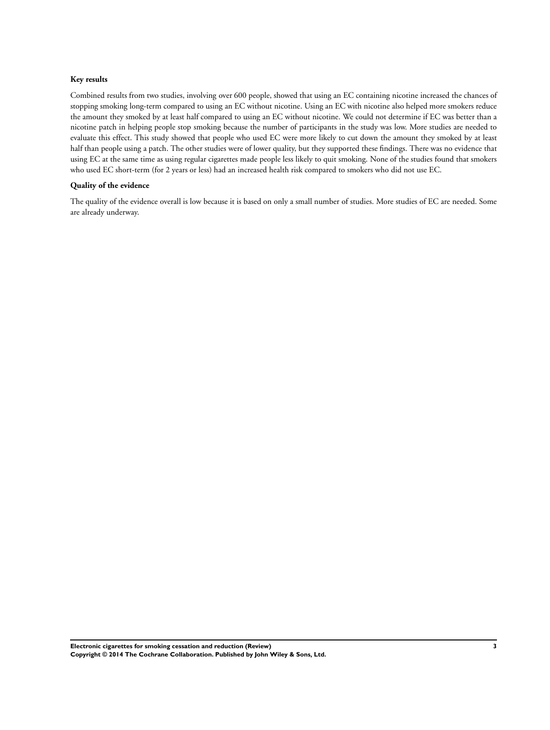**Key results**

Combined results from two studies, involving over 600 people, showed that using an EC containing nicotine increased the chances of stopping smoking long-term compared to using an EC without nicotine. Using an EC with nicotine also helped more smokers reduce the amount they smoked by at least half compared to using an EC without nicotine. We could not determine if EC was better than a nicotine patch in helping people stop smoking because the number of participants in the study was low. More studies are needed to evaluate this effect. This study showed that people who used EC were more likely to cut down the amount they smoked by at least half than people using a patch. The other studies were of lower quality, but they supported these findings. There was no evidence that using EC at the same time as using regular cigarettes made people less likely to quit smoking. None of the studies found that smokers who used EC short-term (for 2 years or less) had an increased health risk compared to smokers who did not use EC.

**Quality of the evidence**

The quality of the evidence overall is low because it is based on only a small number of studies. More studies of EC are needed. Some are already underway.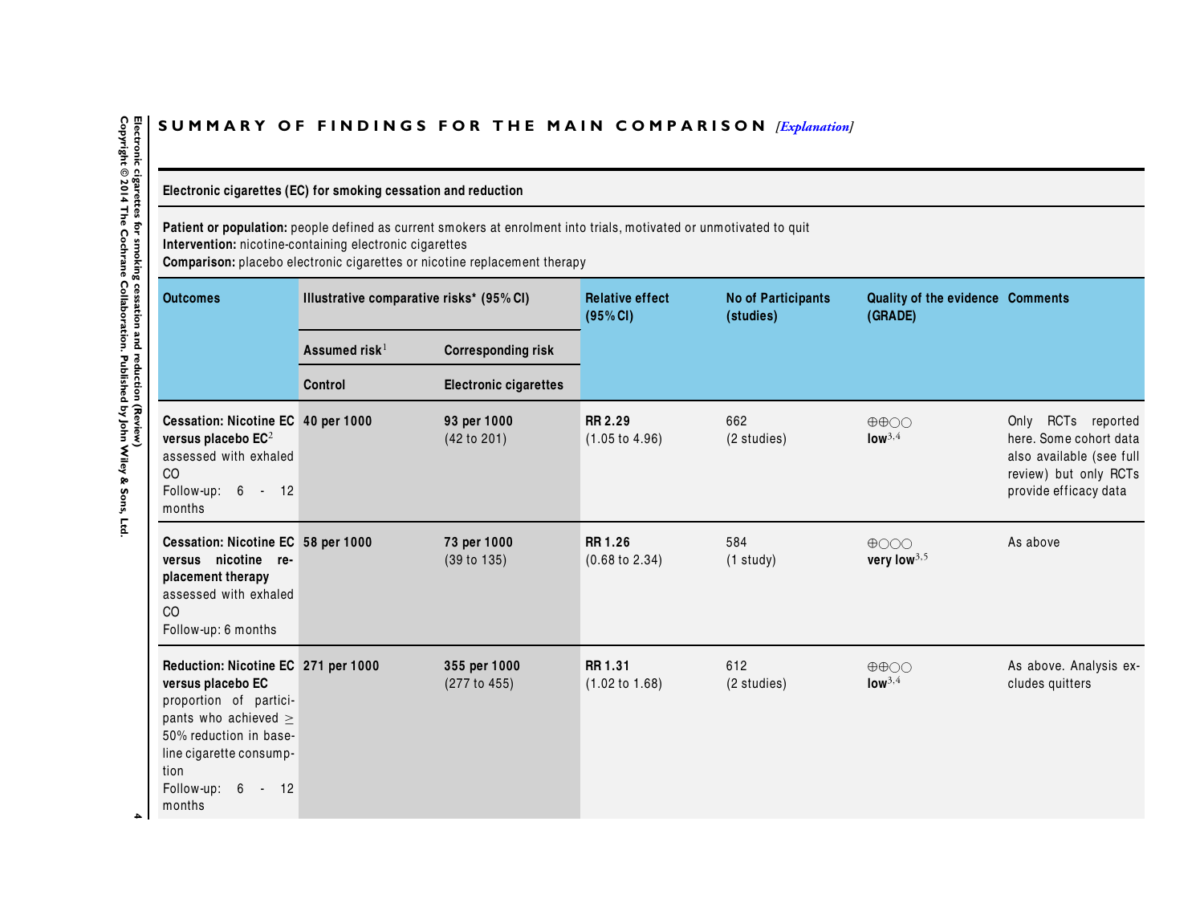## SUMMARY OF FINDINGS FOR THE MAIN COMPARISON *[Explanation]*

**Electronic cigarettes (EC) for smoking cessation and reduction**

**Patient or population:** people defined as current smokers at enrolment into trials, motivated or unmotivated to quit
**Intervention:** nicotine-containing electronic cigarettes
**Comparison:** placebo electronic cigarettes or nicotine replacement therapy

| Outcomes | Illustrative comparative risks* (95% CI) | | Relative effect (95% CI) | No of Participants (studies) | Quality of the evidence (GRADE) | Comments |
|---|---|---|---|---|---|---|
| | Assumed risk[1] | Corresponding risk | | | | |
| | Control | Electronic cigarettes | | | | |
| **Cessation: Nicotine EC versus placebo EC**[2] assessed with exhaled CO Follow-up: 6 - 12 months | **40 per 1000** | **93 per 1000** (42 to 201) | **RR 2.29** (1.05 to 4.96) | 662 (2 studies) | ⊕⊕○○ **low**[3,4] | Only RCTs reported here. Some cohort data also available (see full review) but only RCTs provide efficacy data |
| **Cessation: Nicotine EC versus nicotine replacement therapy** assessed with exhaled CO Follow-up: 6 months | **58 per 1000** | **73 per 1000** (39 to 135) | **RR 1.26** (0.68 to 2.34) | 584 (1 study) | ⊕○○○ **very low**[3,5] | As above |
| **Reduction: Nicotine EC versus placebo EC** proportion of participants who achieved ≥ 50% reduction in baseline cigarette consumption Follow-up: 6 - 12 months | **271 per 1000** | **355 per 1000** (277 to 455) | **RR 1.31** (1.02 to 1.68) | 612 (2 studies) | ⊕⊕○○ **low**[3,4] | As above. Analysis excludes quitters |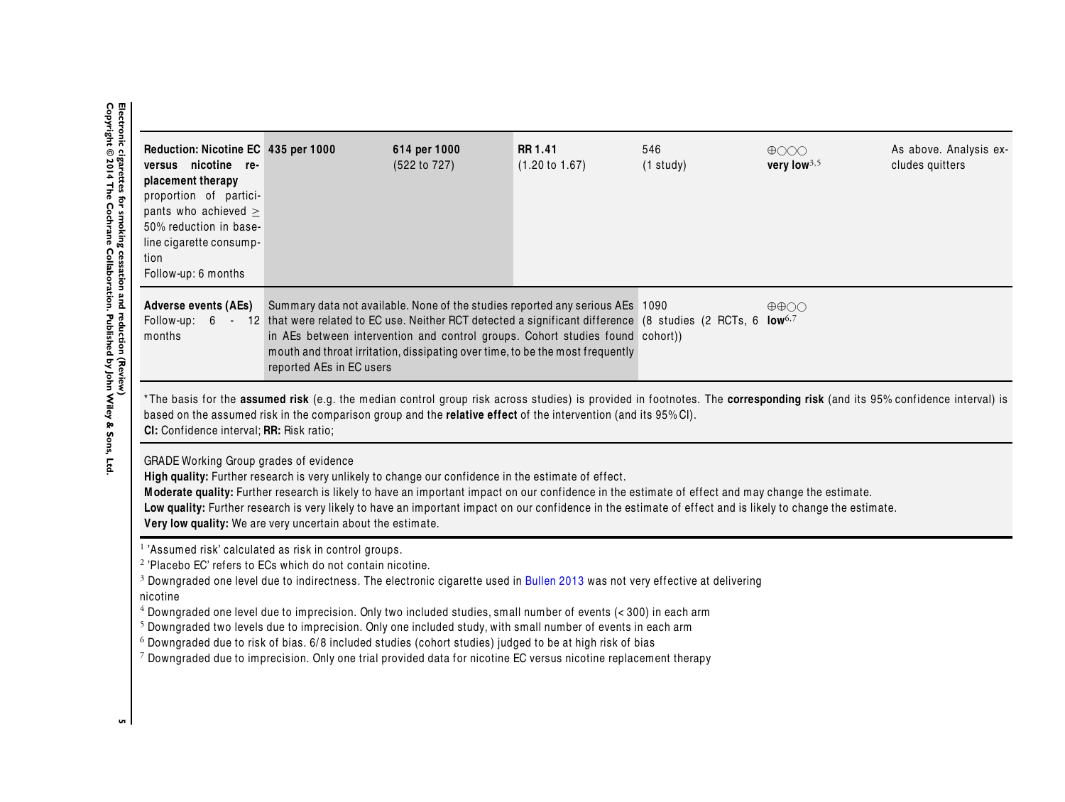| | | | | | | |
|---|---|---|---|---|---|---|
| **Reduction: Nicotine EC versus nicotine replacement therapy** proportion of participants who achieved ≥ 50% reduction in baseline cigarette consumption Follow-up: 6 months | **435 per 1000** | **614 per 1000** (522 to 727) | **RR 1.41** (1.20 to 1.67) | 546 (1 study) | ⊕○○○ **very low**[3,5] | As above. Analysis excludes quitters |
| **Adverse events (AEs)** Follow-up: 6 - 12 months | Summary data not available. None of the studies reported any serious AEs that were related to EC use. Neither RCT detected a significant difference in AEs between intervention and control groups. Cohort studies found mouth and throat irritation, dissipating over time, to be the most frequently reported AEs in EC users | | | 1090 (8 studies (2 RCTs, 6 cohort)) | ⊕⊕○○ **low**[6,7] | |

*The basis for the **assumed risk** (e.g. the median control group risk across studies) is provided in footnotes. The **corresponding risk** (and its 95% confidence interval) is based on the assumed risk in the comparison group and the **relative effect** of the intervention (and its 95% CI).
**CI:** Confidence interval; **RR:** Risk ratio;

GRADE Working Group grades of evidence
**High quality:** Further research is very unlikely to change our confidence in the estimate of effect.
**Moderate quality:** Further research is likely to have an important impact on our confidence in the estimate of effect and may change the estimate.
**Low quality:** Further research is very likely to have an important impact on our confidence in the estimate of effect and is likely to change the estimate.
**Very low quality:** We are very uncertain about the estimate.

[1] 'Assumed risk' calculated as risk in control groups.
[2] 'Placebo EC' refers to ECs which do not contain nicotine.
[3] Downgraded one level due to indirectness. The electronic cigarette used in Bullen 2013 was not very effective at delivering nicotine
[4] Downgraded one level due to imprecision. Only two included studies, small number of events (< 300) in each arm
[5] Downgraded two levels due to imprecision. Only one included study, with small number of events in each arm
[6] Downgraded due to risk of bias. 6/8 included studies (cohort studies) judged to be at high risk of bias
[7] Downgraded due to imprecision. Only one trial provided data for nicotine EC versus nicotine replacement therapy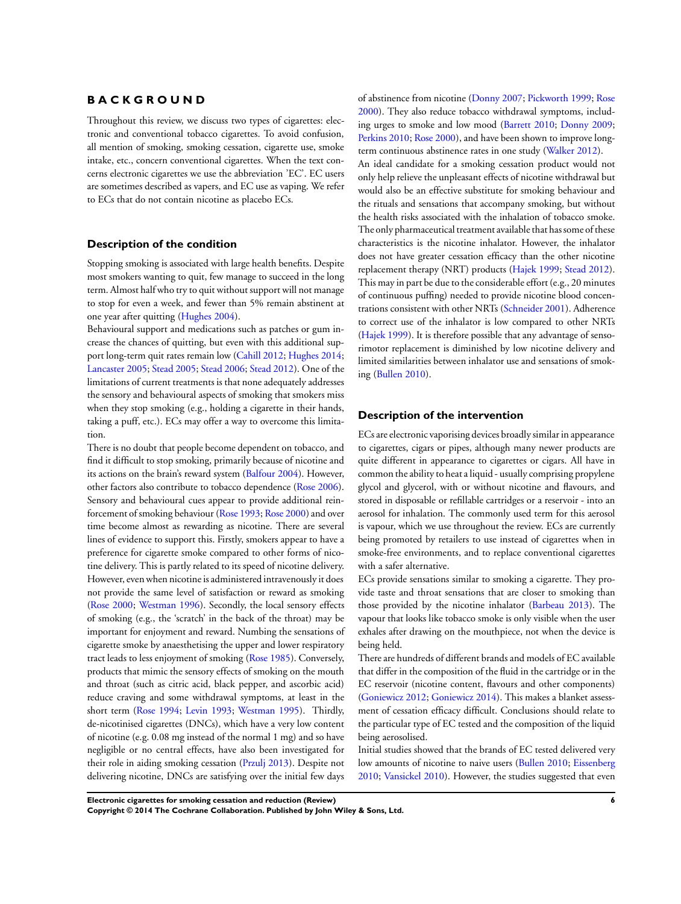# BACKGROUND

Throughout this review, we discuss two types of cigarettes: electronic and conventional tobacco cigarettes. To avoid confusion, all mention of smoking, smoking cessation, cigarette use, smoke intake, etc., concern conventional cigarettes. When the text concerns electronic cigarettes we use the abbreviation 'EC'. EC users are sometimes described as vapers, and EC use as vaping. We refer to ECs that do not contain nicotine as placebo ECs.

## Description of the condition

Stopping smoking is associated with large health benefits. Despite most smokers wanting to quit, few manage to succeed in the long term. Almost half who try to quit without support will not manage to stop for even a week, and fewer than 5% remain abstinent at one year after quitting (Hughes 2004).

Behavioural support and medications such as patches or gum increase the chances of quitting, but even with this additional support long-term quit rates remain low (Cahill 2012; Hughes 2014; Lancaster 2005; Stead 2005; Stead 2006; Stead 2012). One of the limitations of current treatments is that none adequately addresses the sensory and behavioural aspects of smoking that smokers miss when they stop smoking (e.g., holding a cigarette in their hands, taking a puff, etc.). ECs may offer a way to overcome this limitation.

There is no doubt that people become dependent on tobacco, and find it difficult to stop smoking, primarily because of nicotine and its actions on the brain's reward system (Balfour 2004). However, other factors also contribute to tobacco dependence (Rose 2006). Sensory and behavioural cues appear to provide additional reinforcement of smoking behaviour (Rose 1993; Rose 2000) and over time become almost as rewarding as nicotine. There are several lines of evidence to support this. Firstly, smokers appear to have a preference for cigarette smoke compared to other forms of nicotine delivery. This is partly related to its speed of nicotine delivery. However, even when nicotine is administered intravenously it does not provide the same level of satisfaction or reward as smoking (Rose 2000; Westman 1996). Secondly, the local sensory effects of smoking (e.g., the 'scratch' in the back of the throat) may be important for enjoyment and reward. Numbing the sensations of cigarette smoke by anaesthetising the upper and lower respiratory tract leads to less enjoyment of smoking (Rose 1985). Conversely, products that mimic the sensory effects of smoking on the mouth and throat (such as citric acid, black pepper, and ascorbic acid) reduce craving and some withdrawal symptoms, at least in the short term (Rose 1994; Levin 1993; Westman 1995). Thirdly, de-nicotinised cigarettes (DNCs), which have a very low content of nicotine (e.g. 0.08 mg instead of the normal 1 mg) and so have negligible or no central effects, have also been investigated for their role in aiding smoking cessation (Przulj 2013). Despite not delivering nicotine, DNCs are satisfying over the initial few days of abstinence from nicotine (Donny 2007; Pickworth 1999; Rose 2000). They also reduce tobacco withdrawal symptoms, including urges to smoke and low mood (Barrett 2010; Donny 2009; Perkins 2010; Rose 2000), and have been shown to improve long-term continuous abstinence rates in one study (Walker 2012).

An ideal candidate for a smoking cessation product would not only help relieve the unpleasant effects of nicotine withdrawal but would also be an effective substitute for smoking behaviour and the rituals and sensations that accompany smoking, but without the health risks associated with the inhalation of tobacco smoke. The only pharmaceutical treatment available that has some of these characteristics is the nicotine inhalator. However, the inhalator does not have greater cessation efficacy than the other nicotine replacement therapy (NRT) products (Hajek 1999; Stead 2012). This may in part be due to the considerable effort (e.g., 20 minutes of continuous puffing) needed to provide nicotine blood concentrations consistent with other NRTs (Schneider 2001). Adherence to correct use of the inhalator is low compared to other NRTs (Hajek 1999). It is therefore possible that any advantage of sensorimotor replacement is diminished by low nicotine delivery and limited similarities between inhalator use and sensations of smoking (Bullen 2010).

## Description of the intervention

ECs are electronic vaporising devices broadly similar in appearance to cigarettes, cigars or pipes, although many newer products are quite different in appearance to cigarettes or cigars. All have in common the ability to heat a liquid - usually comprising propylene glycol and glycerol, with or without nicotine and flavours, and stored in disposable or refillable cartridges or a reservoir - into an aerosol for inhalation. The commonly used term for this aerosol is vapour, which we use throughout the review. ECs are currently being promoted by retailers to use instead of cigarettes when in smoke-free environments, and to replace conventional cigarettes with a safer alternative.

ECs provide sensations similar to smoking a cigarette. They provide taste and throat sensations that are closer to smoking than those provided by the nicotine inhalator (Barbeau 2013). The vapour that looks like tobacco smoke is only visible when the user exhales after drawing on the mouthpiece, not when the device is being held.

There are hundreds of different brands and models of EC available that differ in the composition of the fluid in the cartridge or in the EC reservoir (nicotine content, flavours and other components) (Goniewicz 2012; Goniewicz 2014). This makes a blanket assessment of cessation efficacy difficult. Conclusions should relate to the particular type of EC tested and the composition of the liquid being aerosolised.

Initial studies showed that the brands of EC tested delivered very low amounts of nicotine to naive users (Bullen 2010; Eissenberg 2010; Vansickel 2010). However, the studies suggested that even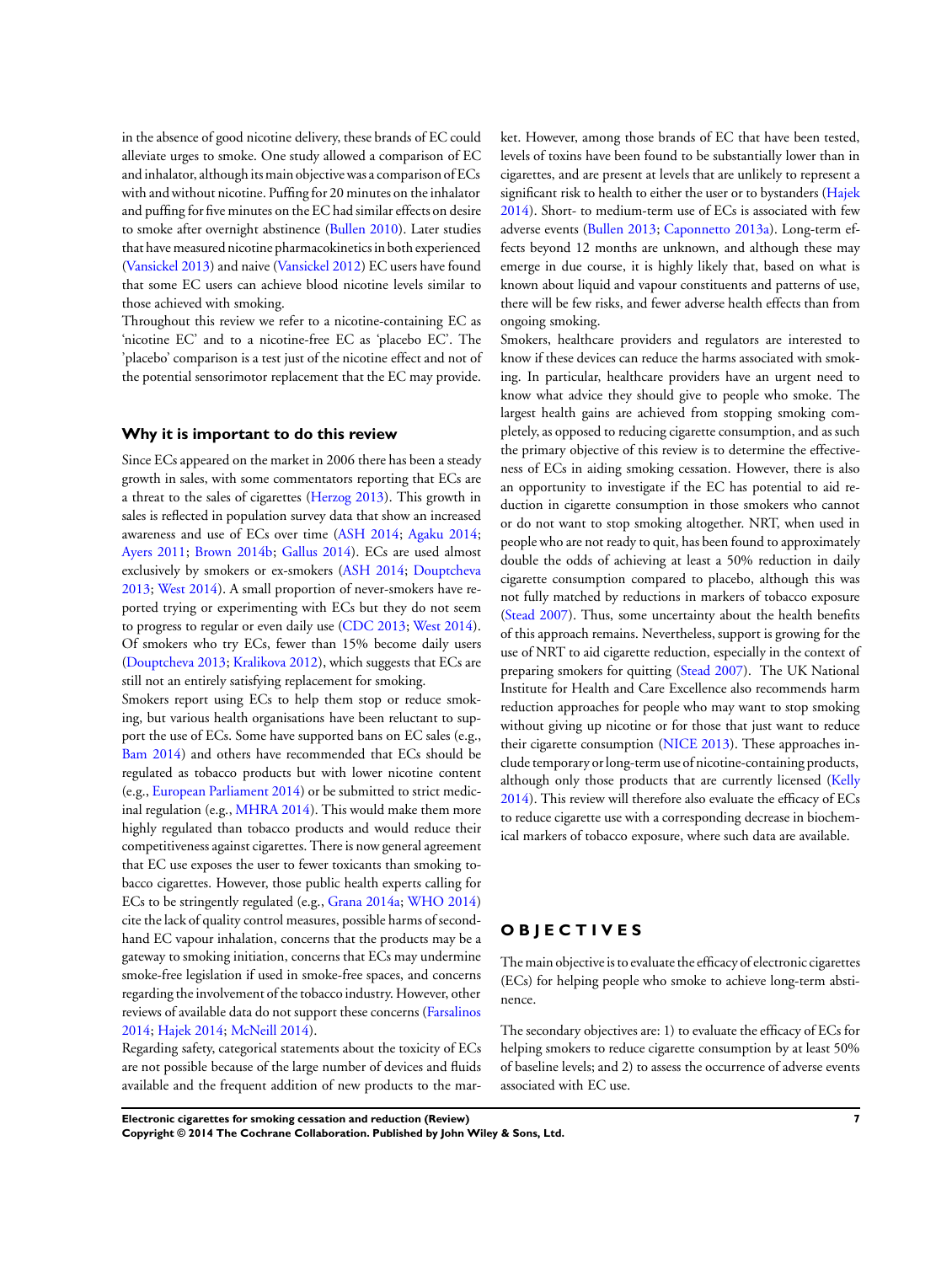in the absence of good nicotine delivery, these brands of EC could alleviate urges to smoke. One study allowed a comparison of EC and inhalator, although its main objective was a comparison of ECs with and without nicotine. Puffing for 20 minutes on the inhalator and puffing for five minutes on the EC had similar effects on desire to smoke after overnight abstinence (Bullen 2010). Later studies that have measured nicotine pharmacokinetics in both experienced (Vansickel 2013) and naive (Vansickel 2012) EC users have found that some EC users can achieve blood nicotine levels similar to those achieved with smoking.

Throughout this review we refer to a nicotine-containing EC as 'nicotine EC' and to a nicotine-free EC as 'placebo EC'. The 'placebo' comparison is a test just of the nicotine effect and not of the potential sensorimotor replacement that the EC may provide.

### Why it is important to do this review

Since ECs appeared on the market in 2006 there has been a steady growth in sales, with some commentators reporting that ECs are a threat to the sales of cigarettes (Herzog 2013). This growth in sales is reflected in population survey data that show an increased awareness and use of ECs over time (ASH 2014; Agaku 2014; Ayers 2011; Brown 2014b; Gallus 2014). ECs are used almost exclusively by smokers or ex-smokers (ASH 2014; Douptcheva 2013; West 2014). A small proportion of never-smokers have reported trying or experimenting with ECs but they do not seem to progress to regular or even daily use (CDC 2013; West 2014). Of smokers who try ECs, fewer than 15% become daily users (Douptcheva 2013; Kralikova 2012), which suggests that ECs are still not an entirely satisfying replacement for smoking.

Smokers report using ECs to help them stop or reduce smoking, but various health organisations have been reluctant to support the use of ECs. Some have supported bans on EC sales (e.g., Bam 2014) and others have recommended that ECs should be regulated as tobacco products but with lower nicotine content (e.g., European Parliament 2014) or be submitted to strict medicinal regulation (e.g., MHRA 2014). This would make them more highly regulated than tobacco products and would reduce their competitiveness against cigarettes. There is now general agreement that EC use exposes the user to fewer toxicants than smoking tobacco cigarettes. However, those public health experts calling for ECs to be stringently regulated (e.g., Grana 2014a; WHO 2014) cite the lack of quality control measures, possible harms of second-hand EC vapour inhalation, concerns that the products may be a gateway to smoking initiation, concerns that ECs may undermine smoke-free legislation if used in smoke-free spaces, and concerns regarding the involvement of the tobacco industry. However, other reviews of available data do not support these concerns (Farsalinos 2014; Hajek 2014; McNeill 2014).

Regarding safety, categorical statements about the toxicity of ECs are not possible because of the large number of devices and fluids available and the frequent addition of new products to the market. However, among those brands of EC that have been tested, levels of toxins have been found to be substantially lower than in cigarettes, and are present at levels that are unlikely to represent a significant risk to health to either the user or to bystanders (Hajek 2014). Short- to medium-term use of ECs is associated with few adverse events (Bullen 2013; Caponnetto 2013a). Long-term effects beyond 12 months are unknown, and although these may emerge in due course, it is highly likely that, based on what is known about liquid and vapour constituents and patterns of use, there will be few risks, and fewer adverse health effects than from ongoing smoking.

Smokers, healthcare providers and regulators are interested to know if these devices can reduce the harms associated with smoking. In particular, healthcare providers have an urgent need to know what advice they should give to people who smoke. The largest health gains are achieved from stopping smoking completely, as opposed to reducing cigarette consumption, and as such the primary objective of this review is to determine the effectiveness of ECs in aiding smoking cessation. However, there is also an opportunity to investigate if the EC has potential to aid reduction in cigarette consumption in those smokers who cannot or do not want to stop smoking altogether. NRT, when used in people who are not ready to quit, has been found to approximately double the odds of achieving at least a 50% reduction in daily cigarette consumption compared to placebo, although this was not fully matched by reductions in markers of tobacco exposure (Stead 2007). Thus, some uncertainty about the health benefits of this approach remains. Nevertheless, support is growing for the use of NRT to aid cigarette reduction, especially in the context of preparing smokers for quitting (Stead 2007). The UK National Institute for Health and Care Excellence also recommends harm reduction approaches for people who may want to stop smoking without giving up nicotine or for those that just want to reduce their cigarette consumption (NICE 2013). These approaches include temporary or long-term use of nicotine-containing products, although only those products that are currently licensed (Kelly 2014). This review will therefore also evaluate the efficacy of ECs to reduce cigarette use with a corresponding decrease in biochemical markers of tobacco exposure, where such data are available.

## OBJECTIVES

The main objective is to evaluate the efficacy of electronic cigarettes (ECs) for helping people who smoke to achieve long-term abstinence.

The secondary objectives are: 1) to evaluate the efficacy of ECs for helping smokers to reduce cigarette consumption by at least 50% of baseline levels; and 2) to assess the occurrence of adverse events associated with EC use.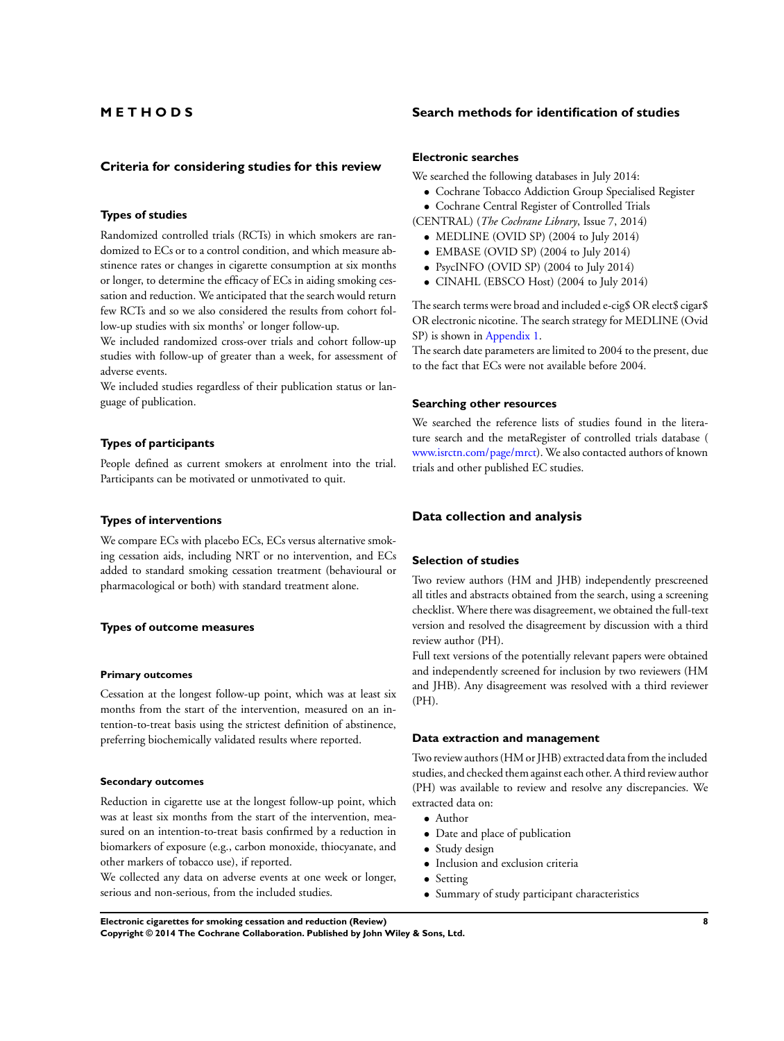# METHODS

## Criteria for considering studies for this review

### Types of studies

Randomized controlled trials (RCTs) in which smokers are randomized to ECs or to a control condition, and which measure abstinence rates or changes in cigarette consumption at six months or longer, to determine the efficacy of ECs in aiding smoking cessation and reduction. We anticipated that the search would return few RCTs and so we also considered the results from cohort follow-up studies with six months' or longer follow-up.

We included randomized cross-over trials and cohort follow-up studies with follow-up of greater than a week, for assessment of adverse events.

We included studies regardless of their publication status or language of publication.

### Types of participants

People defined as current smokers at enrolment into the trial. Participants can be motivated or unmotivated to quit.

### Types of interventions

We compare ECs with placebo ECs, ECs versus alternative smoking cessation aids, including NRT or no intervention, and ECs added to standard smoking cessation treatment (behavioural or pharmacological or both) with standard treatment alone.

### Types of outcome measures

#### Primary outcomes

Cessation at the longest follow-up point, which was at least six months from the start of the intervention, measured on an intention-to-treat basis using the strictest definition of abstinence, preferring biochemically validated results where reported.

#### Secondary outcomes

Reduction in cigarette use at the longest follow-up point, which was at least six months from the start of the intervention, measured on an intention-to-treat basis confirmed by a reduction in biomarkers of exposure (e.g., carbon monoxide, thiocyanate, and other markers of tobacco use), if reported.

We collected any data on adverse events at one week or longer, serious and non-serious, from the included studies.

## Search methods for identification of studies

### Electronic searches

We searched the following databases in July 2014:

- Cochrane Tobacco Addiction Group Specialised Register
- Cochrane Central Register of Controlled Trials (CENTRAL) (*The Cochrane Library*, Issue 7, 2014)
- MEDLINE (OVID SP) (2004 to July 2014)
- EMBASE (OVID SP) (2004 to July 2014)
- PsycINFO (OVID SP) (2004 to July 2014)
- CINAHL (EBSCO Host) (2004 to July 2014)

The search terms were broad and included e-cig$ OR elect$ cigar$ OR electronic nicotine. The search strategy for MEDLINE (Ovid SP) is shown in Appendix 1.

The search date parameters are limited to 2004 to the present, due to the fact that ECs were not available before 2004.

### Searching other resources

We searched the reference lists of studies found in the literature search and the metaRegister of controlled trials database (www.isrctn.com/page/mrct). We also contacted authors of known trials and other published EC studies.

## Data collection and analysis

### Selection of studies

Two review authors (HM and JHB) independently prescreened all titles and abstracts obtained from the search, using a screening checklist. Where there was disagreement, we obtained the full-text version and resolved the disagreement by discussion with a third review author (PH).

Full text versions of the potentially relevant papers were obtained and independently screened for inclusion by two reviewers (HM and JHB). Any disagreement was resolved with a third reviewer (PH).

### Data extraction and management

Two review authors (HM or JHB) extracted data from the included studies, and checked them against each other. A third review author (PH) was available to review and resolve any discrepancies. We extracted data on:

- Author
- Date and place of publication
- Study design
- Inclusion and exclusion criteria
- Setting
- Summary of study participant characteristics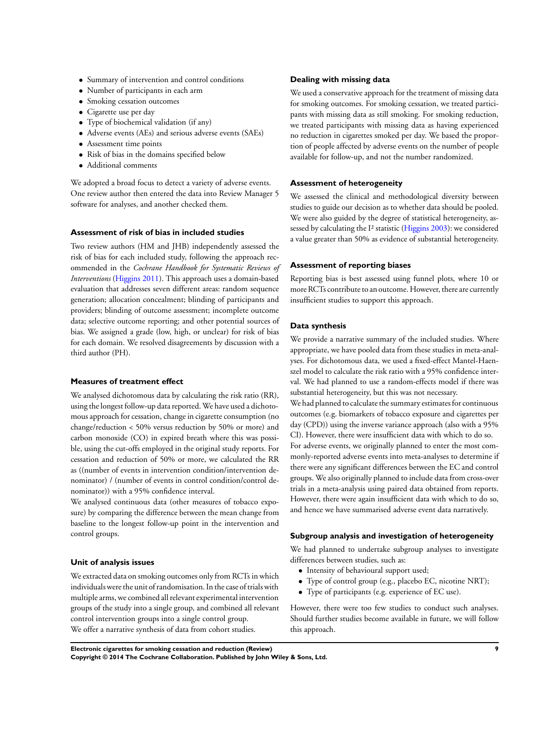- Summary of intervention and control conditions
- Number of participants in each arm
- Smoking cessation outcomes
- Cigarette use per day
- Type of biochemical validation (if any)
- Adverse events (AEs) and serious adverse events (SAEs)
- Assessment time points
- Risk of bias in the domains specified below
- Additional comments

We adopted a broad focus to detect a variety of adverse events. One review author then entered the data into Review Manager 5 software for analyses, and another checked them.

### Assessment of risk of bias in included studies

Two review authors (HM and JHB) independently assessed the risk of bias for each included study, following the approach recommended in the *Cochrane Handbook for Systematic Reviews of Interventions* (Higgins 2011). This approach uses a domain-based evaluation that addresses seven different areas: random sequence generation; allocation concealment; blinding of participants and providers; blinding of outcome assessment; incomplete outcome data; selective outcome reporting; and other potential sources of bias. We assigned a grade (low, high, or unclear) for risk of bias for each domain. We resolved disagreements by discussion with a third author (PH).

### Measures of treatment effect

We analysed dichotomous data by calculating the risk ratio (RR), using the longest follow-up data reported. We have used a dichotomous approach for cessation, change in cigarette consumption (no change/reduction < 50% versus reduction by 50% or more) and carbon monoxide (CO) in expired breath where this was possible, using the cut-offs employed in the original study reports. For cessation and reduction of 50% or more, we calculated the RR as ((number of events in intervention condition/intervention denominator) / (number of events in control condition/control denominator)) with a 95% confidence interval.

We analysed continuous data (other measures of tobacco exposure) by comparing the difference between the mean change from baseline to the longest follow-up point in the intervention and control groups.

### Unit of analysis issues

We extracted data on smoking outcomes only from RCTs in which individuals were the unit of randomisation. In the case of trials with multiple arms, we combined all relevant experimental intervention groups of the study into a single group, and combined all relevant control intervention groups into a single control group.

We offer a narrative synthesis of data from cohort studies.

### Dealing with missing data

We used a conservative approach for the treatment of missing data for smoking outcomes. For smoking cessation, we treated participants with missing data as still smoking. For smoking reduction, we treated participants with missing data as having experienced no reduction in cigarettes smoked per day. We based the proportion of people affected by adverse events on the number of people available for follow-up, and not the number randomized.

### Assessment of heterogeneity

We assessed the clinical and methodological diversity between studies to guide our decision as to whether data should be pooled. We were also guided by the degree of statistical heterogeneity, assessed by calculating the $I^2$ statistic (Higgins 2003): we considered a value greater than 50% as evidence of substantial heterogeneity.

### Assessment of reporting biases

Reporting bias is best assessed using funnel plots, where 10 or more RCTs contribute to an outcome. However, there are currently insufficient studies to support this approach.

### Data synthesis

We provide a narrative summary of the included studies. Where appropriate, we have pooled data from these studies in meta-analyses. For dichotomous data, we used a fixed-effect Mantel-Haenszel model to calculate the risk ratio with a 95% confidence interval. We had planned to use a random-effects model if there was substantial heterogeneity, but this was not necessary.

We had planned to calculate the summary estimates for continuous outcomes (e.g. biomarkers of tobacco exposure and cigarettes per day (CPD)) using the inverse variance approach (also with a 95% CI). However, there were insufficient data with which to do so.

For adverse events, we originally planned to enter the most commonly-reported adverse events into meta-analyses to determine if there were any significant differences between the EC and control groups. We also originally planned to include data from cross-over trials in a meta-analysis using paired data obtained from reports. However, there were again insufficient data with which to do so, and hence we have summarised adverse event data narratively.

### Subgroup analysis and investigation of heterogeneity

We had planned to undertake subgroup analyses to investigate differences between studies, such as:

- Intensity of behavioural support used;
- Type of control group (e.g., placebo EC, nicotine NRT);
- Type of participants (e.g. experience of EC use).

However, there were too few studies to conduct such analyses. Should further studies become available in future, we will follow this approach.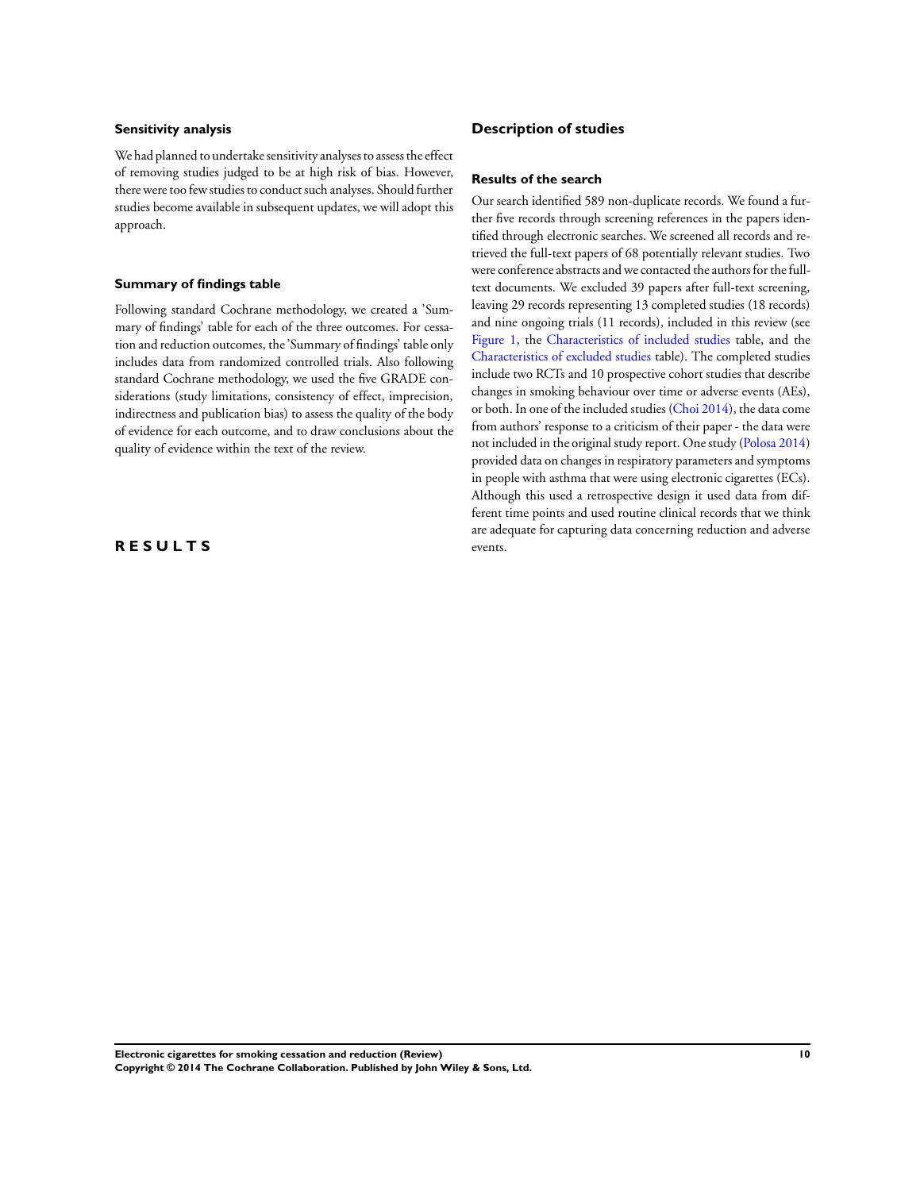### Sensitivity analysis

We had planned to undertake sensitivity analyses to assess the effect of removing studies judged to be at high risk of bias. However, there were too few studies to conduct such analyses. Should further studies become available in subsequent updates, we will adopt this approach.

### Summary of findings table

Following standard Cochrane methodology, we created a 'Summary of findings' table for each of the three outcomes. For cessation and reduction outcomes, the 'Summary of findings' table only includes data from randomized controlled trials. Also following standard Cochrane methodology, we used the five GRADE considerations (study limitations, consistency of effect, imprecision, indirectness and publication bias) to assess the quality of the body of evidence for each outcome, and to draw conclusions about the quality of evidence within the text of the review.

# RESULTS

## Description of studies

### Results of the search

Our search identified 589 non-duplicate records. We found a further five records through screening references in the papers identified through electronic searches. We screened all records and retrieved the full-text papers of 68 potentially relevant studies. Two were conference abstracts and we contacted the authors for the full-text documents. We excluded 39 papers after full-text screening, leaving 29 records representing 13 completed studies (18 records) and nine ongoing trials (11 records), included in this review (see Figure 1, the Characteristics of included studies table, and the Characteristics of excluded studies table). The completed studies include two RCTs and 10 prospective cohort studies that describe changes in smoking behaviour over time or adverse events (AEs), or both. In one of the included studies (Choi 2014), the data come from authors' response to a criticism of their paper - the data were not included in the original study report. One study (Polosa 2014) provided data on changes in respiratory parameters and symptoms in people with asthma that were using electronic cigarettes (ECs). Although this used a retrospective design it used data from different time points and used routine clinical records that we think are adequate for capturing data concerning reduction and adverse events.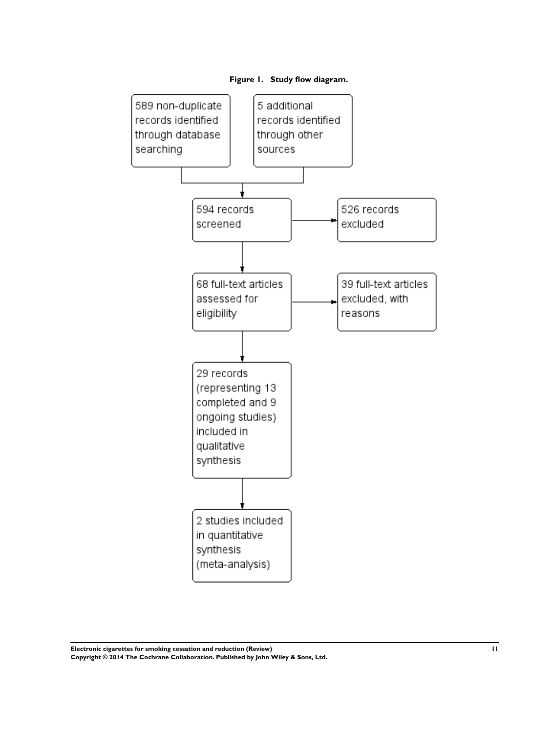**Figure 1. Study flow diagram.**

589 non-duplicate records identified through database searching

5 additional records identified through other sources

594 records screened

526 records excluded

68 full-text articles assessed for eligibility

39 full-text articles excluded, with reasons

29 records (representing 13 completed and 9 ongoing studies) included in qualitative synthesis

2 studies included in quantitative synthesis (meta-analysis)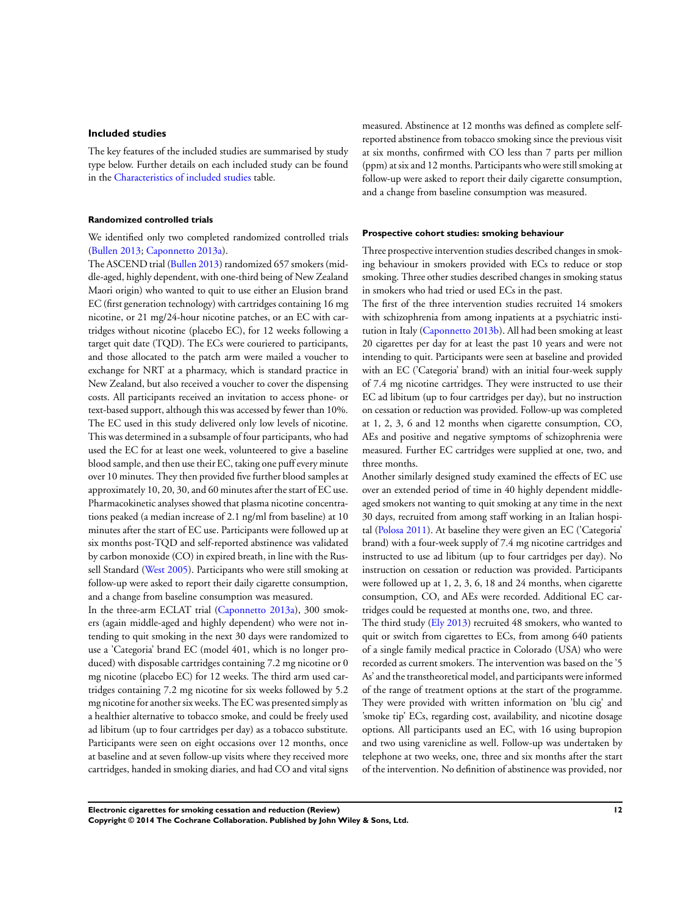### Included studies

The key features of the included studies are summarised by study type below. Further details on each included study can be found in the Characteristics of included studies table.

#### Randomized controlled trials

We identified only two completed randomized controlled trials (Bullen 2013; Caponnetto 2013a).

The ASCEND trial (Bullen 2013) randomized 657 smokers (middle-aged, highly dependent, with one-third being of New Zealand Maori origin) who wanted to quit to use either an Elusion brand EC (first generation technology) with cartridges containing 16 mg nicotine, or 21 mg/24-hour nicotine patches, or an EC with cartridges without nicotine (placebo EC), for 12 weeks following a target quit date (TQD). The ECs were couriered to participants, and those allocated to the patch arm were mailed a voucher to exchange for NRT at a pharmacy, which is standard practice in New Zealand, but also received a voucher to cover the dispensing costs. All participants received an invitation to access phone- or text-based support, although this was accessed by fewer than 10%. The EC used in this study delivered only low levels of nicotine. This was determined in a subsample of four participants, who had used the EC for at least one week, volunteered to give a baseline blood sample, and then use their EC, taking one puff every minute over 10 minutes. They then provided five further blood samples at approximately 10, 20, 30, and 60 minutes after the start of EC use. Pharmacokinetic analyses showed that plasma nicotine concentrations peaked (a median increase of 2.1 ng/ml from baseline) at 10 minutes after the start of EC use. Participants were followed up at six months post-TQD and self-reported abstinence was validated by carbon monoxide (CO) in expired breath, in line with the Russell Standard (West 2005). Participants who were still smoking at follow-up were asked to report their daily cigarette consumption, and a change from baseline consumption was measured.

In the three-arm ECLAT trial (Caponnetto 2013a), 300 smokers (again middle-aged and highly dependent) who were not intending to quit smoking in the next 30 days were randomized to use a 'Categoria' brand EC (model 401, which is no longer produced) with disposable cartridges containing 7.2 mg nicotine or 0 mg nicotine (placebo EC) for 12 weeks. The third arm used cartridges containing 7.2 mg nicotine for six weeks followed by 5.2 mg nicotine for another six weeks. The EC was presented simply as a healthier alternative to tobacco smoke, and could be freely used ad libitum (up to four cartridges per day) as a tobacco substitute. Participants were seen on eight occasions over 12 months, once at baseline and at seven follow-up visits where they received more cartridges, handed in smoking diaries, and had CO and vital signs measured. Abstinence at 12 months was defined as complete self-reported abstinence from tobacco smoking since the previous visit at six months, confirmed with CO less than 7 parts per million (ppm) at six and 12 months. Participants who were still smoking at follow-up were asked to report their daily cigarette consumption, and a change from baseline consumption was measured.

#### Prospective cohort studies: smoking behaviour

Three prospective intervention studies described changes in smoking behaviour in smokers provided with ECs to reduce or stop smoking. Three other studies described changes in smoking status in smokers who had tried or used ECs in the past.

The first of the three intervention studies recruited 14 smokers with schizophrenia from among inpatients at a psychiatric institution in Italy (Caponnetto 2013b). All had been smoking at least 20 cigarettes per day for at least the past 10 years and were not intending to quit. Participants were seen at baseline and provided with an EC ('Categoria' brand) with an initial four-week supply of 7.4 mg nicotine cartridges. They were instructed to use their EC ad libitum (up to four cartridges per day), but no instruction on cessation or reduction was provided. Follow-up was completed at 1, 2, 3, 6 and 12 months when cigarette consumption, CO, AEs and positive and negative symptoms of schizophrenia were measured. Further EC cartridges were supplied at one, two, and three months.

Another similarly designed study examined the effects of EC use over an extended period of time in 40 highly dependent middle-aged smokers not wanting to quit smoking at any time in the next 30 days, recruited from among staff working in an Italian hospital (Polosa 2011). At baseline they were given an EC ('Categoria' brand) with a four-week supply of 7.4 mg nicotine cartridges and instructed to use ad libitum (up to four cartridges per day). No instruction on cessation or reduction was provided. Participants were followed up at 1, 2, 3, 6, 18 and 24 months, when cigarette consumption, CO, and AEs were recorded. Additional EC cartridges could be requested at months one, two, and three.

The third study (Ely 2013) recruited 48 smokers, who wanted to quit or switch from cigarettes to ECs, from among 640 patients of a single family medical practice in Colorado (USA) who were recorded as current smokers. The intervention was based on the '5 As' and the transtheoretical model, and participants were informed of the range of treatment options at the start of the programme. They were provided with written information on 'blu cig' and 'smoke tip' ECs, regarding cost, availability, and nicotine dosage options. All participants used an EC, with 16 using bupropion and two using varenicline as well. Follow-up was undertaken by telephone at two weeks, one, three and six months after the start of the intervention. No definition of abstinence was provided, nor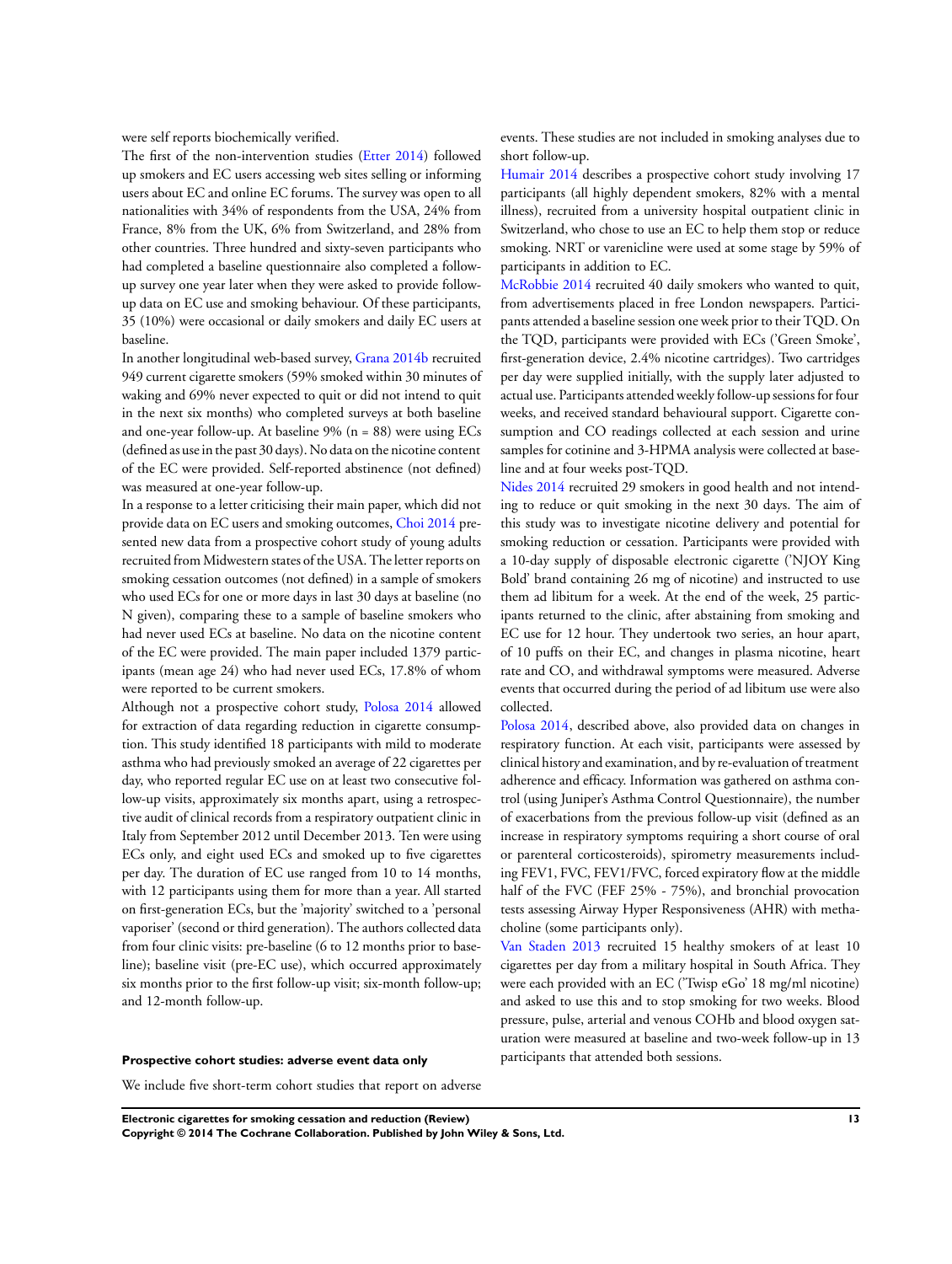were self reports biochemically verified.

The first of the non-intervention studies (Etter 2014) followed up smokers and EC users accessing web sites selling or informing users about EC and online EC forums. The survey was open to all nationalities with 34% of respondents from the USA, 24% from France, 8% from the UK, 6% from Switzerland, and 28% from other countries. Three hundred and sixty-seven participants who had completed a baseline questionnaire also completed a follow-up survey one year later when they were asked to provide follow-up data on EC use and smoking behaviour. Of these participants, 35 (10%) were occasional or daily smokers and daily EC users at baseline.

In another longitudinal web-based survey, Grana 2014b recruited 949 current cigarette smokers (59% smoked within 30 minutes of waking and 69% never expected to quit or did not intend to quit in the next six months) who completed surveys at both baseline and one-year follow-up. At baseline 9% (n = 88) were using ECs (defined as use in the past 30 days). No data on the nicotine content of the EC were provided. Self-reported abstinence (not defined) was measured at one-year follow-up.

In a response to a letter criticising their main paper, which did not provide data on EC users and smoking outcomes, Choi 2014 presented new data from a prospective cohort study of young adults recruited from Midwestern states of the USA. The letter reports on smoking cessation outcomes (not defined) in a sample of smokers who used ECs for one or more days in last 30 days at baseline (no N given), comparing these to a sample of baseline smokers who had never used ECs at baseline. No data on the nicotine content of the EC were provided. The main paper included 1379 participants (mean age 24) who had never used ECs, 17.8% of whom were reported to be current smokers.

Although not a prospective cohort study, Polosa 2014 allowed for extraction of data regarding reduction in cigarette consumption. This study identified 18 participants with mild to moderate asthma who had previously smoked an average of 22 cigarettes per day, who reported regular EC use on at least two consecutive follow-up visits, approximately six months apart, using a retrospective audit of clinical records from a respiratory outpatient clinic in Italy from September 2012 until December 2013. Ten were using ECs only, and eight used ECs and smoked up to five cigarettes per day. The duration of EC use ranged from 10 to 14 months, with 12 participants using them for more than a year. All started on first-generation ECs, but the 'majority' switched to a 'personal vaporiser' (second or third generation). The authors collected data from four clinic visits: pre-baseline (6 to 12 months prior to baseline); baseline visit (pre-EC use), which occurred approximately six months prior to the first follow-up visit; six-month follow-up; and 12-month follow-up.

**Prospective cohort studies: adverse event data only**

We include five short-term cohort studies that report on adverse events. These studies are not included in smoking analyses due to short follow-up.

Humair 2014 describes a prospective cohort study involving 17 participants (all highly dependent smokers, 82% with a mental illness), recruited from a university hospital outpatient clinic in Switzerland, who chose to use an EC to help them stop or reduce smoking. NRT or varenicline were used at some stage by 59% of participants in addition to EC.

McRobbie 2014 recruited 40 daily smokers who wanted to quit, from advertisements placed in free London newspapers. Participants attended a baseline session one week prior to their TQD. On the TQD, participants were provided with ECs ('Green Smoke', first-generation device, 2.4% nicotine cartridges). Two cartridges per day were supplied initially, with the supply later adjusted to actual use. Participants attended weekly follow-up sessions for four weeks, and received standard behavioural support. Cigarette consumption and CO readings collected at each session and urine samples for cotinine and 3-HPMA analysis were collected at baseline and at four weeks post-TQD.

Nides 2014 recruited 29 smokers in good health and not intending to reduce or quit smoking in the next 30 days. The aim of this study was to investigate nicotine delivery and potential for smoking reduction or cessation. Participants were provided with a 10-day supply of disposable electronic cigarette ('NJOY King Bold' brand containing 26 mg of nicotine) and instructed to use them ad libitum for a week. At the end of the week, 25 participants returned to the clinic, after abstaining from smoking and EC use for 12 hour. They undertook two series, an hour apart, of 10 puffs on their EC, and changes in plasma nicotine, heart rate and CO, and withdrawal symptoms were measured. Adverse events that occurred during the period of ad libitum use were also collected.

Polosa 2014, described above, also provided data on changes in respiratory function. At each visit, participants were assessed by clinical history and examination, and by re-evaluation of treatment adherence and efficacy. Information was gathered on asthma control (using Juniper's Asthma Control Questionnaire), the number of exacerbations from the previous follow-up visit (defined as an increase in respiratory symptoms requiring a short course of oral or parenteral corticosteroids), spirometry measurements including FEV1, FVC, FEV1/FVC, forced expiratory flow at the middle half of the FVC (FEF 25% - 75%), and bronchial provocation tests assessing Airway Hyper Responsiveness (AHR) with methacholine (some participants only).

Van Staden 2013 recruited 15 healthy smokers of at least 10 cigarettes per day from a military hospital in South Africa. They were each provided with an EC ('Twisp eGo' 18 mg/ml nicotine) and asked to use this and to stop smoking for two weeks. Blood pressure, pulse, arterial and venous COHb and blood oxygen saturation were measured at baseline and two-week follow-up in 13 participants that attended both sessions.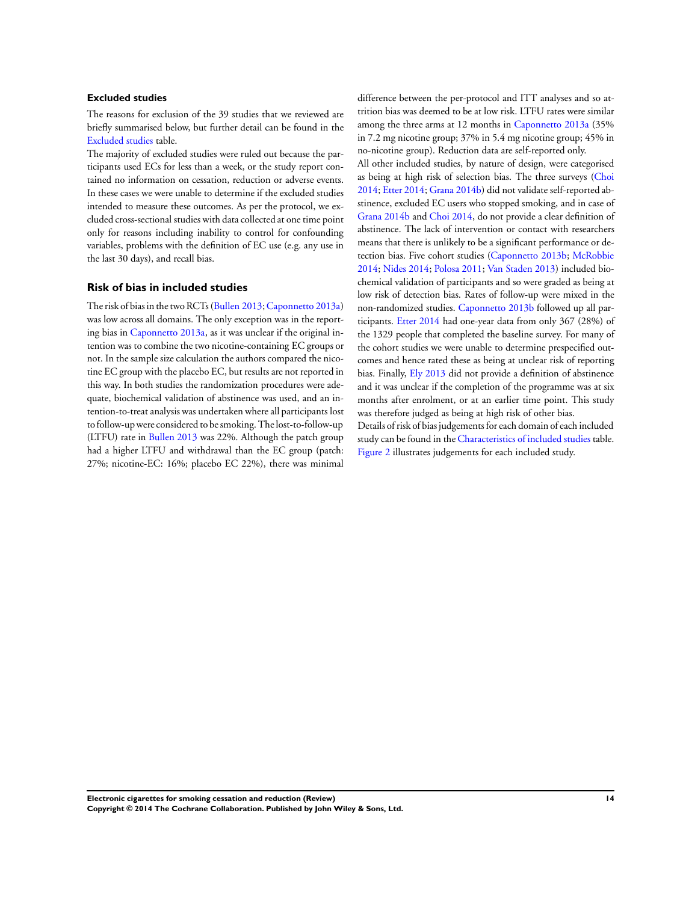### Excluded studies

The reasons for exclusion of the 39 studies that we reviewed are briefly summarised below, but further detail can be found in the Excluded studies table.

The majority of excluded studies were ruled out because the participants used ECs for less than a week, or the study report contained no information on cessation, reduction or adverse events. In these cases we were unable to determine if the excluded studies intended to measure these outcomes. As per the protocol, we excluded cross-sectional studies with data collected at one time point only for reasons including inability to control for confounding variables, problems with the definition of EC use (e.g. any use in the last 30 days), and recall bias.

### Risk of bias in included studies

The risk of bias in the two RCTs (Bullen 2013; Caponnetto 2013a) was low across all domains. The only exception was in the reporting bias in Caponnetto 2013a, as it was unclear if the original intention was to combine the two nicotine-containing EC groups or not. In the sample size calculation the authors compared the nicotine EC group with the placebo EC, but results are not reported in this way. In both studies the randomization procedures were adequate, biochemical validation of abstinence was used, and an intention-to-treat analysis was undertaken where all participants lost to follow-up were considered to be smoking. The lost-to-follow-up (LTFU) rate in Bullen 2013 was 22%. Although the patch group had a higher LTFU and withdrawal than the EC group (patch: 27%; nicotine-EC: 16%; placebo EC 22%), there was minimal difference between the per-protocol and ITT analyses and so attrition bias was deemed to be at low risk. LTFU rates were similar among the three arms at 12 months in Caponnetto 2013a (35% in 7.2 mg nicotine group; 37% in 5.4 mg nicotine group; 45% in no-nicotine group). Reduction data are self-reported only.

All other included studies, by nature of design, were categorised as being at high risk of selection bias. The three surveys (Choi 2014; Etter 2014; Grana 2014b) did not validate self-reported abstinence, excluded EC users who stopped smoking, and in case of Grana 2014b and Choi 2014, do not provide a clear definition of abstinence. The lack of intervention or contact with researchers means that there is unlikely to be a significant performance or detection bias. Five cohort studies (Caponnetto 2013b; McRobbie 2014; Nides 2014; Polosa 2011; Van Staden 2013) included biochemical validation of participants and so were graded as being at low risk of detection bias. Rates of follow-up were mixed in the non-randomized studies. Caponnetto 2013b followed up all participants. Etter 2014 had one-year data from only 367 (28%) of the 1329 people that completed the baseline survey. For many of the cohort studies we were unable to determine prespecified outcomes and hence rated these as being at unclear risk of reporting bias. Finally, Ely 2013 did not provide a definition of abstinence and it was unclear if the completion of the programme was at six months after enrolment, or at an earlier time point. This study was therefore judged as being at high risk of other bias.

Details of risk of bias judgements for each domain of each included study can be found in the Characteristics of included studies table. Figure 2 illustrates judgements for each included study.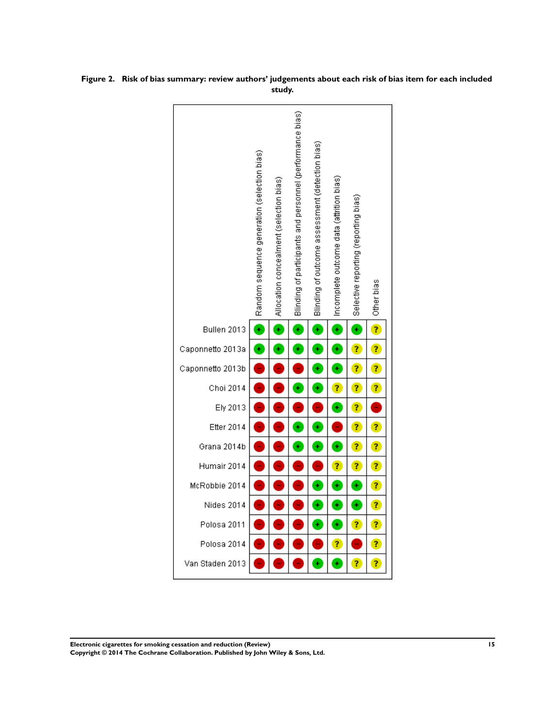**Figure 2. Risk of bias summary: review authors' judgements about each risk of bias item for each included study.**

| | Random sequence generation (selection bias) | Allocation concealment (selection bias) | Blinding of participants and personnel (performance bias) | Blinding of outcome assessment (detection bias) | Incomplete outcome data (attrition bias) | Selective reporting (reporting bias) | Other bias |
|---|---|---|---|---|---|---|---|
| Bullen 2013 | + | + | + | + | + | + | ? |
| Caponnetto 2013a | + | + | + | + | + | ? | ? |
| Caponnetto 2013b | - | - | - | + | + | ? | ? |
| Choi 2014 | - | - | + | + | ? | ? | ? |
| Ely 2013 | - | - | - | - | + | ? | - |
| Etter 2014 | - | - | + | + | - | ? | ? |
| Grana 2014b | - | - | + | + | + | ? | ? |
| Humair 2014 | - | - | - | - | ? | ? | ? |
| McRobbie 2014 | - | - | - | + | + | + | ? |
| Nides 2014 | - | - | - | + | + | + | ? |
| Polosa 2011 | - | - | - | + | + | ? | ? |
| Polosa 2014 | - | - | - | - | ? | - | ? |
| Van Staden 2013 | - | - | - | + | + | ? | ? |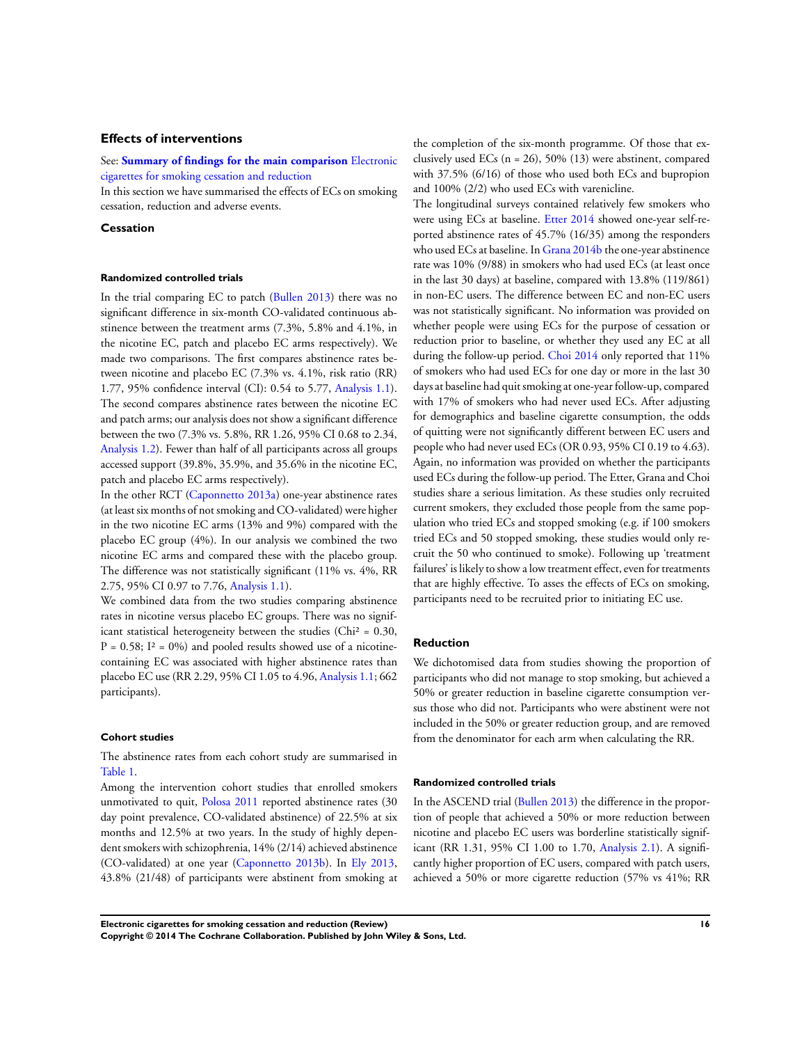## Effects of interventions

See: **Summary of findings for the main comparison** Electronic cigarettes for smoking cessation and reduction

In this section we have summarised the effects of ECs on smoking cessation, reduction and adverse events.

### Cessation

#### Randomized controlled trials

In the trial comparing EC to patch (Bullen 2013) there was no significant difference in six-month CO-validated continuous abstinence between the treatment arms (7.3%, 5.8% and 4.1%, in the nicotine EC, patch and placebo EC arms respectively). We made two comparisons. The first compares abstinence rates between nicotine and placebo EC (7.3% vs. 4.1%, risk ratio (RR) 1.77, 95% confidence interval (CI): 0.54 to 5.77, Analysis 1.1). The second compares abstinence rates between the nicotine EC and patch arms; our analysis does not show a significant difference between the two (7.3% vs. 5.8%, RR 1.26, 95% CI 0.68 to 2.34, Analysis 1.2). Fewer than half of all participants across all groups accessed support (39.8%, 35.9%, and 35.6% in the nicotine EC, patch and placebo EC arms respectively).

In the other RCT (Caponnetto 2013a) one-year abstinence rates (at least six months of not smoking and CO-validated) were higher in the two nicotine EC arms (13% and 9%) compared with the placebo EC group (4%). In our analysis we combined the two nicotine EC arms and compared these with the placebo group. The difference was not statistically significant (11% vs. 4%, RR 2.75, 95% CI 0.97 to 7.76, Analysis 1.1).

We combined data from the two studies comparing abstinence rates in nicotine versus placebo EC groups. There was no significant statistical heterogeneity between the studies ($Chi^2$ = 0.30, P = 0.58; $I^2$ = 0%) and pooled results showed use of a nicotine-containing EC was associated with higher abstinence rates than placebo EC use (RR 2.29, 95% CI 1.05 to 4.96, Analysis 1.1; 662 participants).

#### Cohort studies

The abstinence rates from each cohort study are summarised in Table 1.

Among the intervention cohort studies that enrolled smokers unmotivated to quit, Polosa 2011 reported abstinence rates (30 day point prevalence, CO-validated abstinence) of 22.5% at six months and 12.5% at two years. In the study of highly dependent smokers with schizophrenia, 14% (2/14) achieved abstinence (CO-validated) at one year (Caponnetto 2013b). In Ely 2013, 43.8% (21/48) of participants were abstinent from smoking at the completion of the six-month programme. Of those that exclusively used ECs (n = 26), 50% (13) were abstinent, compared with 37.5% (6/16) of those who used both ECs and bupropion and 100% (2/2) who used ECs with varenicline.

The longitudinal surveys contained relatively few smokers who were using ECs at baseline. Etter 2014 showed one-year self-reported abstinence rates of 45.7% (16/35) among the responders who used ECs at baseline. In Grana 2014b the one-year abstinence rate was 10% (9/88) in smokers who had used ECs (at least once in the last 30 days) at baseline, compared with 13.8% (119/861) in non-EC users. The difference between EC and non-EC users was not statistically significant. No information was provided on whether people were using ECs for the purpose of cessation or reduction prior to baseline, or whether they used any EC at all during the follow-up period. Choi 2014 only reported that 11% of smokers who had used ECs for one day or more in the last 30 days at baseline had quit smoking at one-year follow-up, compared with 17% of smokers who had never used ECs. After adjusting for demographics and baseline cigarette consumption, the odds of quitting were not significantly different between EC users and people who had never used ECs (OR 0.93, 95% CI 0.19 to 4.63). Again, no information was provided on whether the participants used ECs during the follow-up period. The Etter, Grana and Choi studies share a serious limitation. As these studies only recruited current smokers, they excluded those people from the same population who tried ECs and stopped smoking (e.g. if 100 smokers tried ECs and 50 stopped smoking, these studies would only recruit the 50 who continued to smoke). Following up 'treatment failures' is likely to show a low treatment effect, even for treatments that are highly effective. To asses the effects of ECs on smoking, participants need to be recruited prior to initiating EC use.

### Reduction

We dichotomised data from studies showing the proportion of participants who did not manage to stop smoking, but achieved a 50% or greater reduction in baseline cigarette consumption versus those who did not. Participants who were abstinent were not included in the 50% or greater reduction group, and are removed from the denominator for each arm when calculating the RR.

#### Randomized controlled trials

In the ASCEND trial (Bullen 2013) the difference in the proportion of people that achieved a 50% or more reduction between nicotine and placebo EC users was borderline statistically significant (RR 1.31, 95% CI 1.00 to 1.70, Analysis 2.1). A significantly higher proportion of EC users, compared with patch users, achieved a 50% or more cigarette reduction (57% vs 41%; RR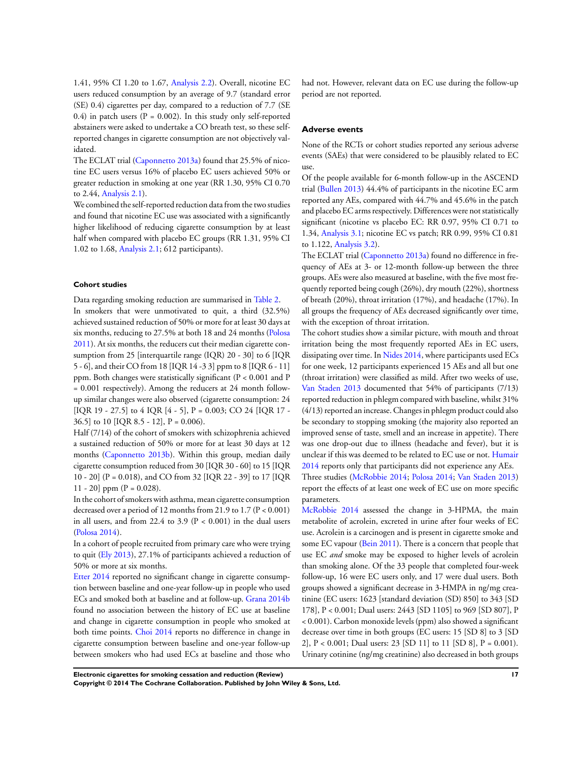1.41, 95% CI 1.20 to 1.67, Analysis 2.2). Overall, nicotine EC users reduced consumption by an average of 9.7 (standard error (SE) 0.4) cigarettes per day, compared to a reduction of 7.7 (SE 0.4) in patch users (P = 0.002). In this study only self-reported abstainers were asked to undertake a CO breath test, so these self-reported changes in cigarette consumption are not objectively validated.

The ECLAT trial (Caponnetto 2013a) found that 25.5% of nicotine EC users versus 16% of placebo EC users achieved 50% or greater reduction in smoking at one year (RR 1.30, 95% CI 0.70 to 2.44, Analysis 2.1).

We combined the self-reported reduction data from the two studies and found that nicotine EC use was associated with a significantly higher likelihood of reducing cigarette consumption by at least half when compared with placebo EC groups (RR 1.31, 95% CI 1.02 to 1.68, Analysis 2.1; 612 participants).

#### Cohort studies

Data regarding smoking reduction are summarised in Table 2.

In smokers that were unmotivated to quit, a third (32.5%) achieved sustained reduction of 50% or more for at least 30 days at six months, reducing to 27.5% at both 18 and 24 months (Polosa 2011). At six months, the reducers cut their median cigarette consumption from 25 [interquartile range (IQR) 20 - 30] to 6 [IQR 5 - 6], and their CO from 18 [IQR 14 -3 3] ppm to 8 [IQR 6 - 11] ppm. Both changes were statistically significant (P < 0.001 and P = 0.001 respectively). Among the reducers at 24 month follow-up similar changes were also observed (cigarette consumption: 24 [IQR 19 - 27.5] to 4 IQR [4 - 5], P = 0.003; CO 24 [IQR 17 - 36.5] to 10 [IQR 8.5 - 12], P = 0.006).

Half (7/14) of the cohort of smokers with schizophrenia achieved a sustained reduction of 50% or more for at least 30 days at 12 months (Caponnetto 2013b). Within this group, median daily cigarette consumption reduced from 30 [IQR 30 - 60] to 15 [IQR 10 - 20] (P = 0.018), and CO from 32 [IQR 22 - 39] to 17 [IQR 11 - 20] ppm (P = 0.028).

In the cohort of smokers with asthma, mean cigarette consumption decreased over a period of 12 months from 21.9 to 1.7 (P < 0.001) in all users, and from 22.4 to 3.9 (P < 0.001) in the dual users (Polosa 2014).

In a cohort of people recruited from primary care who were trying to quit (Ely 2013), 27.1% of participants achieved a reduction of 50% or more at six months.

Etter 2014 reported no significant change in cigarette consumption between baseline and one-year follow-up in people who used ECs and smoked both at baseline and at follow-up. Grana 2014b found no association between the history of EC use at baseline and change in cigarette consumption in people who smoked at both time points. Choi 2014 reports no difference in change in cigarette consumption between baseline and one-year follow-up between smokers who had used ECs at baseline and those who had not. However, relevant data on EC use during the follow-up period are not reported.

### Adverse events

None of the RCTs or cohort studies reported any serious adverse events (SAEs) that were considered to be plausibly related to EC use.

Of the people available for 6-month follow-up in the ASCEND trial (Bullen 2013) 44.4% of participants in the nicotine EC arm reported any AEs, compared with 44.7% and 45.6% in the patch and placebo EC arms respectively. Differences were not statistically significant (nicotine vs placebo EC: RR 0.97, 95% CI 0.71 to 1.34, Analysis 3.1; nicotine EC vs patch; RR 0.99, 95% CI 0.81 to 1.122, Analysis 3.2).

The ECLAT trial (Caponnetto 2013a) found no difference in frequency of AEs at 3- or 12-month follow-up between the three groups. AEs were also measured at baseline, with the five most frequently reported being cough (26%), dry mouth (22%), shortness of breath (20%), throat irritation (17%), and headache (17%). In all groups the frequency of AEs decreased significantly over time, with the exception of throat irritation.

The cohort studies show a similar picture, with mouth and throat irritation being the most frequently reported AEs in EC users, dissipating over time. In Nides 2014, where participants used ECs for one week, 12 participants experienced 15 AEs and all but one (throat irritation) were classified as mild. After two weeks of use, Van Staden 2013 documented that 54% of participants (7/13) reported reduction in phlegm compared with baseline, whilst 31% (4/13) reported an increase. Changes in phlegm product could also be secondary to stopping smoking (the majority also reported an improved sense of taste, smell and an increase in appetite). There was one drop-out due to illness (headache and fever), but it is unclear if this was deemed to be related to EC use or not. Humair 2014 reports only that participants did not experience any AEs.

Three studies (McRobbie 2014; Polosa 2014; Van Staden 2013) report the effects of at least one week of EC use on more specific parameters.

McRobbie 2014 assessed the change in 3-HPMA, the main metabolite of acrolein, excreted in urine after four weeks of EC use. Acrolein is a carcinogen and is present in cigarette smoke and some EC vapour (Bein 2011). There is a concern that people that use EC *and* smoke may be exposed to higher levels of acrolein than smoking alone. Of the 33 people that completed four-week follow-up, 16 were EC users only, and 17 were dual users. Both groups showed a significant decrease in 3-HMPA in ng/mg creatinine (EC users: 1623 [standard deviation (SD) 850] to 343 [SD 178], P < 0.001; Dual users: 2443 [SD 1105] to 969 [SD 807], P < 0.001). Carbon monoxide levels (ppm) also showed a significant decrease over time in both groups (EC users: 15 [SD 8] to 3 [SD 2], P < 0.001; Dual users: 23 [SD 11] to 11 [SD 8], P = 0.001). Urinary cotinine (ng/mg creatinine) also decreased in both groups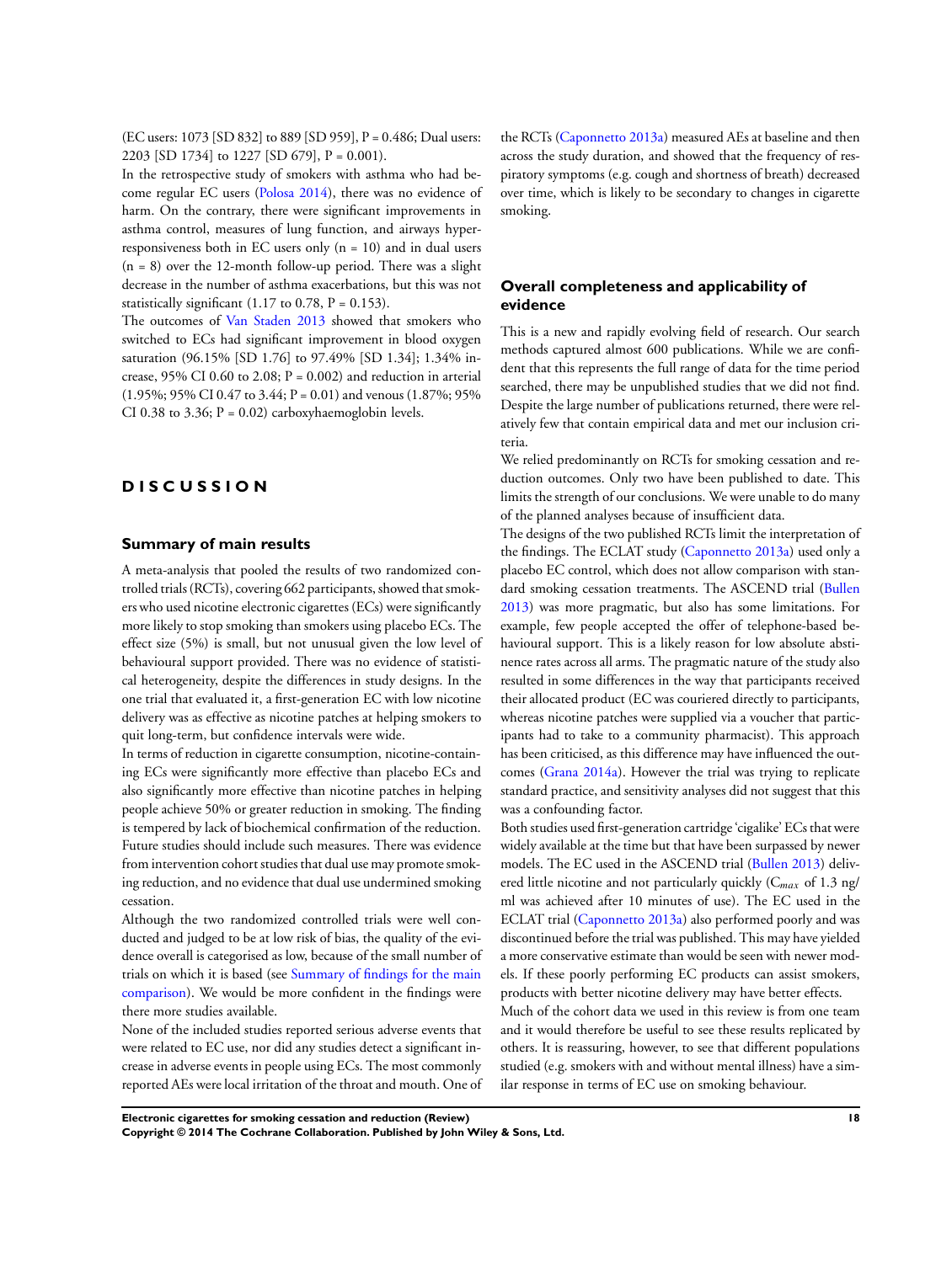(EC users: 1073 [SD 832] to 889 [SD 959], P = 0.486; Dual users: 2203 [SD 1734] to 1227 [SD 679], P = 0.001).

In the retrospective study of smokers with asthma who had become regular EC users (Polosa 2014), there was no evidence of harm. On the contrary, there were significant improvements in asthma control, measures of lung function, and airways hyperresponsiveness both in EC users only (n = 10) and in dual users (n = 8) over the 12-month follow-up period. There was a slight decrease in the number of asthma exacerbations, but this was not statistically significant (1.17 to 0.78, P = 0.153).

The outcomes of Van Staden 2013 showed that smokers who switched to ECs had significant improvement in blood oxygen saturation (96.15% [SD 1.76] to 97.49% [SD 1.34]; 1.34% increase, 95% CI 0.60 to 2.08; P = 0.002) and reduction in arterial (1.95%; 95% CI 0.47 to 3.44; P = 0.01) and venous (1.87%; 95% CI 0.38 to 3.36; P = 0.02) carboxyhaemoglobin levels.

# DISCUSSION

## Summary of main results

A meta-analysis that pooled the results of two randomized controlled trials (RCTs), covering 662 participants, showed that smokers who used nicotine electronic cigarettes (ECs) were significantly more likely to stop smoking than smokers using placebo ECs. The effect size (5%) is small, but not unusual given the low level of behavioural support provided. There was no evidence of statistical heterogeneity, despite the differences in study designs. In the one trial that evaluated it, a first-generation EC with low nicotine delivery was as effective as nicotine patches at helping smokers to quit long-term, but confidence intervals were wide.

In terms of reduction in cigarette consumption, nicotine-containing ECs were significantly more effective than placebo ECs and also significantly more effective than nicotine patches in helping people achieve 50% or greater reduction in smoking. The finding is tempered by lack of biochemical confirmation of the reduction. Future studies should include such measures. There was evidence from intervention cohort studies that dual use may promote smoking reduction, and no evidence that dual use undermined smoking cessation.

Although the two randomized controlled trials were well conducted and judged to be at low risk of bias, the quality of the evidence overall is categorised as low, because of the small number of trials on which it is based (see Summary of findings for the main comparison). We would be more confident in the findings were there more studies available.

None of the included studies reported serious adverse events that were related to EC use, nor did any studies detect a significant increase in adverse events in people using ECs. The most commonly reported AEs were local irritation of the throat and mouth. One of the RCTs (Caponnetto 2013a) measured AEs at baseline and then across the study duration, and showed that the frequency of respiratory symptoms (e.g. cough and shortness of breath) decreased over time, which is likely to be secondary to changes in cigarette smoking.

## Overall completeness and applicability of evidence

This is a new and rapidly evolving field of research. Our search methods captured almost 600 publications. While we are confident that this represents the full range of data for the time period searched, there may be unpublished studies that we did not find. Despite the large number of publications returned, there were relatively few that contain empirical data and met our inclusion criteria.

We relied predominantly on RCTs for smoking cessation and reduction outcomes. Only two have been published to date. This limits the strength of our conclusions. We were unable to do many of the planned analyses because of insufficient data.

The designs of the two published RCTs limit the interpretation of the findings. The ECLAT study (Caponnetto 2013a) used only a placebo EC control, which does not allow comparison with standard smoking cessation treatments. The ASCEND trial (Bullen 2013) was more pragmatic, but also has some limitations. For example, few people accepted the offer of telephone-based behavioural support. This is a likely reason for low absolute abstinence rates across all arms. The pragmatic nature of the study also resulted in some differences in the way that participants received their allocated product (EC was couriered directly to participants, whereas nicotine patches were supplied via a voucher that participants had to take to a community pharmacist). This approach has been criticised, as this difference may have influenced the outcomes (Grana 2014a). However the trial was trying to replicate standard practice, and sensitivity analyses did not suggest that this was a confounding factor.

Both studies used first-generation cartridge 'cigalike' ECs that were widely available at the time but that have been surpassed by newer models. The EC used in the ASCEND trial (Bullen 2013) delivered little nicotine and not particularly quickly ($C_{max}$ of 1.3 ng/ml was achieved after 10 minutes of use). The EC used in the ECLAT trial (Caponnetto 2013a) also performed poorly and was discontinued before the trial was published. This may have yielded a more conservative estimate than would be seen with newer models. If these poorly performing EC products can assist smokers, products with better nicotine delivery may have better effects.

Much of the cohort data we used in this review is from one team and it would therefore be useful to see these results replicated by others. It is reassuring, however, to see that different populations studied (e.g. smokers with and without mental illness) have a similar response in terms of EC use on smoking behaviour.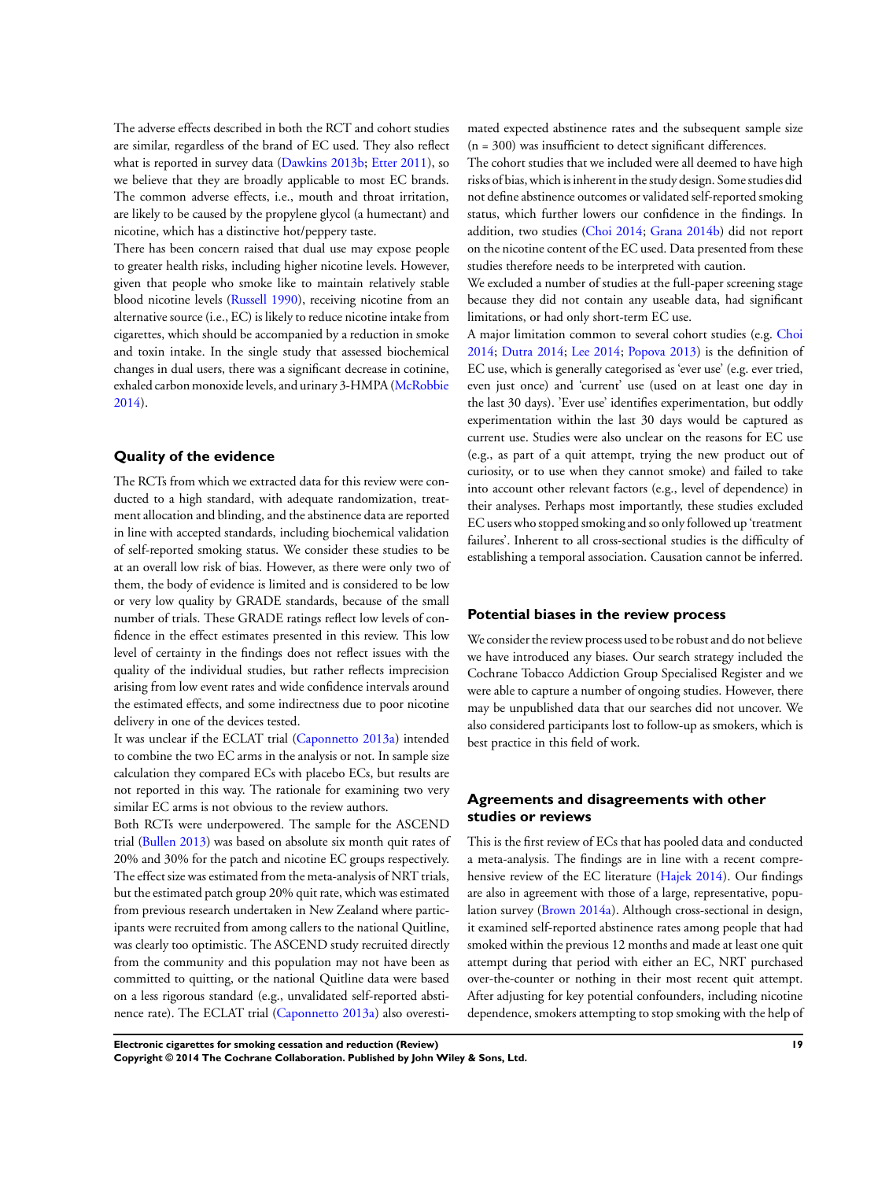The adverse effects described in both the RCT and cohort studies are similar, regardless of the brand of EC used. They also reflect what is reported in survey data (Dawkins 2013b; Etter 2011), so we believe that they are broadly applicable to most EC brands. The common adverse effects, i.e., mouth and throat irritation, are likely to be caused by the propylene glycol (a humectant) and nicotine, which has a distinctive hot/peppery taste.

There has been concern raised that dual use may expose people to greater health risks, including higher nicotine levels. However, given that people who smoke like to maintain relatively stable blood nicotine levels (Russell 1990), receiving nicotine from an alternative source (i.e., EC) is likely to reduce nicotine intake from cigarettes, which should be accompanied by a reduction in smoke and toxin intake. In the single study that assessed biochemical changes in dual users, there was a significant decrease in cotinine, exhaled carbon monoxide levels, and urinary 3-HMPA (McRobbie 2014).

## Quality of the evidence

The RCTs from which we extracted data for this review were conducted to a high standard, with adequate randomization, treatment allocation and blinding, and the abstinence data are reported in line with accepted standards, including biochemical validation of self-reported smoking status. We consider these studies to be at an overall low risk of bias. However, as there were only two of them, the body of evidence is limited and is considered to be low or very low quality by GRADE standards, because of the small number of trials. These GRADE ratings reflect low levels of confidence in the effect estimates presented in this review. This low level of certainty in the findings does not reflect issues with the quality of the individual studies, but rather reflects imprecision arising from low event rates and wide confidence intervals around the estimated effects, and some indirectness due to poor nicotine delivery in one of the devices tested.

It was unclear if the ECLAT trial (Caponnetto 2013a) intended to combine the two EC arms in the analysis or not. In sample size calculation they compared ECs with placebo ECs, but results are not reported in this way. The rationale for examining two very similar EC arms is not obvious to the review authors.

Both RCTs were underpowered. The sample for the ASCEND trial (Bullen 2013) was based on absolute six month quit rates of 20% and 30% for the patch and nicotine EC groups respectively. The effect size was estimated from the meta-analysis of NRT trials, but the estimated patch group 20% quit rate, which was estimated from previous research undertaken in New Zealand where participants were recruited from among callers to the national Quitline, was clearly too optimistic. The ASCEND study recruited directly from the community and this population may not have been as committed to quitting, or the national Quitline data were based on a less rigorous standard (e.g., unvalidated self-reported abstinence rate). The ECLAT trial (Caponnetto 2013a) also overestimated expected abstinence rates and the subsequent sample size (n = 300) was insufficient to detect significant differences.

The cohort studies that we included were all deemed to have high risks of bias, which is inherent in the study design. Some studies did not define abstinence outcomes or validated self-reported smoking status, which further lowers our confidence in the findings. In addition, two studies (Choi 2014; Grana 2014b) did not report on the nicotine content of the EC used. Data presented from these studies therefore needs to be interpreted with caution.

We excluded a number of studies at the full-paper screening stage because they did not contain any useable data, had significant limitations, or had only short-term EC use.

A major limitation common to several cohort studies (e.g. Choi 2014; Dutra 2014; Lee 2014; Popova 2013) is the definition of EC use, which is generally categorised as 'ever use' (e.g. ever tried, even just once) and 'current' use (used on at least one day in the last 30 days). 'Ever use' identifies experimentation, but oddly experimentation within the last 30 days would be captured as current use. Studies were also unclear on the reasons for EC use (e.g., as part of a quit attempt, trying the new product out of curiosity, or to use when they cannot smoke) and failed to take into account other relevant factors (e.g., level of dependence) in their analyses. Perhaps most importantly, these studies excluded EC users who stopped smoking and so only followed up 'treatment failures'. Inherent to all cross-sectional studies is the difficulty of establishing a temporal association. Causation cannot be inferred.

## Potential biases in the review process

We consider the review process used to be robust and do not believe we have introduced any biases. Our search strategy included the Cochrane Tobacco Addiction Group Specialised Register and we were able to capture a number of ongoing studies. However, there may be unpublished data that our searches did not uncover. We also considered participants lost to follow-up as smokers, which is best practice in this field of work.

## Agreements and disagreements with other studies or reviews

This is the first review of ECs that has pooled data and conducted a meta-analysis. The findings are in line with a recent comprehensive review of the EC literature (Hajek 2014). Our findings are also in agreement with those of a large, representative, population survey (Brown 2014a). Although cross-sectional in design, it examined self-reported abstinence rates among people that had smoked within the previous 12 months and made at least one quit attempt during that period with either an EC, NRT purchased over-the-counter or nothing in their most recent quit attempt. After adjusting for key potential confounders, including nicotine dependence, smokers attempting to stop smoking with the help of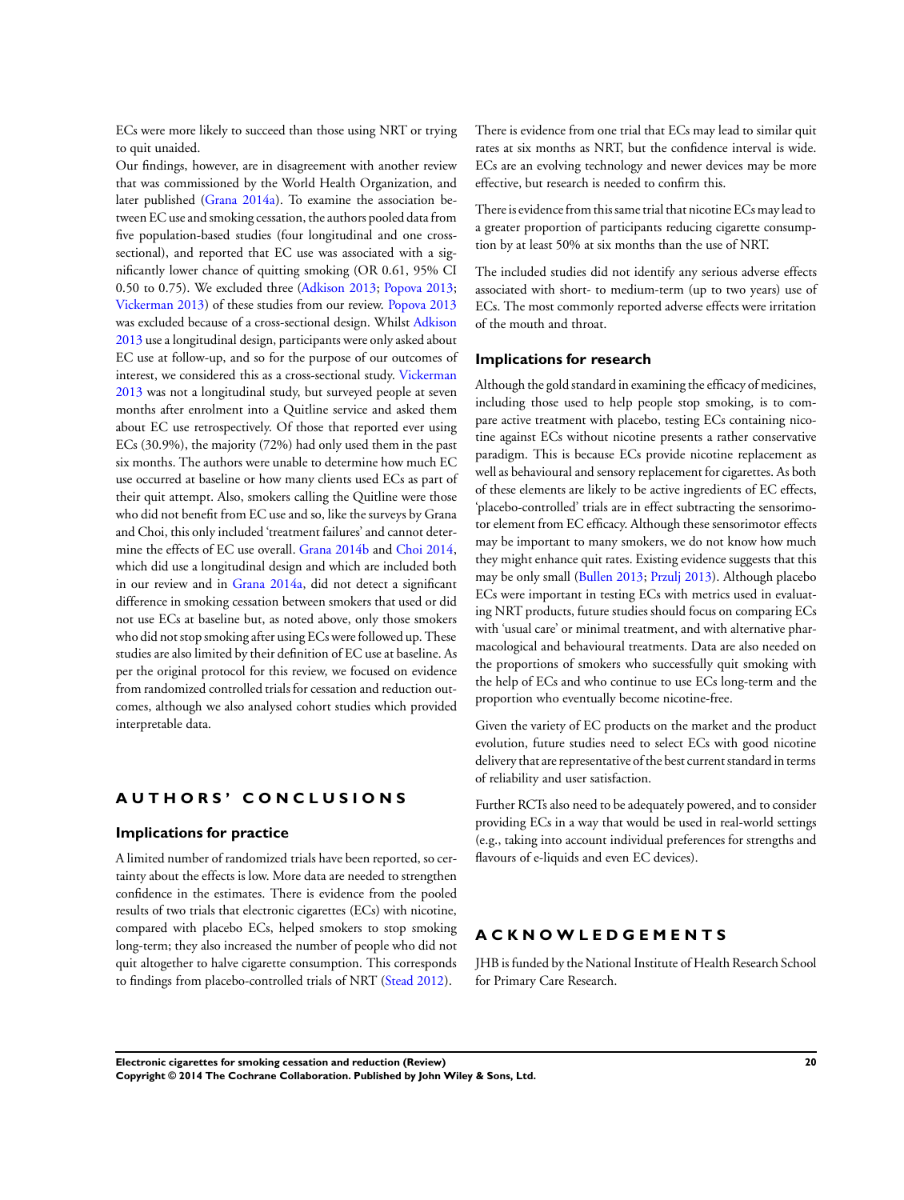ECs were more likely to succeed than those using NRT or trying to quit unaided.

Our findings, however, are in disagreement with another review that was commissioned by the World Health Organization, and later published (Grana 2014a). To examine the association between EC use and smoking cessation, the authors pooled data from five population-based studies (four longitudinal and one cross-sectional), and reported that EC use was associated with a significantly lower chance of quitting smoking (OR 0.61, 95% CI 0.50 to 0.75). We excluded three (Adkison 2013; Popova 2013; Vickerman 2013) of these studies from our review. Popova 2013 was excluded because of a cross-sectional design. Whilst Adkison 2013 use a longitudinal design, participants were only asked about EC use at follow-up, and so for the purpose of our outcomes of interest, we considered this as a cross-sectional study. Vickerman 2013 was not a longitudinal study, but surveyed people at seven months after enrolment into a Quitline service and asked them about EC use retrospectively. Of those that reported ever using ECs (30.9%), the majority (72%) had only used them in the past six months. The authors were unable to determine how much EC use occurred at baseline or how many clients used ECs as part of their quit attempt. Also, smokers calling the Quitline were those who did not benefit from EC use and so, like the surveys by Grana and Choi, this only included 'treatment failures' and cannot determine the effects of EC use overall. Grana 2014b and Choi 2014, which did use a longitudinal design and which are included both in our review and in Grana 2014a, did not detect a significant difference in smoking cessation between smokers that used or did not use ECs at baseline but, as noted above, only those smokers who did not stop smoking after using ECs were followed up. These studies are also limited by their definition of EC use at baseline. As per the original protocol for this review, we focused on evidence from randomized controlled trials for cessation and reduction outcomes, although we also analysed cohort studies which provided interpretable data.

# AUTHORS' CONCLUSIONS

## Implications for practice

A limited number of randomized trials have been reported, so certainty about the effects is low. More data are needed to strengthen confidence in the estimates. There is evidence from the pooled results of two trials that electronic cigarettes (ECs) with nicotine, compared with placebo ECs, helped smokers to stop smoking long-term; they also increased the number of people who did not quit altogether to halve cigarette consumption. This corresponds to findings from placebo-controlled trials of NRT (Stead 2012).

There is evidence from one trial that ECs may lead to similar quit rates at six months as NRT, but the confidence interval is wide. ECs are an evolving technology and newer devices may be more effective, but research is needed to confirm this.

There is evidence from this same trial that nicotine ECs may lead to a greater proportion of participants reducing cigarette consumption by at least 50% at six months than the use of NRT.

The included studies did not identify any serious adverse effects associated with short- to medium-term (up to two years) use of ECs. The most commonly reported adverse effects were irritation of the mouth and throat.

## Implications for research

Although the gold standard in examining the efficacy of medicines, including those used to help people stop smoking, is to compare active treatment with placebo, testing ECs containing nicotine against ECs without nicotine presents a rather conservative paradigm. This is because ECs provide nicotine replacement as well as behavioural and sensory replacement for cigarettes. As both of these elements are likely to be active ingredients of EC effects, 'placebo-controlled' trials are in effect subtracting the sensorimotor element from EC efficacy. Although these sensorimotor effects may be important to many smokers, we do not know how much they might enhance quit rates. Existing evidence suggests that this may be only small (Bullen 2013; Przulj 2013). Although placebo ECs were important in testing ECs with metrics used in evaluating NRT products, future studies should focus on comparing ECs with 'usual care' or minimal treatment, and with alternative pharmacological and behavioural treatments. Data are also needed on the proportions of smokers who successfully quit smoking with the help of ECs and who continue to use ECs long-term and the proportion who eventually become nicotine-free.

Given the variety of EC products on the market and the product evolution, future studies need to select ECs with good nicotine delivery that are representative of the best current standard in terms of reliability and user satisfaction.

Further RCTs also need to be adequately powered, and to consider providing ECs in a way that would be used in real-world settings (e.g., taking into account individual preferences for strengths and flavours of e-liquids and even EC devices).

# ACKNOWLEDGEMENTS

JHB is funded by the National Institute of Health Research School for Primary Care Research.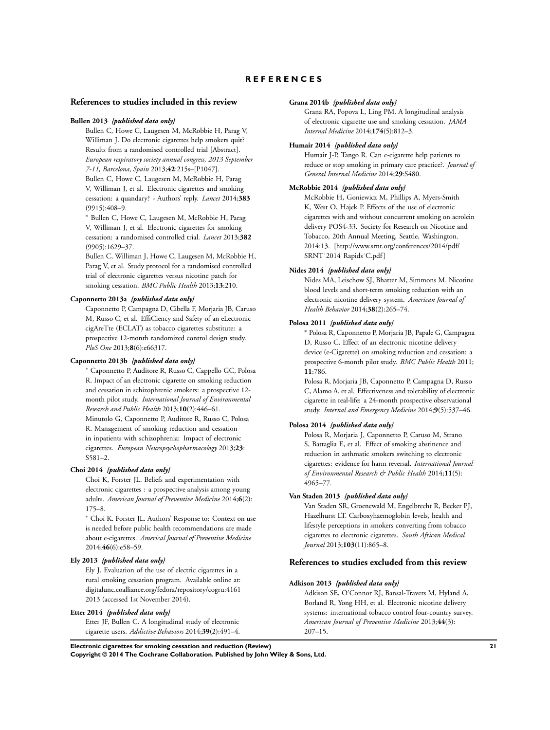# REFERENCES

## References to studies included in this review

**Bullen 2013** *{published data only}*

Bullen C, Howe C, Laugesen M, McRobbie H, Parag V, Williman J. Do electronic cigarettes help smokers quit? Results from a randomised controlled trial [Abstract]. *European respiratory society annual congress, 2013 September 7-11, Barcelona, Spain* 2013;**42**:215s–[P1047].

Bullen C, Howe C, Laugesen M, McRobbie H, Parag V, Williman J, et al. Electronic cigarettes and smoking cessation: a quandary? - Authors' reply. *Lancet* 2014;**383** (9915):408–9.

* Bullen C, Howe C, Laugesen M, McRobbie H, Parag V, Williman J, et al. Electronic cigarettes for smoking cessation: a randomised controlled trial. *Lancet* 2013;**382** (9905):1629–37.

Bullen C, Williman J, Howe C, Laugesen M, McRobbie H, Parag V, et al. Study protocol for a randomised controlled trial of electronic cigarettes versus nicotine patch for smoking cessation. *BMC Public Health* 2013;**13**:210.

**Caponnetto 2013a** *{published data only}*

Caponnetto P, Campagna D, Cibella F, Morjaria JB, Caruso M, Russo C, et al. EffiCiency and Safety of an eLectronic cigAreTte (ECLAT) as tobacco cigarettes substitute: a prospective 12-month randomized control design study. *PloS One* 2013;**8**(6):e66317.

**Caponnetto 2013b** *{published data only}*

* Caponnetto P, Auditore R, Russo C, Cappello GC, Polosa R. Impact of an electronic cigarette on smoking reduction and cessation in schizophrenic smokers: a prospective 12-month pilot study. *International Journal of Environmental Research and Public Health* 2013;**10**(2):446–61.

Minutolo G, Caponnetto P, Auditore R, Russo C, Polosa R. Management of smoking reduction and cessation in inpatients with schizophrenia: Impact of electronic cigarettes. *European Neuropsychopharmacology* 2013;**23**: S581–2.

**Choi 2014** *{published data only}*

Choi K, Forster JL. Beliefs and experimentation with electronic cigarettes : a prospective analysis among young adults. *American Journal of Preventive Medicine* 2014;**6**(2): 175–8.

* Choi K. Forster JL. Authors' Response to: Context on use is needed before public health recommendations are made about e-cigarettes. *Americal Journal of Preventive Medicine* 2014;**46**(6):e58–59.

**Ely 2013** *{published data only}*

Ely J. Evaluation of the use of electric cigarettes in a rural smoking cessation program. Available online at: digitalunc.coalliance.org/fedora/repository/cogru:4161 2013 (accessed 1st November 2014).

**Etter 2014** *{published data only}*

Etter JF, Bullen C. A longitudinal study of electronic cigarette users. *Addictive Behaviors* 2014;**39**(2):491–4.

**Grana 2014b** *{published data only}*

Grana RA, Popova L, Ling PM. A longitudinal analysis of electronic cigarette use and smoking cessation. *JAMA Internal Medicine* 2014;**174**(5):812–3.

**Humair 2014** *{published data only}*

Humair J-P, Tango R. Can e-cigarette help patients to reduce or stop smoking in primary care practice?. *Journal of General Internal Medicine* 2014;**29**:S480.

**McRobbie 2014** *{published data only}*

McRobbie H, Goniewicz M, Phillips A, Myers-Smith K, West O, Hajek P. Effects of the use of electronic cigarettes with and without concurrent smoking on acrolein delivery POS4-33. Society for Research on Nicotine and Tobacco, 20th Annual Meeting, Seattle, Washington. 2014:13. [http://www.srnt.org/conferences/2014/pdf/SRNT˙2014˙Rapids˙C.pdf]

**Nides 2014** *{published data only}*

Nides MA, Leischow SJ, Bhatter M, Simmons M. Nicotine blood levels and short-term smoking reduction with an electronic nicotine delivery system. *American Journal of Health Behavior* 2014;**38**(2):265–74.

**Polosa 2011** *{published data only}*

* Polosa R, Caponnetto P, Morjaria JB, Papale G, Campagna D, Russo C. Effect of an electronic nicotine delivery device (e-Cigarette) on smoking reduction and cessation: a prospective 6-month pilot study. *BMC Public Health* 2011; **11**:786.

Polosa R, Morjaria JB, Caponnetto P, Campagna D, Russo C, Alamo A, et al. Effectiveness and tolerability of electronic cigarette in real-life: a 24-month prospective observational study. *Internal and Emergency Medicine* 2014;**9**(5):537–46.

**Polosa 2014** *{published data only}*

Polosa R, Morjaria J, Caponnetto P, Caruso M, Strano S, Battaglia E, et al. Effect of smoking abstinence and reduction in asthmatic smokers switching to electronic cigarettes: evidence for harm reversal. *International Journal of Environmental Research & Public Health* 2014;**11**(5): 4965–77.

**Van Staden 2013** *{published data only}*

Van Staden SR, Groenewald M, Engelbrecht R, Becker PJ, Hazelhurst LT. Carboxyhaemoglobin levels, health and lifestyle perceptions in smokers converting from tobacco cigarettes to electronic cigarettes. *South African Medical Journal* 2013;**103**(11):865–8.

## References to studies excluded from this review

**Adkison 2013** *{published data only}*

Adkison SE, O'Connor RJ, Bansal-Travers M, Hyland A, Borland R, Yong HH, et al. Electronic nicotine delivery systems: international tobacco control four-country survey. *American Journal of Preventive Medicine* 2013;**44**(3): 207–15.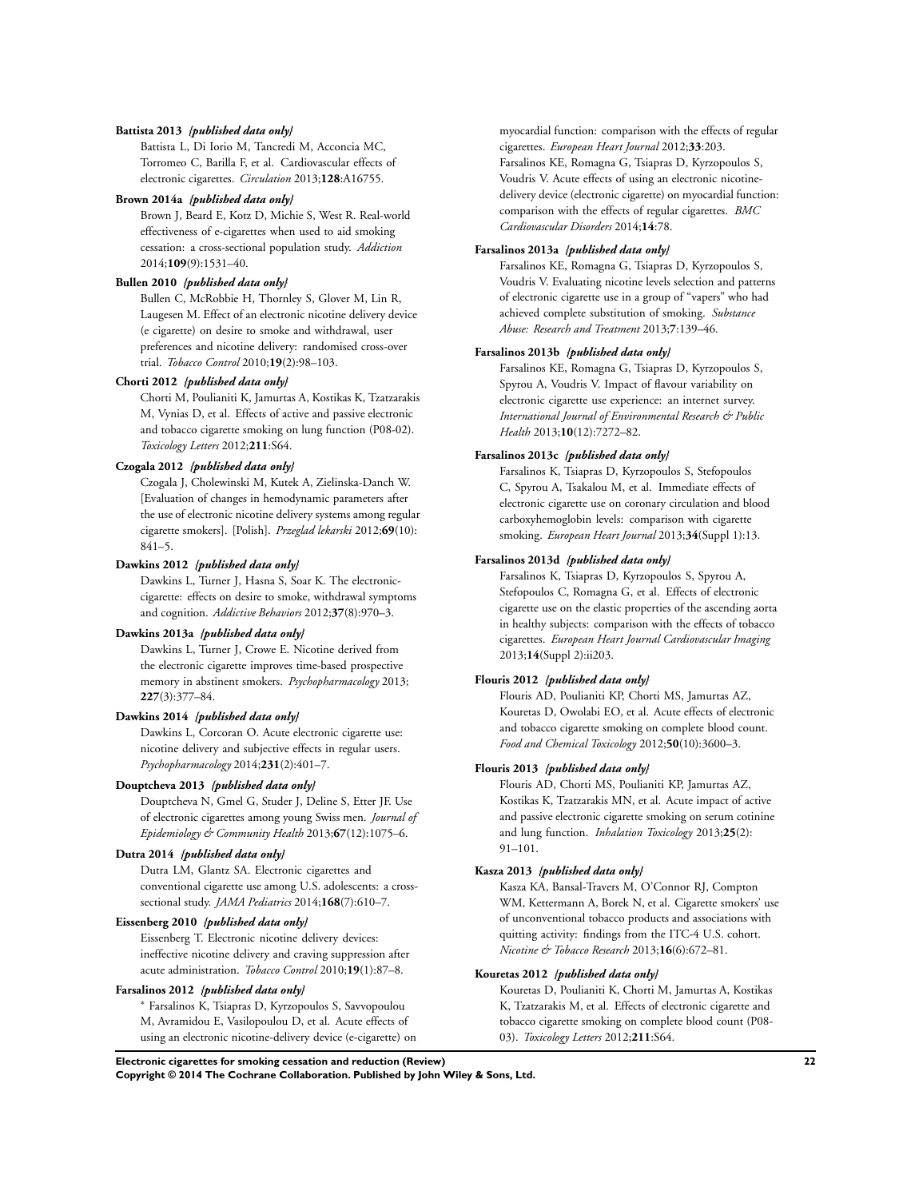**Battista 2013** *{published data only}*

Battista L, Di Iorio M, Tancredi M, Acconcia MC, Torromeo C, Barilla F, et al. Cardiovascular effects of electronic cigarettes. *Circulation* 2013;**128**:A16755.

**Brown 2014a** *{published data only}*

Brown J, Beard E, Kotz D, Michie S, West R. Real-world effectiveness of e-cigarettes when used to aid smoking cessation: a cross-sectional population study. *Addiction* 2014;**109**(9):1531–40.

**Bullen 2010** *{published data only}*

Bullen C, McRobbie H, Thornley S, Glover M, Lin R, Laugesen M. Effect of an electronic nicotine delivery device (e cigarette) on desire to smoke and withdrawal, user preferences and nicotine delivery: randomised cross-over trial. *Tobacco Control* 2010;**19**(2):98–103.

**Chorti 2012** *{published data only}*

Chorti M, Poulianiti K, Jamurtas A, Kostikas K, Tzatzarakis M, Vynias D, et al. Effects of active and passive electronic and tobacco cigarette smoking on lung function (P08-02). *Toxicology Letters* 2012;**211**:S64.

**Czogala 2012** *{published data only}*

Czogala J, Cholewinski M, Kutek A, Zielinska-Danch W. [Evaluation of changes in hemodynamic parameters after the use of electronic nicotine delivery systems among regular cigarette smokers]. [Polish]. *Przeglad lekarski* 2012;**69**(10): 841–5.

**Dawkins 2012** *{published data only}*

Dawkins L, Turner J, Hasna S, Soar K. The electronic-cigarette: effects on desire to smoke, withdrawal symptoms and cognition. *Addictive Behaviors* 2012;**37**(8):970–3.

**Dawkins 2013a** *{published data only}*

Dawkins L, Turner J, Crowe E. Nicotine derived from the electronic cigarette improves time-based prospective memory in abstinent smokers. *Psychopharmacology* 2013; **227**(3):377–84.

**Dawkins 2014** *{published data only}*

Dawkins L, Corcoran O. Acute electronic cigarette use: nicotine delivery and subjective effects in regular users. *Psychopharmacology* 2014;**231**(2):401–7.

**Douptcheva 2013** *{published data only}*

Douptcheva N, Gmel G, Studer J, Deline S, Etter JF. Use of electronic cigarettes among young Swiss men. *Journal of Epidemiology & Community Health* 2013;**67**(12):1075–6.

**Dutra 2014** *{published data only}*

Dutra LM, Glantz SA. Electronic cigarettes and conventional cigarette use among U.S. adolescents: a cross-sectional study. *JAMA Pediatrics* 2014;**168**(7):610–7.

**Eissenberg 2010** *{published data only}*

Eissenberg T. Electronic nicotine delivery devices: ineffective nicotine delivery and craving suppression after acute administration. *Tobacco Control* 2010;**19**(1):87–8.

**Farsalinos 2012** *{published data only}*

* Farsalinos K, Tsiapras D, Kyrzopoulos S, Savvopoulou M, Avramidou E, Vasilopoulou D, et al. Acute effects of using an electronic nicotine-delivery device (e-cigarette) on myocardial function: comparison with the effects of regular cigarettes. *European Heart Journal* 2012;**33**:203.

Farsalinos KE, Romagna G, Tsiapras D, Kyrzopoulos S, Voudris V. Acute effects of using an electronic nicotine-delivery device (electronic cigarette) on myocardial function: comparison with the effects of regular cigarettes. *BMC Cardiovascular Disorders* 2014;**14**:78.

**Farsalinos 2013a** *{published data only}*

Farsalinos KE, Romagna G, Tsiapras D, Kyrzopoulos S, Voudris V. Evaluating nicotine levels selection and patterns of electronic cigarette use in a group of "vapers" who had achieved complete substitution of smoking. *Substance Abuse: Research and Treatment* 2013;**7**:139–46.

**Farsalinos 2013b** *{published data only}*

Farsalinos KE, Romagna G, Tsiapras D, Kyrzopoulos S, Spyrou A, Voudris V. Impact of flavour variability on electronic cigarette use experience: an internet survey. *International Journal of Environmental Research & Public Health* 2013;**10**(12):7272–82.

**Farsalinos 2013c** *{published data only}*

Farsalinos K, Tsiapras D, Kyrzopoulos S, Stefopoulos C, Spyrou A, Tsakalou M, et al. Immediate effects of electronic cigarette use on coronary circulation and blood carboxyhemoglobin levels: comparison with cigarette smoking. *European Heart Journal* 2013;**34**(Suppl 1):13.

**Farsalinos 2013d** *{published data only}*

Farsalinos K, Tsiapras D, Kyrzopoulos S, Spyrou A, Stefopoulos C, Romagna G, et al. Effects of electronic cigarette use on the elastic properties of the ascending aorta in healthy subjects: comparison with the effects of tobacco cigarettes. *European Heart Journal Cardiovascular Imaging* 2013;**14**(Suppl 2):ii203.

**Flouris 2012** *{published data only}*

Flouris AD, Poulianiti KP, Chorti MS, Jamurtas AZ, Kouretas D, Owolabi EO, et al. Acute effects of electronic and tobacco cigarette smoking on complete blood count. *Food and Chemical Toxicology* 2012;**50**(10):3600–3.

**Flouris 2013** *{published data only}*

Flouris AD, Chorti MS, Poulianiti KP, Jamurtas AZ, Kostikas K, Tzatzarakis MN, et al. Acute impact of active and passive electronic cigarette smoking on serum cotinine and lung function. *Inhalation Toxicology* 2013;**25**(2): 91–101.

**Kasza 2013** *{published data only}*

Kasza KA, Bansal-Travers M, O'Connor RJ, Compton WM, Kettermann A, Borek N, et al. Cigarette smokers' use of unconventional tobacco products and associations with quitting activity: findings from the ITC-4 U.S. cohort. *Nicotine & Tobacco Research* 2013;**16**(6):672–81.

**Kouretas 2012** *{published data only}*

Kouretas D, Poulianiti K, Chorti M, Jamurtas A, Kostikas K, Tzatzarakis M, et al. Effects of electronic cigarette and tobacco cigarette smoking on complete blood count (P08-03). *Toxicology Letters* 2012;**211**:S64.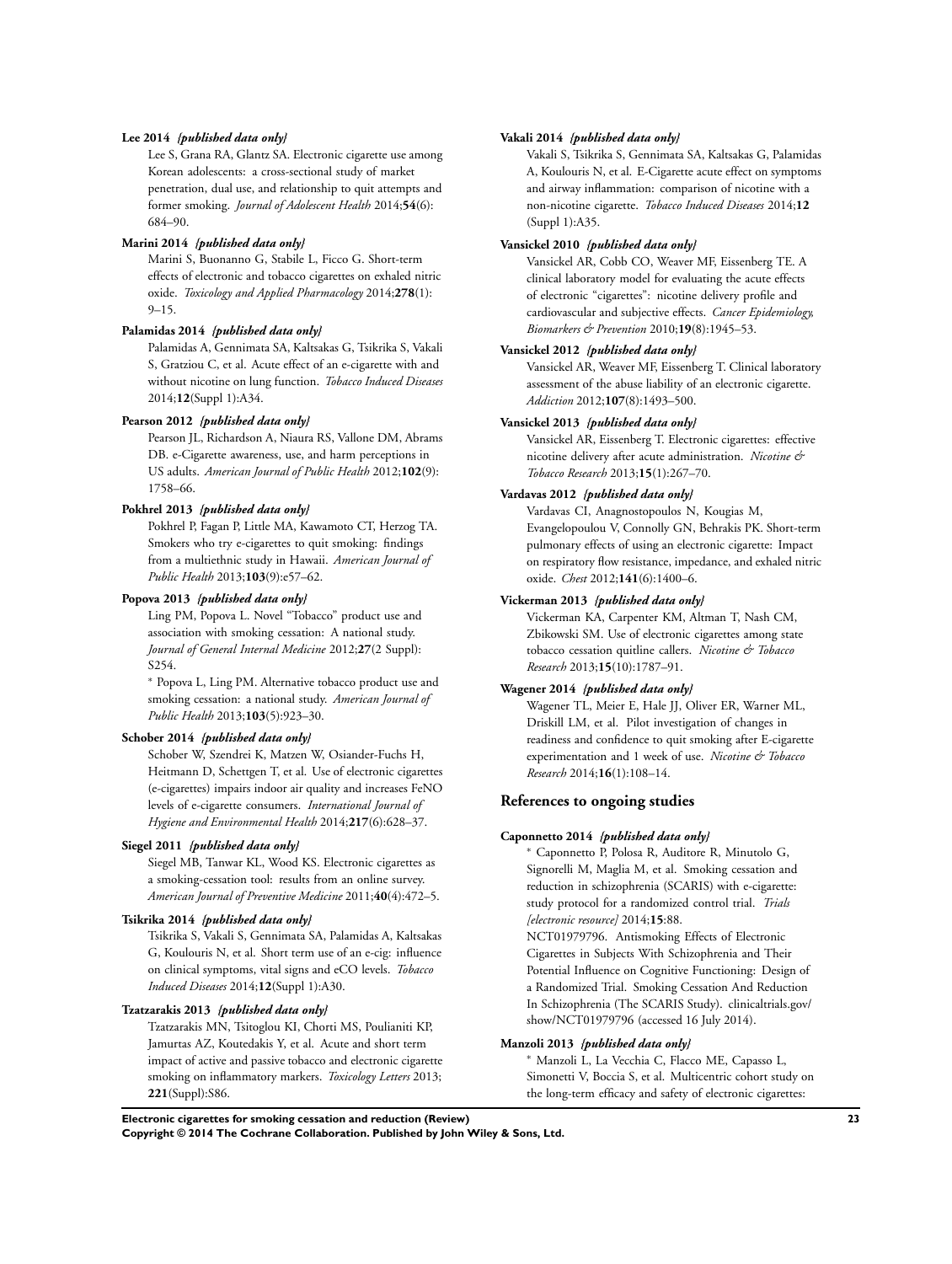**Lee 2014** *{published data only}*

Lee S, Grana RA, Glantz SA. Electronic cigarette use among Korean adolescents: a cross-sectional study of market penetration, dual use, and relationship to quit attempts and former smoking. *Journal of Adolescent Health* 2014;**54**(6): 684–90.

**Marini 2014** *{published data only}*

Marini S, Buonanno G, Stabile L, Ficco G. Short-term effects of electronic and tobacco cigarettes on exhaled nitric oxide. *Toxicology and Applied Pharmacology* 2014;**278**(1): 9–15.

**Palamidas 2014** *{published data only}*

Palamidas A, Gennimata SA, Kaltsakas G, Tsikrika S, Vakali S, Gratziou C, et al. Acute effect of an e-cigarette with and without nicotine on lung function. *Tobacco Induced Diseases* 2014;**12**(Suppl 1):A34.

**Pearson 2012** *{published data only}*

Pearson JL, Richardson A, Niaura RS, Vallone DM, Abrams DB. e-Cigarette awareness, use, and harm perceptions in US adults. *American Journal of Public Health* 2012;**102**(9): 1758–66.

**Pokhrel 2013** *{published data only}*

Pokhrel P, Fagan P, Little MA, Kawamoto CT, Herzog TA. Smokers who try e-cigarettes to quit smoking: findings from a multiethnic study in Hawaii. *American Journal of Public Health* 2013;**103**(9):e57–62.

**Popova 2013** *{published data only}*

Ling PM, Popova L. Novel "Tobacco" product use and association with smoking cessation: A national study. *Journal of General Internal Medicine* 2012;**27**(2 Suppl): S254.

* Popova L, Ling PM. Alternative tobacco product use and smoking cessation: a national study. *American Journal of Public Health* 2013;**103**(5):923–30.

**Schober 2014** *{published data only}*

Schober W, Szendrei K, Matzen W, Osiander-Fuchs H, Heitmann D, Schettgen T, et al. Use of electronic cigarettes (e-cigarettes) impairs indoor air quality and increases FeNO levels of e-cigarette consumers. *International Journal of Hygiene and Environmental Health* 2014;**217**(6):628–37.

**Siegel 2011** *{published data only}*

Siegel MB, Tanwar KL, Wood KS. Electronic cigarettes as a smoking-cessation tool: results from an online survey. *American Journal of Preventive Medicine* 2011;**40**(4):472–5.

**Tsikrika 2014** *{published data only}*

Tsikrika S, Vakali S, Gennimata SA, Palamidas A, Kaltsakas G, Koulouris N, et al. Short term use of an e-cig: influence on clinical symptoms, vital signs and eCO levels. *Tobacco Induced Diseases* 2014;**12**(Suppl 1):A30.

**Tzatzarakis 2013** *{published data only}*

Tzatzarakis MN, Tsitoglou KI, Chorti MS, Poulianiti KP, Jamurtas AZ, Koutedakis Y, et al. Acute and short term impact of active and passive tobacco and electronic cigarette smoking on inflammatory markers. *Toxicology Letters* 2013; **221**(Suppl):S86.

**Vakali 2014** *{published data only}*

Vakali S, Tsikrika S, Gennimata SA, Kaltsakas G, Palamidas A, Koulouris N, et al. E-Cigarette acute effect on symptoms and airway inflammation: comparison of nicotine with a non-nicotine cigarette. *Tobacco Induced Diseases* 2014;**12** (Suppl 1):A35.

**Vansickel 2010** *{published data only}*

Vansickel AR, Cobb CO, Weaver MF, Eissenberg TE. A clinical laboratory model for evaluating the acute effects of electronic "cigarettes": nicotine delivery profile and cardiovascular and subjective effects. *Cancer Epidemiology, Biomarkers & Prevention* 2010;**19**(8):1945–53.

**Vansickel 2012** *{published data only}*

Vansickel AR, Weaver MF, Eissenberg T. Clinical laboratory assessment of the abuse liability of an electronic cigarette. *Addiction* 2012;**107**(8):1493–500.

**Vansickel 2013** *{published data only}*

Vansickel AR, Eissenberg T. Electronic cigarettes: effective nicotine delivery after acute administration. *Nicotine & Tobacco Research* 2013;**15**(1):267–70.

**Vardavas 2012** *{published data only}*

Vardavas CI, Anagnostopoulos N, Kougias M, Evangelopoulou V, Connolly GN, Behrakis PK. Short-term pulmonary effects of using an electronic cigarette: Impact on respiratory flow resistance, impedance, and exhaled nitric oxide. *Chest* 2012;**141**(6):1400–6.

**Vickerman 2013** *{published data only}*

Vickerman KA, Carpenter KM, Altman T, Nash CM, Zbikowski SM. Use of electronic cigarettes among state tobacco cessation quitline callers. *Nicotine & Tobacco Research* 2013;**15**(10):1787–91.

**Wagener 2014** *{published data only}*

Wagener TL, Meier E, Hale JJ, Oliver ER, Warner ML, Driskill LM, et al. Pilot investigation of changes in readiness and confidence to quit smoking after E-cigarette experimentation and 1 week of use. *Nicotine & Tobacco Research* 2014;**16**(1):108–14.

## References to ongoing studies

**Caponnetto 2014** *{published data only}*

* Caponnetto P, Polosa R, Auditore R, Minutolo G, Signorelli M, Maglia M, et al. Smoking cessation and reduction in schizophrenia (SCARIS) with e-cigarette: study protocol for a randomized control trial. *Trials [electronic resource]* 2014;**15**:88.

NCT01979796. Antismoking Effects of Electronic Cigarettes in Subjects With Schizophrenia and Their Potential Influence on Cognitive Functioning: Design of a Randomized Trial. Smoking Cessation And Reduction In Schizophrenia (The SCARIS Study). clinicaltrials.gov/show/NCT01979796 (accessed 16 July 2014).

**Manzoli 2013** *{published data only}*

* Manzoli L, La Vecchia C, Flacco ME, Capasso L, Simonetti V, Boccia S, et al. Multicentric cohort study on the long-term efficacy and safety of electronic cigarettes: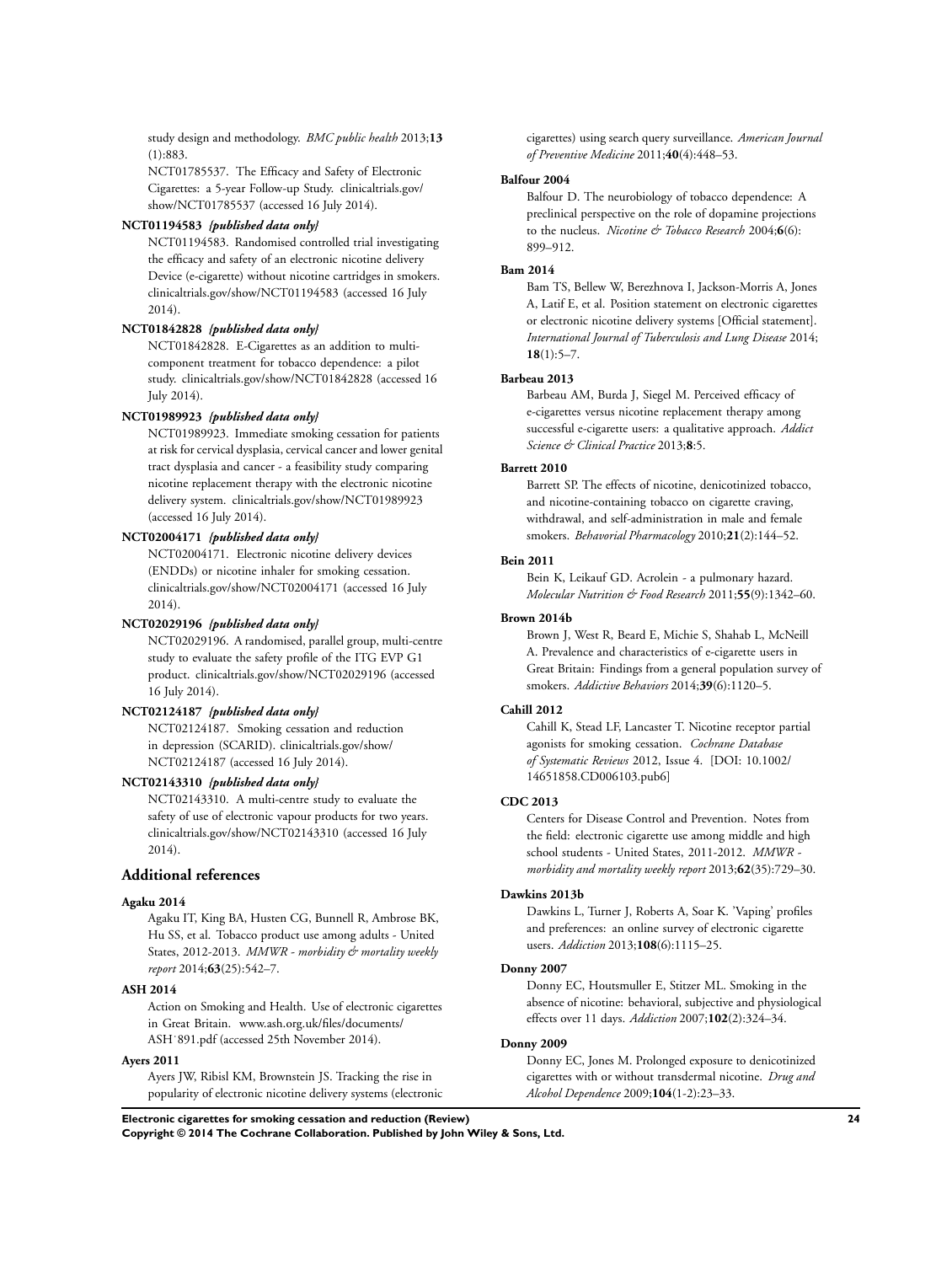study design and methodology. *BMC public health* 2013;**13**(1):883.

NCT01785537. The Efficacy and Safety of Electronic Cigarettes: a 5-year Follow-up Study. clinicaltrials.gov/show/NCT01785537 (accessed 16 July 2014).

**NCT01194583** *{published data only}*

NCT01194583. Randomised controlled trial investigating the efficacy and safety of an electronic nicotine delivery Device (e-cigarette) without nicotine cartridges in smokers. clinicaltrials.gov/show/NCT01194583 (accessed 16 July 2014).

**NCT01842828** *{published data only}*

NCT01842828. E-Cigarettes as an addition to multi-component treatment for tobacco dependence: a pilot study. clinicaltrials.gov/show/NCT01842828 (accessed 16 July 2014).

**NCT01989923** *{published data only}*

NCT01989923. Immediate smoking cessation for patients at risk for cervical dysplasia, cervical cancer and lower genital tract dysplasia and cancer - a feasibility study comparing nicotine replacement therapy with the electronic nicotine delivery system. clinicaltrials.gov/show/NCT01989923 (accessed 16 July 2014).

**NCT02004171** *{published data only}*

NCT02004171. Electronic nicotine delivery devices (ENDDs) or nicotine inhaler for smoking cessation. clinicaltrials.gov/show/NCT02004171 (accessed 16 July 2014).

**NCT02029196** *{published data only}*

NCT02029196. A randomised, parallel group, multi-centre study to evaluate the safety profile of the ITG EVP G1 product. clinicaltrials.gov/show/NCT02029196 (accessed 16 July 2014).

**NCT02124187** *{published data only}*

NCT02124187. Smoking cessation and reduction in depression (SCARID). clinicaltrials.gov/show/NCT02124187 (accessed 16 July 2014).

**NCT02143310** *{published data only}*

NCT02143310. A multi-centre study to evaluate the safety of use of electronic vapour products for two years. clinicaltrials.gov/show/NCT02143310 (accessed 16 July 2014).

## Additional references

**Agaku 2014**

Agaku IT, King BA, Husten CG, Bunnell R, Ambrose BK, Hu SS, et al. Tobacco product use among adults - United States, 2012-2013. *MMWR - morbidity & mortality weekly report* 2014;**63**(25):542–7.

**ASH 2014**

Action on Smoking and Health. Use of electronic cigarettes in Great Britain. www.ash.org.uk/files/documents/ASH˙891.pdf (accessed 25th November 2014).

**Ayers 2011**

Ayers JW, Ribisl KM, Brownstein JS. Tracking the rise in popularity of electronic nicotine delivery systems (electronic cigarettes) using search query surveillance. *American Journal of Preventive Medicine* 2011;**40**(4):448–53.

**Balfour 2004**

Balfour D. The neurobiology of tobacco dependence: A preclinical perspective on the role of dopamine projections to the nucleus. *Nicotine & Tobacco Research* 2004;**6**(6):899–912.

**Bam 2014**

Bam TS, Bellew W, Berezhnova I, Jackson-Morris A, Jones A, Latif E, et al. Position statement on electronic cigarettes or electronic nicotine delivery systems [Official statement]. *International Journal of Tuberculosis and Lung Disease* 2014;**18**(1):5–7.

**Barbeau 2013**

Barbeau AM, Burda J, Siegel M. Perceived efficacy of e-cigarettes versus nicotine replacement therapy among successful e-cigarette users: a qualitative approach. *Addict Science & Clinical Practice* 2013;**8**:5.

**Barrett 2010**

Barrett SP. The effects of nicotine, denicotinized tobacco, and nicotine-containing tobacco on cigarette craving, withdrawal, and self-administration in male and female smokers. *Behavorial Pharmacology* 2010;**21**(2):144–52.

**Bein 2011**

Bein K, Leikauf GD. Acrolein - a pulmonary hazard. *Molecular Nutrition & Food Research* 2011;**55**(9):1342–60.

**Brown 2014b**

Brown J, West R, Beard E, Michie S, Shahab L, McNeill A. Prevalence and characteristics of e-cigarette users in Great Britain: Findings from a general population survey of smokers. *Addictive Behaviors* 2014;**39**(6):1120–5.

**Cahill 2012**

Cahill K, Stead LF, Lancaster T. Nicotine receptor partial agonists for smoking cessation. *Cochrane Database of Systematic Reviews* 2012, Issue 4. [DOI: 10.1002/14651858.CD006103.pub6]

**CDC 2013**

Centers for Disease Control and Prevention. Notes from the field: electronic cigarette use among middle and high school students - United States, 2011-2012. *MMWR - morbidity and mortality weekly report* 2013;**62**(35):729–30.

**Dawkins 2013b**

Dawkins L, Turner J, Roberts A, Soar K. 'Vaping' profiles and preferences: an online survey of electronic cigarette users. *Addiction* 2013;**108**(6):1115–25.

**Donny 2007**

Donny EC, Houtsmuller E, Stitzer ML. Smoking in the absence of nicotine: behavioral, subjective and physiological effects over 11 days. *Addiction* 2007;**102**(2):324–34.

**Donny 2009**

Donny EC, Jones M. Prolonged exposure to denicotinized cigarettes with or without transdermal nicotine. *Drug and Alcohol Dependence* 2009;**104**(1-2):23–33.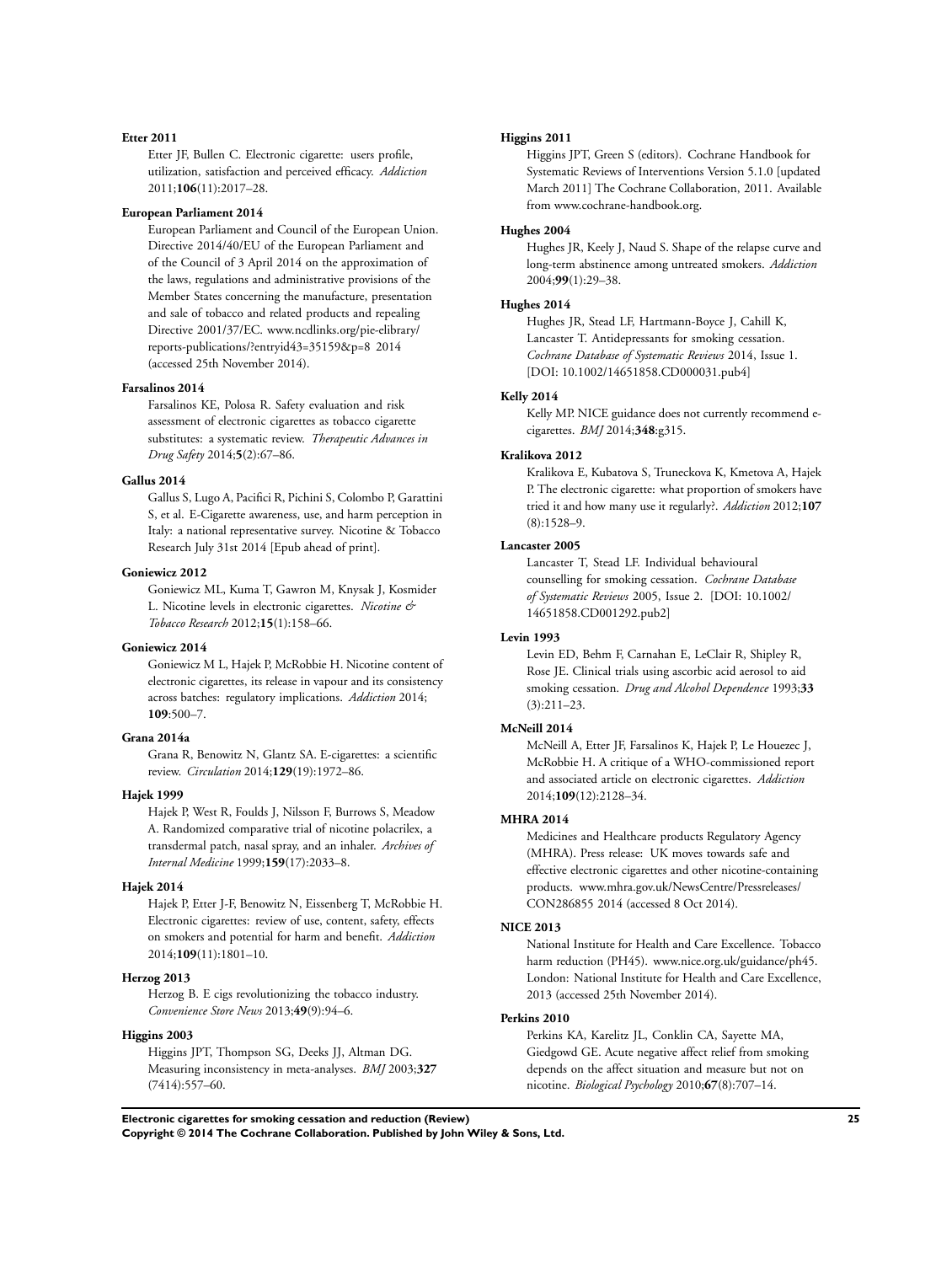**Etter 2011**

Etter JF, Bullen C. Electronic cigarette: users profile, utilization, satisfaction and perceived efficacy. *Addiction* 2011;**106**(11):2017–28.

**European Parliament 2014**

European Parliament and Council of the European Union. Directive 2014/40/EU of the European Parliament and of the Council of 3 April 2014 on the approximation of the laws, regulations and administrative provisions of the Member States concerning the manufacture, presentation and sale of tobacco and related products and repealing Directive 2001/37/EC. www.ncdlinks.org/pie-elibrary/reports-publications/?entryid43=35159&p=8 2014 (accessed 25th November 2014).

**Farsalinos 2014**

Farsalinos KE, Polosa R. Safety evaluation and risk assessment of electronic cigarettes as tobacco cigarette substitutes: a systematic review. *Therapeutic Advances in Drug Safety* 2014;**5**(2):67–86.

**Gallus 2014**

Gallus S, Lugo A, Pacifici R, Pichini S, Colombo P, Garattini S, et al. E-Cigarette awareness, use, and harm perception in Italy: a national representative survey. Nicotine & Tobacco Research July 31st 2014 [Epub ahead of print].

**Goniewicz 2012**

Goniewicz ML, Kuma T, Gawron M, Knysak J, Kosmider L. Nicotine levels in electronic cigarettes. *Nicotine & Tobacco Research* 2012;**15**(1):158–66.

**Goniewicz 2014**

Goniewicz M L, Hajek P, McRobbie H. Nicotine content of electronic cigarettes, its release in vapour and its consistency across batches: regulatory implications. *Addiction* 2014; **109**:500–7.

**Grana 2014a**

Grana R, Benowitz N, Glantz SA. E-cigarettes: a scientific review. *Circulation* 2014;**129**(19):1972–86.

**Hajek 1999**

Hajek P, West R, Foulds J, Nilsson F, Burrows S, Meadow A. Randomized comparative trial of nicotine polacrilex, a transdermal patch, nasal spray, and an inhaler. *Archives of Internal Medicine* 1999;**159**(17):2033–8.

**Hajek 2014**

Hajek P, Etter J-F, Benowitz N, Eissenberg T, McRobbie H. Electronic cigarettes: review of use, content, safety, effects on smokers and potential for harm and benefit. *Addiction* 2014;**109**(11):1801–10.

**Herzog 2013**

Herzog B. E cigs revolutionizing the tobacco industry. *Convenience Store News* 2013;**49**(9):94–6.

**Higgins 2003**

Higgins JPT, Thompson SG, Deeks JJ, Altman DG. Measuring inconsistency in meta-analyses. *BMJ* 2003;**327** (7414):557–60.

**Higgins 2011**

Higgins JPT, Green S (editors). Cochrane Handbook for Systematic Reviews of Interventions Version 5.1.0 [updated March 2011] The Cochrane Collaboration, 2011. Available from www.cochrane-handbook.org.

**Hughes 2004**

Hughes JR, Keely J, Naud S. Shape of the relapse curve and long-term abstinence among untreated smokers. *Addiction* 2004;**99**(1):29–38.

**Hughes 2014**

Hughes JR, Stead LF, Hartmann-Boyce J, Cahill K, Lancaster T. Antidepressants for smoking cessation. *Cochrane Database of Systematic Reviews* 2014, Issue 1. [DOI: 10.1002/14651858.CD000031.pub4]

**Kelly 2014**

Kelly MP. NICE guidance does not currently recommend e-cigarettes. *BMJ* 2014;**348**:g315.

**Kralikova 2012**

Kralikova E, Kubatova S, Truneckova K, Kmetova A, Hajek P. The electronic cigarette: what proportion of smokers have tried it and how many use it regularly?. *Addiction* 2012;**107** (8):1528–9.

**Lancaster 2005**

Lancaster T, Stead LF. Individual behavioural counselling for smoking cessation. *Cochrane Database of Systematic Reviews* 2005, Issue 2. [DOI: 10.1002/14651858.CD001292.pub2]

**Levin 1993**

Levin ED, Behm F, Carnahan E, LeClair R, Shipley R, Rose JE. Clinical trials using ascorbic acid aerosol to aid smoking cessation. *Drug and Alcohol Dependence* 1993;**33** (3):211–23.

**McNeill 2014**

McNeill A, Etter JF, Farsalinos K, Hajek P, Le Houezec J, McRobbie H. A critique of a WHO-commissioned report and associated article on electronic cigarettes. *Addiction* 2014;**109**(12):2128–34.

**MHRA 2014**

Medicines and Healthcare products Regulatory Agency (MHRA). Press release: UK moves towards safe and effective electronic cigarettes and other nicotine-containing products. www.mhra.gov.uk/NewsCentre/Pressreleases/CON286855 2014 (accessed 8 Oct 2014).

**NICE 2013**

National Institute for Health and Care Excellence. Tobacco harm reduction (PH45). www.nice.org.uk/guidance/ph45. London: National Institute for Health and Care Excellence, 2013 (accessed 25th November 2014).

**Perkins 2010**

Perkins KA, Karelitz JL, Conklin CA, Sayette MA, Giedgowd GE. Acute negative affect relief from smoking depends on the affect situation and measure but not on nicotine. *Biological Psychology* 2010;**67**(8):707–14.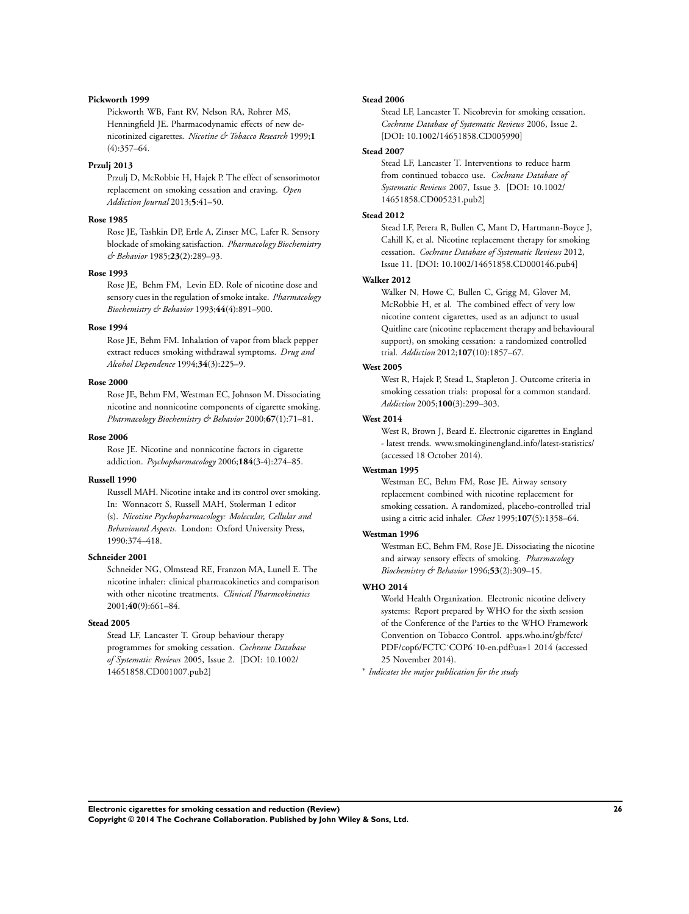**Pickworth 1999**

Pickworth WB, Fant RV, Nelson RA, Rohrer MS, Henningfield JE. Pharmacodynamic effects of new de-nicotinized cigarettes. *Nicotine & Tobacco Research* 1999;**1**(4):357–64.

**Przulj 2013**

Przulj D, McRobbie H, Hajek P. The effect of sensorimotor replacement on smoking cessation and craving. *Open Addiction Journal* 2013;**5**:41–50.

**Rose 1985**

Rose JE, Tashkin DP, Ertle A, Zinser MC, Lafer R. Sensory blockade of smoking satisfaction. *Pharmacology Biochemistry & Behavior* 1985;**23**(2):289–93.

**Rose 1993**

Rose JE, Behm FM, Levin ED. Role of nicotine dose and sensory cues in the regulation of smoke intake. *Pharmacology Biochemistry & Behavior* 1993;**44**(4):891–900.

**Rose 1994**

Rose JE, Behm FM. Inhalation of vapor from black pepper extract reduces smoking withdrawal symptoms. *Drug and Alcohol Dependence* 1994;**34**(3):225–9.

**Rose 2000**

Rose JE, Behm FM, Westman EC, Johnson M. Dissociating nicotine and nonnicotine components of cigarette smoking. *Pharmacology Biochemistry & Behavior* 2000;**67**(1):71–81.

**Rose 2006**

Rose JE. Nicotine and nonnicotine factors in cigarette addiction. *Psychopharmacology* 2006;**184**(3-4):274–85.

**Russell 1990**

Russell MAH. Nicotine intake and its control over smoking. In: Wonnacott S, Russell MAH, Stolerman I editor (s). *Nicotine Psychopharmacology: Molecular, Cellular and Behavioural Aspects*. London: Oxford University Press, 1990:374–418.

**Schneider 2001**

Schneider NG, Olmstead RE, Franzon MA, Lunell E. The nicotine inhaler: clinical pharmacokinetics and comparison with other nicotine treatments. *Clinical Pharmcokinetics* 2001;**40**(9):661–84.

**Stead 2005**

Stead LF, Lancaster T. Group behaviour therapy programmes for smoking cessation. *Cochrane Database of Systematic Reviews* 2005, Issue 2. [DOI: 10.1002/14651858.CD001007.pub2]

**Stead 2006**

Stead LF, Lancaster T. Nicobrevin for smoking cessation. *Cochrane Database of Systematic Reviews* 2006, Issue 2. [DOI: 10.1002/14651858.CD005990]

**Stead 2007**

Stead LF, Lancaster T. Interventions to reduce harm from continued tobacco use. *Cochrane Database of Systematic Reviews* 2007, Issue 3. [DOI: 10.1002/14651858.CD005231.pub2]

**Stead 2012**

Stead LF, Perera R, Bullen C, Mant D, Hartmann-Boyce J, Cahill K, et al. Nicotine replacement therapy for smoking cessation. *Cochrane Database of Systematic Reviews* 2012, Issue 11. [DOI: 10.1002/14651858.CD000146.pub4]

**Walker 2012**

Walker N, Howe C, Bullen C, Grigg M, Glover M, McRobbie H, et al. The combined effect of very low nicotine content cigarettes, used as an adjunct to usual Quitline care (nicotine replacement therapy and behavioural support), on smoking cessation: a randomized controlled trial. *Addiction* 2012;**107**(10):1857–67.

**West 2005**

West R, Hajek P, Stead L, Stapleton J. Outcome criteria in smoking cessation trials: proposal for a common standard. *Addiction* 2005;**100**(3):299–303.

**West 2014**

West R, Brown J, Beard E. Electronic cigarettes in England - latest trends. www.smokinginengland.info/latest-statistics/ (accessed 18 October 2014).

**Westman 1995**

Westman EC, Behm FM, Rose JE. Airway sensory replacement combined with nicotine replacement for smoking cessation. A randomized, placebo-controlled trial using a citric acid inhaler. *Chest* 1995;**107**(5):1358–64.

**Westman 1996**

Westman EC, Behm FM, Rose JE. Dissociating the nicotine and airway sensory effects of smoking. *Pharmacology Biochemistry & Behavior* 1996;**53**(2):309–15.

**WHO 2014**

World Health Organization. Electronic nicotine delivery systems: Report prepared by WHO for the sixth session of the Conference of the Parties to the WHO Framework Convention on Tobacco Control. apps.who.int/gb/fctc/PDF/cop6/FCTC˙COP6˙10-en.pdf?ua=1 2014 (accessed 25 November 2014).

* *Indicates the major publication for the study*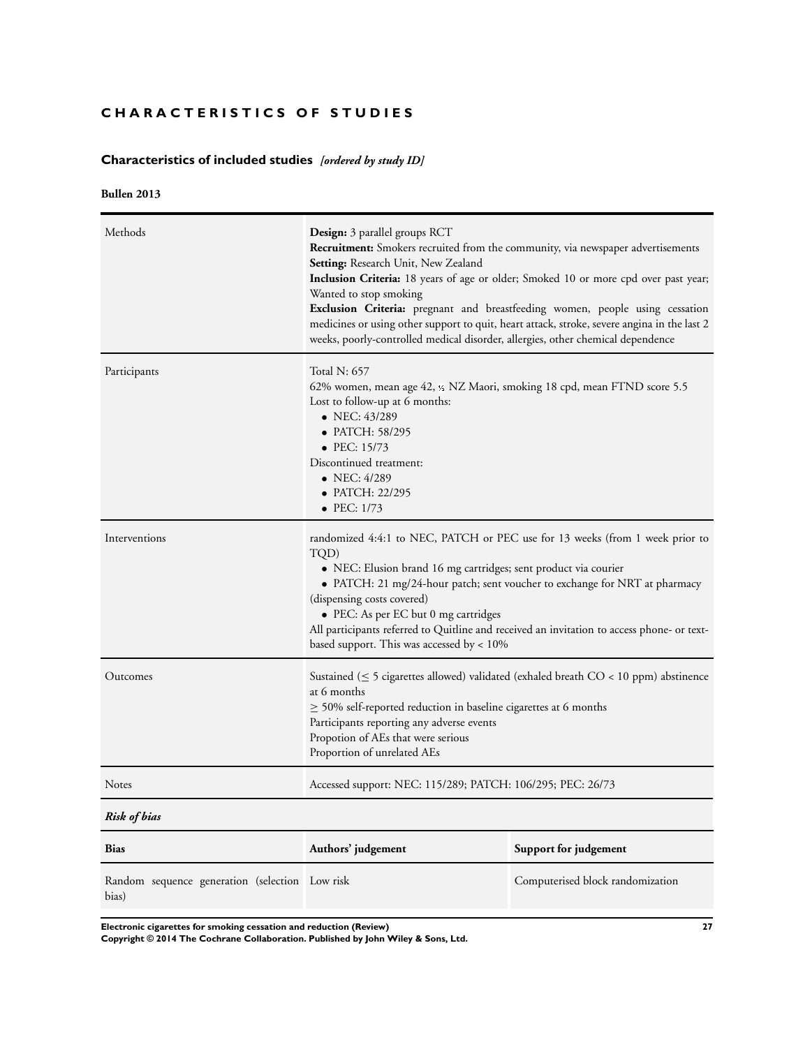# CHARACTERISTICS OF STUDIES

## Characteristics of included studies *[ordered by study ID]*

**Bullen 2013**

| | |
|---|---|
| Methods | **Design:** 3 parallel groups RCT<br>**Recruitment:** Smokers recruited from the community, via newspaper advertisements<br>**Setting:** Research Unit, New Zealand<br>**Inclusion Criteria:** 18 years of age or older; Smoked 10 or more cpd over past year; Wanted to stop smoking<br>**Exclusion Criteria:** pregnant and breastfeeding women, people using cessation medicines or using other support to quit, heart attack, stroke, severe angina in the last 2 weeks, poorly-controlled medical disorder, allergies, other chemical dependence |
| Participants | Total N: 657<br>62% women, mean age 42, ⅓ NZ Maori, smoking 18 cpd, mean FTND score 5.5<br>Lost to follow-up at 6 months:<br>• NEC: 43/289<br>• PATCH: 58/295<br>• PEC: 15/73<br>Discontinued treatment:<br>• NEC: 4/289<br>• PATCH: 22/295<br>• PEC: 1/73 |
| Interventions | randomized 4:4:1 to NEC, PATCH or PEC use for 13 weeks (from 1 week prior to TQD)<br>• NEC: Elusion brand 16 mg cartridges; sent product via courier<br>• PATCH: 21 mg/24-hour patch; sent voucher to exchange for NRT at pharmacy (dispensing costs covered)<br>• PEC: As per EC but 0 mg cartridges<br>All participants referred to Quitline and received an invitation to access phone- or text-based support. This was accessed by < 10% |
| Outcomes | Sustained (≤ 5 cigarettes allowed) validated (exhaled breath CO < 10 ppm) abstinence at 6 months<br>≥ 50% self-reported reduction in baseline cigarettes at 6 months<br>Participants reporting any adverse events<br>Propotion of AEs that were serious<br>Proportion of unrelated AEs |
| Notes | Accessed support: NEC: 115/289; PATCH: 106/295; PEC: 26/73 |

***Risk of bias***

| Bias | Authors' judgement | Support for judgement |
|---|---|---|
| Random sequence generation (selection bias) | Low risk | Computerised block randomization |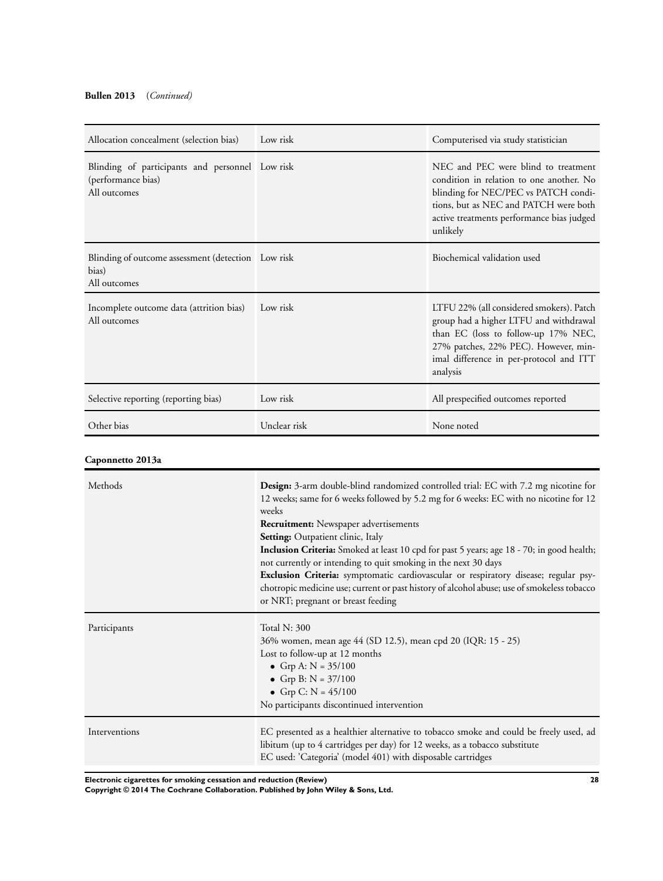**Bullen 2013** (*Continued*)

| | | |
|---|---|---|
| Allocation concealment (selection bias) | Low risk | Computerised via study statistician |
| Blinding of participants and personnel (performance bias)<br>All outcomes | Low risk | NEC and PEC were blind to treatment condition in relation to one another. No blinding for NEC/PEC vs PATCH conditions, but as NEC and PATCH were both active treatments performance bias judged unlikely |
| Blinding of outcome assessment (detection bias)<br>All outcomes | Low risk | Biochemical validation used |
| Incomplete outcome data (attrition bias)<br>All outcomes | Low risk | LTFU 22% (all considered smokers). Patch group had a higher LTFU and withdrawal than EC (loss to follow-up 17% NEC, 27% patches, 22% PEC). However, minimal difference in per-protocol and ITT analysis |
| Selective reporting (reporting bias) | Low risk | All prespecified outcomes reported |
| Other bias | Unclear risk | None noted |

**Caponnetto 2013a**

| | |
|---|---|
| Methods | **Design:** 3-arm double-blind randomized controlled trial: EC with 7.2 mg nicotine for 12 weeks; same for 6 weeks followed by 5.2 mg for 6 weeks: EC with no nicotine for 12 weeks<br>**Recruitment:** Newspaper advertisements<br>**Setting:** Outpatient clinic, Italy<br>**Inclusion Criteria:** Smoked at least 10 cpd for past 5 years; age 18 - 70; in good health; not currently or intending to quit smoking in the next 30 days<br>**Exclusion Criteria:** symptomatic cardiovascular or respiratory disease; regular psychotropic medicine use; current or past history of alcohol abuse; use of smokeless tobacco or NRT; pregnant or breast feeding |
| Participants | Total N: 300<br>36% women, mean age 44 (SD 12.5), mean cpd 20 (IQR: 15 - 25)<br>Lost to follow-up at 12 months<br>• Grp A: N = 35/100<br>• Grp B: N = 37/100<br>• Grp C: N = 45/100<br>No participants discontinued intervention |
| Interventions | EC presented as a healthier alternative to tobacco smoke and could be freely used, ad libitum (up to 4 cartridges per day) for 12 weeks, as a tobacco substitute<br>EC used: 'Categoria' (model 401) with disposable cartridges |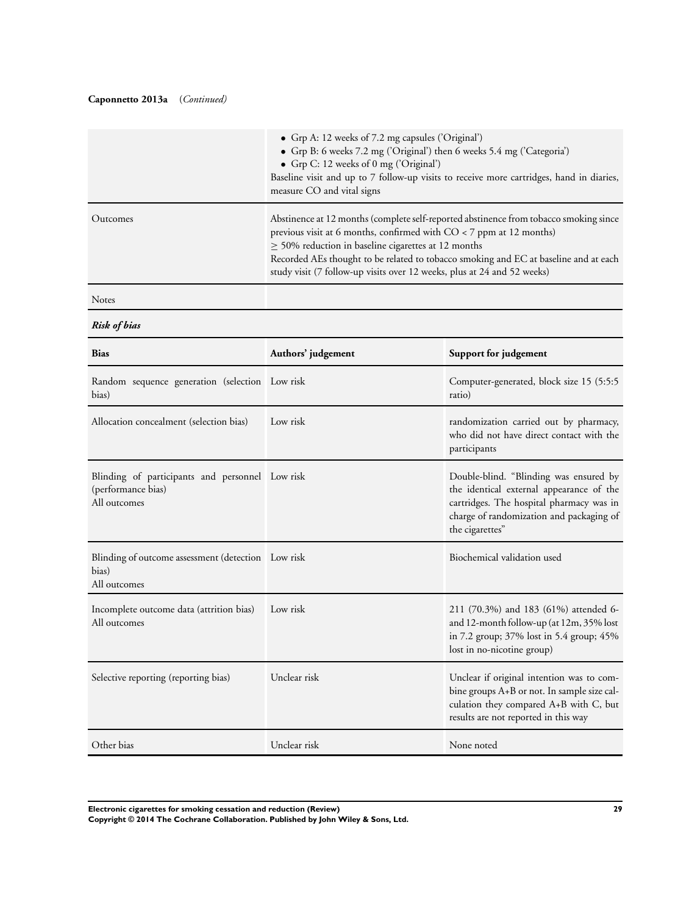**Caponnetto 2013a** *(Continued)*

| | |
|---|---|
| | • Grp A: 12 weeks of 7.2 mg capsules ('Original')<br>• Grp B: 6 weeks 7.2 mg ('Original') then 6 weeks 5.4 mg ('Categoria')<br>• Grp C: 12 weeks of 0 mg ('Original')<br>Baseline visit and up to 7 follow-up visits to receive more cartridges, hand in diaries, measure CO and vital signs |
| Outcomes | Abstinence at 12 months (complete self-reported abstinence from tobacco smoking since previous visit at 6 months, confirmed with CO < 7 ppm at 12 months)<br>≥ 50% reduction in baseline cigarettes at 12 months<br>Recorded AEs thought to be related to tobacco smoking and EC at baseline and at each study visit (7 follow-up visits over 12 weeks, plus at 24 and 52 weeks) |
| Notes | |

***Risk of bias***

| Bias | Authors' judgement | Support for judgement |
|---|---|---|
| Random sequence generation (selection bias) | Low risk | Computer-generated, block size 15 (5:5:5 ratio) |
| Allocation concealment (selection bias) | Low risk | randomization carried out by pharmacy, who did not have direct contact with the participants |
| Blinding of participants and personnel (performance bias)<br>All outcomes | Low risk | Double-blind. "Blinding was ensured by the identical external appearance of the cartridges. The hospital pharmacy was in charge of randomization and packaging of the cigarettes" |
| Blinding of outcome assessment (detection bias)<br>All outcomes | Low risk | Biochemical validation used |
| Incomplete outcome data (attrition bias)<br>All outcomes | Low risk | 211 (70.3%) and 183 (61%) attended 6- and 12-month follow-up (at 12m, 35% lost in 7.2 group; 37% lost in 5.4 group; 45% lost in no-nicotine group) |
| Selective reporting (reporting bias) | Unclear risk | Unclear if original intention was to combine groups A+B or not. In sample size calculation they compared A+B with C, but results are not reported in this way |
| Other bias | Unclear risk | None noted |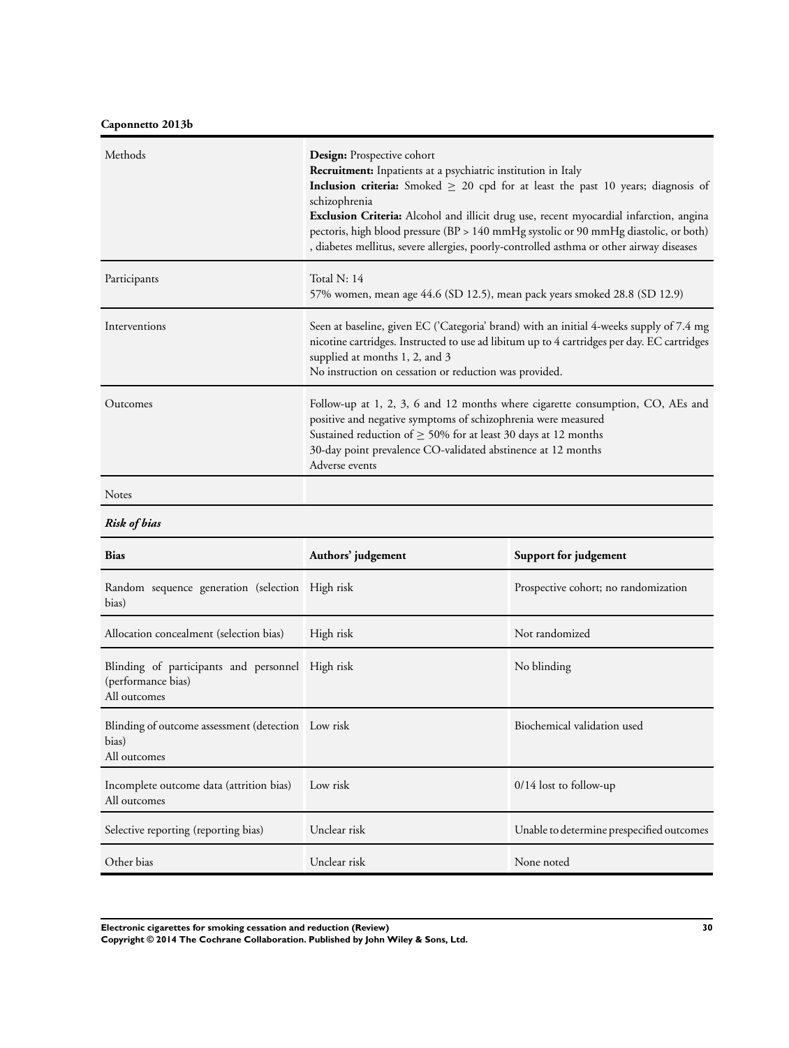**Caponnetto 2013b**

| | |
|---|---|
| Methods | **Design:** Prospective cohort<br>**Recruitment:** Inpatients at a psychiatric institution in Italy<br>**Inclusion criteria:** Smoked $\geq$ 20 cpd for at least the past 10 years; diagnosis of schizophrenia<br>**Exclusion Criteria:** Alcohol and illicit drug use, recent myocardial infarction, angina pectoris, high blood pressure (BP > 140 mmHg systolic or 90 mmHg diastolic, or both), diabetes mellitus, severe allergies, poorly-controlled asthma or other airway diseases |
| Participants | Total N: 14<br>57% women, mean age 44.6 (SD 12.5), mean pack years smoked 28.8 (SD 12.9) |
| Interventions | Seen at baseline, given EC ('Categoria' brand) with an initial 4-weeks supply of 7.4 mg nicotine cartridges. Instructed to use ad libitum up to 4 cartridges per day. EC cartridges supplied at months 1, 2, and 3<br>No instruction on cessation or reduction was provided. |
| Outcomes | Follow-up at 1, 2, 3, 6 and 12 months where cigarette consumption, CO, AEs and positive and negative symptoms of schizophrenia were measured<br>Sustained reduction of $\geq$ 50% for at least 30 days at 12 months<br>30-day point prevalence CO-validated abstinence at 12 months<br>Adverse events |
| Notes | |

***Risk of bias***

| Bias | Authors' judgement | Support for judgement |
|---|---|---|
| Random sequence generation (selection bias) | High risk | Prospective cohort; no randomization |
| Allocation concealment (selection bias) | High risk | Not randomized |
| Blinding of participants and personnel (performance bias)<br>All outcomes | High risk | No blinding |
| Blinding of outcome assessment (detection bias)<br>All outcomes | Low risk | Biochemical validation used |
| Incomplete outcome data (attrition bias)<br>All outcomes | Low risk | 0/14 lost to follow-up |
| Selective reporting (reporting bias) | Unclear risk | Unable to determine prespecified outcomes |
| Other bias | Unclear risk | None noted |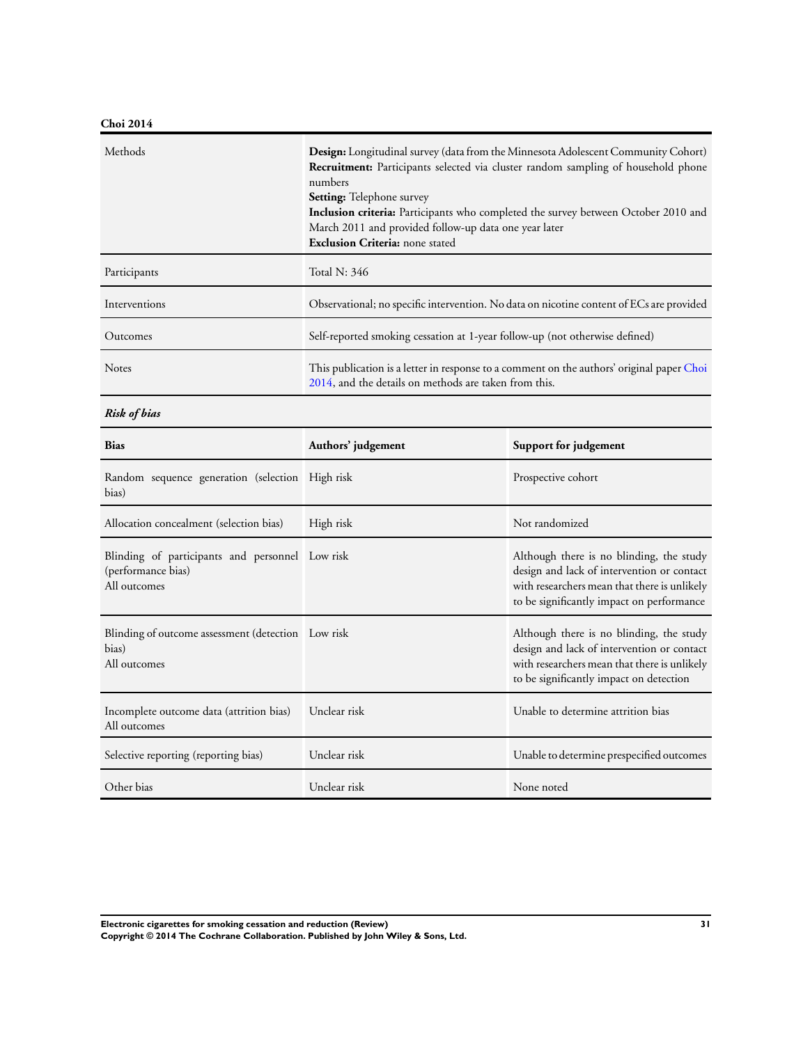**Choi 2014**

| | |
|---|---|
| Methods | **Design:** Longitudinal survey (data from the Minnesota Adolescent Community Cohort)<br>**Recruitment:** Participants selected via cluster random sampling of household phone numbers<br>**Setting:** Telephone survey<br>**Inclusion criteria:** Participants who completed the survey between October 2010 and March 2011 and provided follow-up data one year later<br>**Exclusion Criteria:** none stated |
| Participants | Total N: 346 |
| Interventions | Observational; no specific intervention. No data on nicotine content of ECs are provided |
| Outcomes | Self-reported smoking cessation at 1-year follow-up (not otherwise defined) |
| Notes | This publication is a letter in response to a comment on the authors' original paper Choi 2014, and the details on methods are taken from this. |

***Risk of bias***

| **Bias** | **Authors' judgement** | **Support for judgement** |
|---|---|---|
| Random sequence generation (selection bias) | High risk | Prospective cohort |
| Allocation concealment (selection bias) | High risk | Not randomized |
| Blinding of participants and personnel (performance bias)<br>All outcomes | Low risk | Although there is no blinding, the study design and lack of intervention or contact with researchers mean that there is unlikely to be significantly impact on performance |
| Blinding of outcome assessment (detection bias)<br>All outcomes | Low risk | Although there is no blinding, the study design and lack of intervention or contact with researchers mean that there is unlikely to be significantly impact on detection |
| Incomplete outcome data (attrition bias)<br>All outcomes | Unclear risk | Unable to determine attrition bias |
| Selective reporting (reporting bias) | Unclear risk | Unable to determine prespecified outcomes |
| Other bias | Unclear risk | None noted |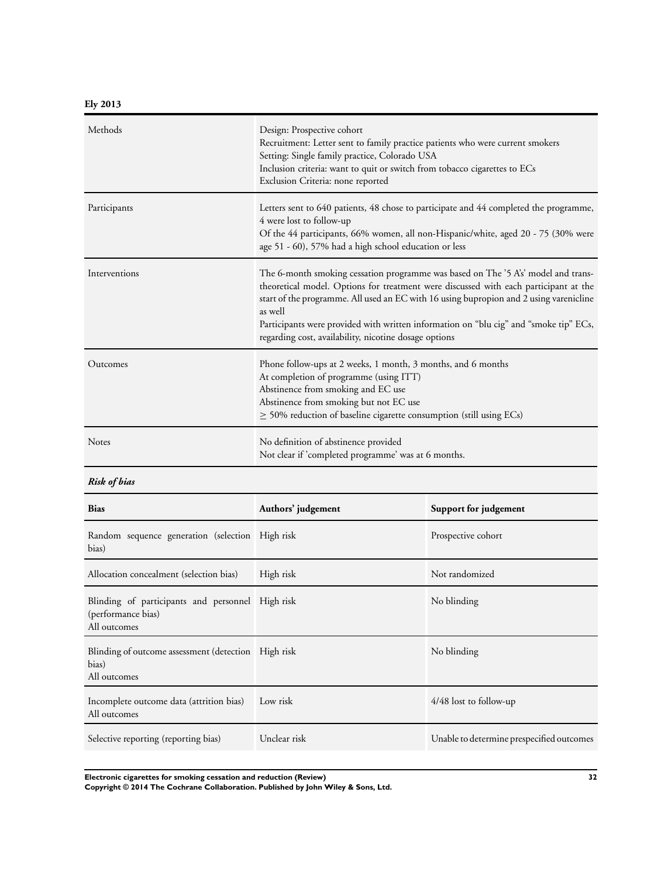**Ely 2013**

| | |
|---|---|
| Methods | Design: Prospective cohort<br>Recruitment: Letter sent to family practice patients who were current smokers<br>Setting: Single family practice, Colorado USA<br>Inclusion criteria: want to quit or switch from tobacco cigarettes to ECs<br>Exclusion Criteria: none reported |
| Participants | Letters sent to 640 patients, 48 chose to participate and 44 completed the programme, 4 were lost to follow-up<br>Of the 44 participants, 66% women, all non-Hispanic/white, aged 20 - 75 (30% were age 51 - 60), 57% had a high school education or less |
| Interventions | The 6-month smoking cessation programme was based on The '5 A's' model and trans-theoretical model. Options for treatment were discussed with each participant at the start of the programme. All used an EC with 16 using bupropion and 2 using varenicline as well<br>Participants were provided with written information on "blu cig" and "smoke tip" ECs, regarding cost, availability, nicotine dosage options |
| Outcomes | Phone follow-ups at 2 weeks, 1 month, 3 months, and 6 months<br>At completion of programme (using ITT)<br>Abstinence from smoking and EC use<br>Abstinence from smoking but not EC use<br>≥ 50% reduction of baseline cigarette consumption (still using ECs) |
| Notes | No definition of abstinence provided<br>Not clear if 'completed programme' was at 6 months. |

***Risk of bias***

| Bias | Authors' judgement | Support for judgement |
|---|---|---|
| Random sequence generation (selection bias) | High risk | Prospective cohort |
| Allocation concealment (selection bias) | High risk | Not randomized |
| Blinding of participants and personnel (performance bias)<br>All outcomes | High risk | No blinding |
| Blinding of outcome assessment (detection bias)<br>All outcomes | High risk | No blinding |
| Incomplete outcome data (attrition bias)<br>All outcomes | Low risk | 4/48 lost to follow-up |
| Selective reporting (reporting bias) | Unclear risk | Unable to determine prespecified outcomes |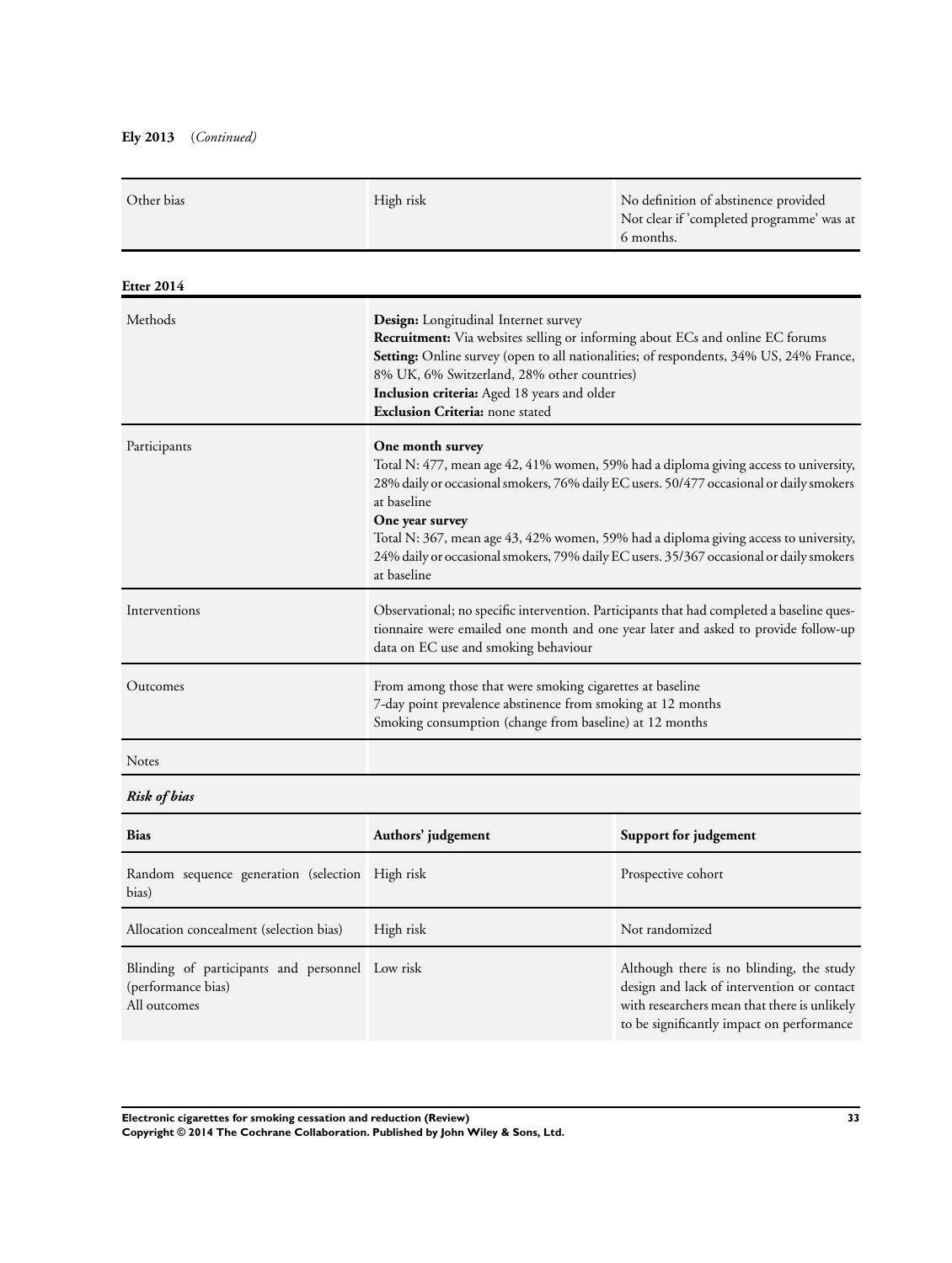**Ely 2013** (*Continued*)

| | | |
|---|---|---|
| Other bias | High risk | No definition of abstinence provided<br>Not clear if 'completed programme' was at 6 months. |

**Etter 2014**

| | |
|---|---|
| Methods | **Design:** Longitudinal Internet survey<br>**Recruitment:** Via websites selling or informing about ECs and online EC forums<br>**Setting:** Online survey (open to all nationalities; of respondents, 34% US, 24% France, 8% UK, 6% Switzerland, 28% other countries)<br>**Inclusion criteria:** Aged 18 years and older<br>**Exclusion Criteria:** none stated |
| Participants | **One month survey**<br>Total N: 477, mean age 42, 41% women, 59% had a diploma giving access to university, 28% daily or occasional smokers, 76% daily EC users. 50/477 occasional or daily smokers at baseline<br>**One year survey**<br>Total N: 367, mean age 43, 42% women, 59% had a diploma giving access to university, 24% daily or occasional smokers, 79% daily EC users. 35/367 occasional or daily smokers at baseline |
| Interventions | Observational; no specific intervention. Participants that had completed a baseline questionnaire were emailed one month and one year later and asked to provide follow-up data on EC use and smoking behaviour |
| Outcomes | From among those that were smoking cigarettes at baseline<br>7-day point prevalence abstinence from smoking at 12 months<br>Smoking consumption (change from baseline) at 12 months |
| Notes | |

***Risk of bias***

| Bias | Authors' judgement | Support for judgement |
|---|---|---|
| Random sequence generation (selection bias) | High risk | Prospective cohort |
| Allocation concealment (selection bias) | High risk | Not randomized |
| Blinding of participants and personnel (performance bias)<br>All outcomes | Low risk | Although there is no blinding, the study design and lack of intervention or contact with researchers mean that there is unlikely to be significantly impact on performance |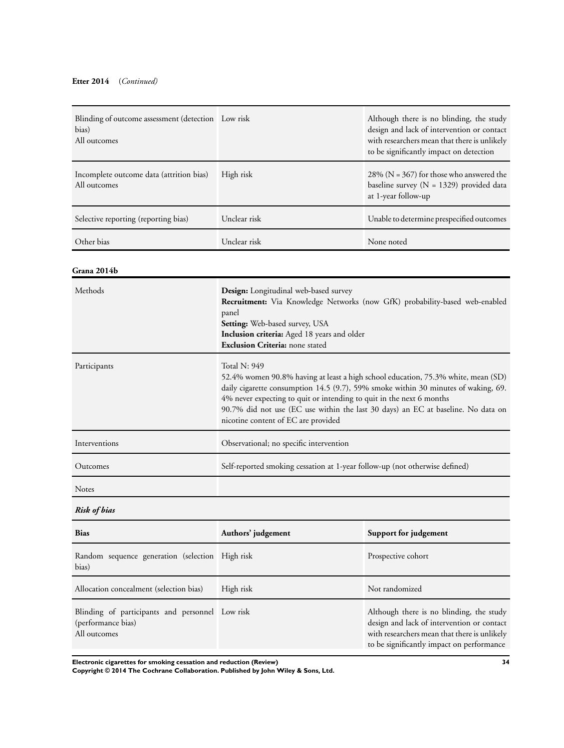**Etter 2014** (*Continued*)

| | | |
|---|---|---|
| Blinding of outcome assessment (detection bias)<br>All outcomes | Low risk | Although there is no blinding, the study design and lack of intervention or contact with researchers mean that there is unlikely to be significantly impact on detection |
| Incomplete outcome data (attrition bias)<br>All outcomes | High risk | 28% (N = 367) for those who answered the baseline survey (N = 1329) provided data at 1-year follow-up |
| Selective reporting (reporting bias) | Unclear risk | Unable to determine prespecified outcomes |
| Other bias | Unclear risk | None noted |

**Grana 2014b**

| | |
|---|---|
| Methods | **Design:** Longitudinal web-based survey<br>**Recruitment:** Via Knowledge Networks (now GfK) probability-based web-enabled panel<br>**Setting:** Web-based survey, USA<br>**Inclusion criteria:** Aged 18 years and older<br>**Exclusion Criteria:** none stated |
| Participants | Total N: 949<br>52.4% women 90.8% having at least a high school education, 75.3% white, mean (SD) daily cigarette consumption 14.5 (9.7), 59% smoke within 30 minutes of waking, 69.4% never expecting to quit or intending to quit in the next 6 months<br>90.7% did not use (EC use within the last 30 days) an EC at baseline. No data on nicotine content of EC are provided |
| Interventions | Observational; no specific intervention |
| Outcomes | Self-reported smoking cessation at 1-year follow-up (not otherwise defined) |
| Notes | |

***Risk of bias***

| Bias | Authors' judgement | Support for judgement |
|---|---|---|
| Random sequence generation (selection bias) | High risk | Prospective cohort |
| Allocation concealment (selection bias) | High risk | Not randomized |
| Blinding of participants and personnel (performance bias)<br>All outcomes | Low risk | Although there is no blinding, the study design and lack of intervention or contact with researchers mean that there is unlikely to be significantly impact on performance |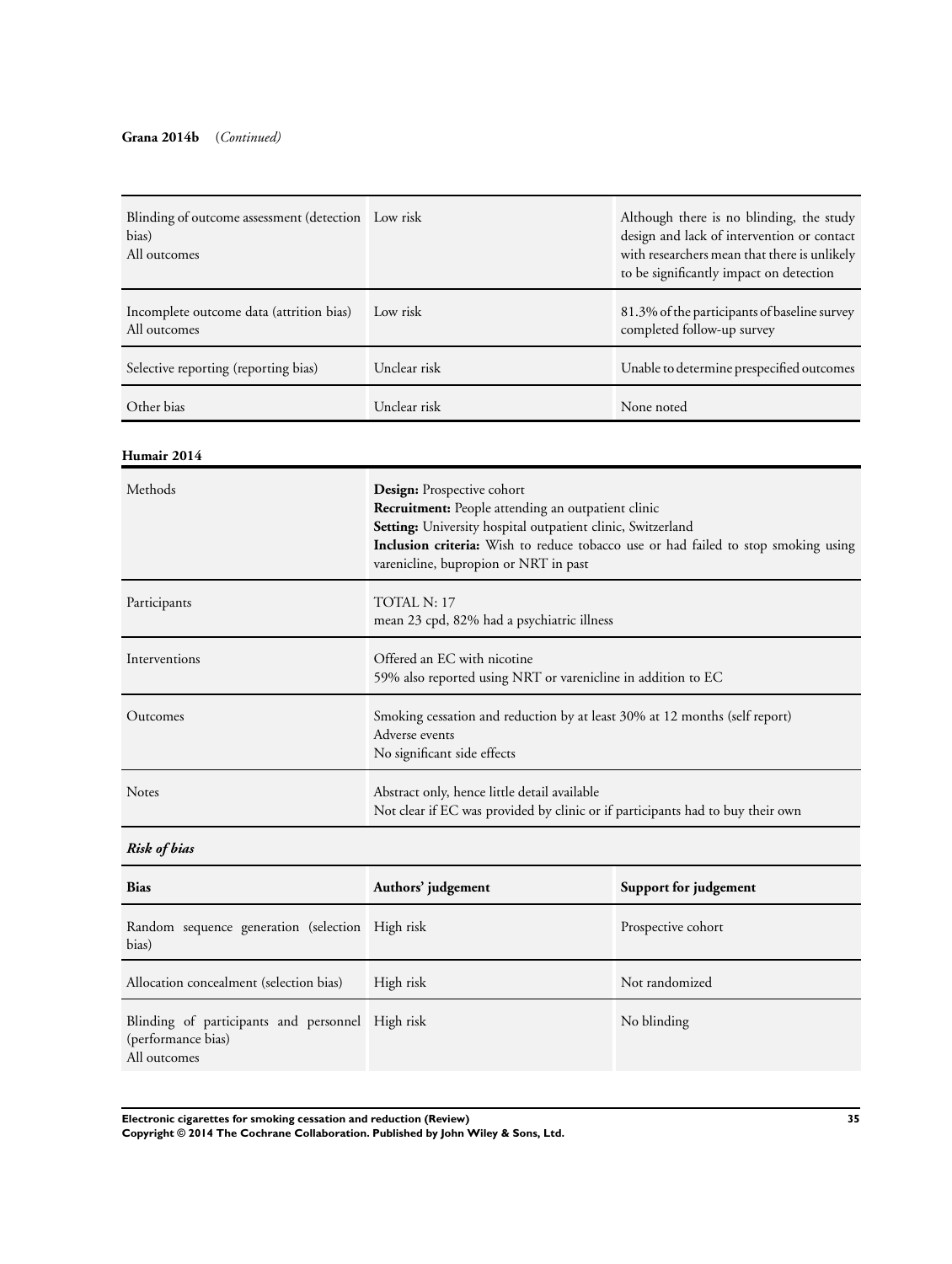**Grana 2014b** (*Continued*)

| | | |
|---|---|---|
| Blinding of outcome assessment (detection bias)<br>All outcomes | Low risk | Although there is no blinding, the study design and lack of intervention or contact with researchers mean that there is unlikely to be significantly impact on detection |
| Incomplete outcome data (attrition bias)<br>All outcomes | Low risk | 81.3% of the participants of baseline survey completed follow-up survey |
| Selective reporting (reporting bias) | Unclear risk | Unable to determine prespecified outcomes |
| Other bias | Unclear risk | None noted |

**Humair 2014**

| | |
|---|---|
| Methods | **Design:** Prospective cohort<br>**Recruitment:** People attending an outpatient clinic<br>**Setting:** University hospital outpatient clinic, Switzerland<br>**Inclusion criteria:** Wish to reduce tobacco use or had failed to stop smoking using varenicline, bupropion or NRT in past |
| Participants | TOTAL N: 17<br>mean 23 cpd, 82% had a psychiatric illness |
| Interventions | Offered an EC with nicotine<br>59% also reported using NRT or varenicline in addition to EC |
| Outcomes | Smoking cessation and reduction by at least 30% at 12 months (self report)<br>Adverse events<br>No significant side effects |
| Notes | Abstract only, hence little detail available<br>Not clear if EC was provided by clinic or if participants had to buy their own |

***Risk of bias***

| Bias | Authors' judgement | Support for judgement |
|---|---|---|
| Random sequence generation (selection bias) | High risk | Prospective cohort |
| Allocation concealment (selection bias) | High risk | Not randomized |
| Blinding of participants and personnel (performance bias)<br>All outcomes | High risk | No blinding |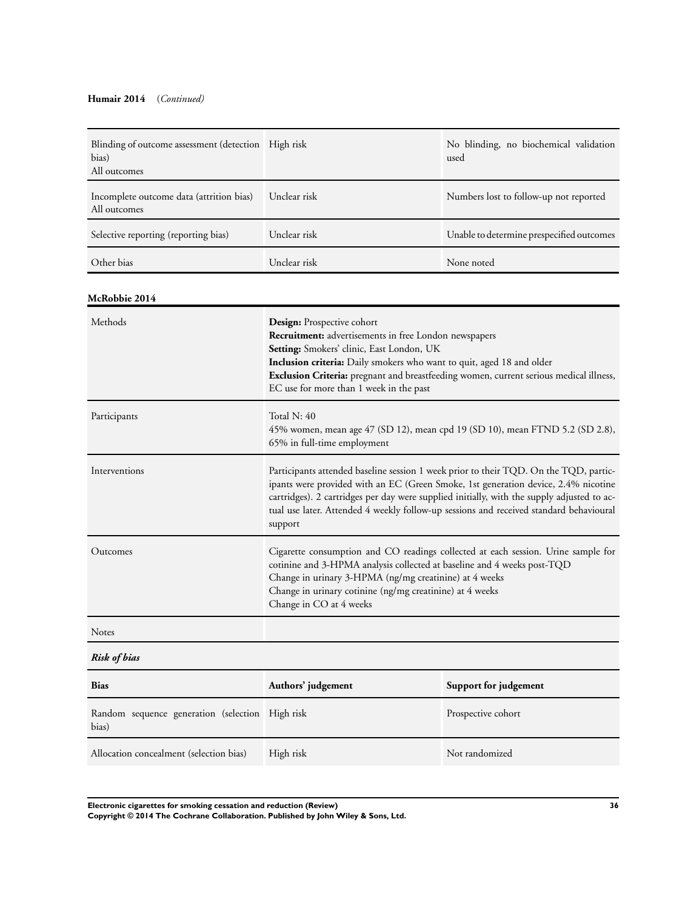**Humair 2014** (*Continued*)

| | | |
|---|---|---|
| Blinding of outcome assessment (detection bias)<br>All outcomes | High risk | No blinding, no biochemical validation used |
| Incomplete outcome data (attrition bias)<br>All outcomes | Unclear risk | Numbers lost to follow-up not reported |
| Selective reporting (reporting bias) | Unclear risk | Unable to determine prespecified outcomes |
| Other bias | Unclear risk | None noted |

**McRobbie 2014**

| | |
|---|---|
| Methods | **Design:** Prospective cohort<br>**Recruitment:** advertisements in free London newspapers<br>**Setting:** Smokers' clinic, East London, UK<br>**Inclusion criteria:** Daily smokers who want to quit, aged 18 and older<br>**Exclusion Criteria:** pregnant and breastfeeding women, current serious medical illness, EC use for more than 1 week in the past |
| Participants | Total N: 40<br>45% women, mean age 47 (SD 12), mean cpd 19 (SD 10), mean FTND 5.2 (SD 2.8), 65% in full-time employment |
| Interventions | Participants attended baseline session 1 week prior to their TQD. On the TQD, participants were provided with an EC (Green Smoke, 1st generation device, 2.4% nicotine cartridges). 2 cartridges per day were supplied initially, with the supply adjusted to actual use later. Attended 4 weekly follow-up sessions and received standard behavioural support |
| Outcomes | Cigarette consumption and CO readings collected at each session. Urine sample for cotinine and 3-HPMA analysis collected at baseline and 4 weeks post-TQD<br>Change in urinary 3-HPMA (ng/mg creatinine) at 4 weeks<br>Change in urinary cotinine (ng/mg creatinine) at 4 weeks<br>Change in CO at 4 weeks |
| Notes | |

***Risk of bias***

| Bias | Authors' judgement | Support for judgement |
|---|---|---|
| Random sequence generation (selection bias) | High risk | Prospective cohort |
| Allocation concealment (selection bias) | High risk | Not randomized |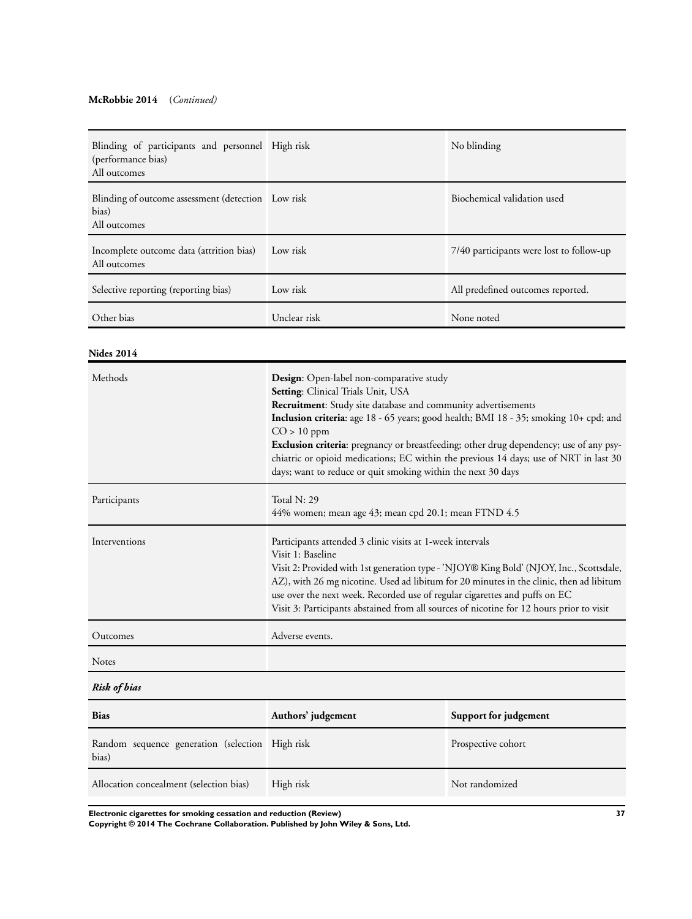**McRobbie 2014** (*Continued*)

| | | |
|---|---|---|
| Blinding of participants and personnel (performance bias)<br>All outcomes | High risk | No blinding |
| Blinding of outcome assessment (detection bias)<br>All outcomes | Low risk | Biochemical validation used |
| Incomplete outcome data (attrition bias)<br>All outcomes | Low risk | 7/40 participants were lost to follow-up |
| Selective reporting (reporting bias) | Low risk | All predefined outcomes reported. |
| Other bias | Unclear risk | None noted |

**Nides 2014**

| | |
|---|---|
| Methods | **Design**: Open-label non-comparative study<br>**Setting**: Clinical Trials Unit, USA<br>**Recruitment**: Study site database and community advertisements<br>**Inclusion criteria**: age 18 - 65 years; good health; BMI 18 - 35; smoking 10+ cpd; and CO > 10 ppm<br>**Exclusion criteria**: pregnancy or breastfeeding; other drug dependency; use of any psychiatric or opioid medications; EC within the previous 14 days; use of NRT in last 30 days; want to reduce or quit smoking within the next 30 days |
| Participants | Total N: 29<br>44% women; mean age 43; mean cpd 20.1; mean FTND 4.5 |
| Interventions | Participants attended 3 clinic visits at 1-week intervals<br>Visit 1: Baseline<br>Visit 2: Provided with 1st generation type - 'NJOY® King Bold' (NJOY, Inc., Scottsdale, AZ), with 26 mg nicotine. Used ad libitum for 20 minutes in the clinic, then ad libitum use over the next week. Recorded use of regular cigarettes and puffs on EC<br>Visit 3: Participants abstained from all sources of nicotine for 12 hours prior to visit |
| Outcomes | Adverse events. |
| Notes | |

***Risk of bias***

| Bias | Authors' judgement | Support for judgement |
|---|---|---|
| Random sequence generation (selection bias) | High risk | Prospective cohort |
| Allocation concealment (selection bias) | High risk | Not randomized |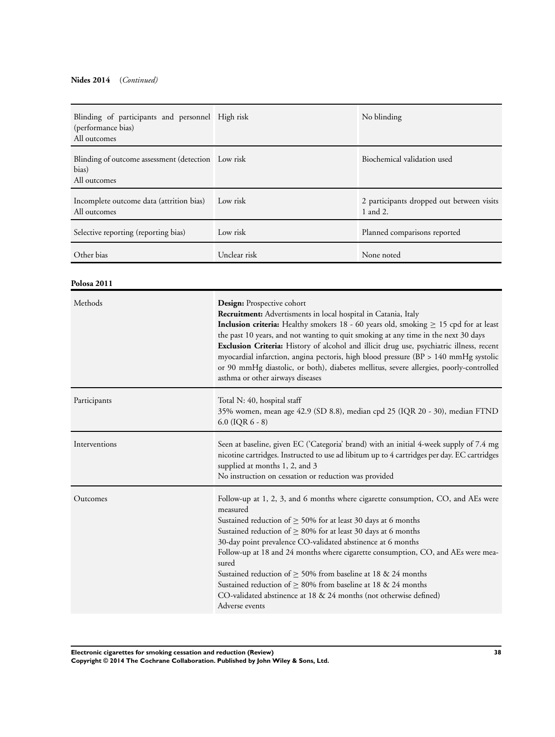**Nides 2014** (*Continued*)

| | | |
|---|---|---|
| Blinding of participants and personnel (performance bias)<br>All outcomes | High risk | No blinding |
| Blinding of outcome assessment (detection bias)<br>All outcomes | Low risk | Biochemical validation used |
| Incomplete outcome data (attrition bias)<br>All outcomes | Low risk | 2 participants dropped out between visits 1 and 2. |
| Selective reporting (reporting bias) | Low risk | Planned comparisons reported |
| Other bias | Unclear risk | None noted |

**Polosa 2011**

| | |
|---|---|
| Methods | **Design:** Prospective cohort<br>**Recruitment:** Advertisments in local hospital in Catania, Italy<br>**Inclusion criteria:** Healthy smokers 18 - 60 years old, smoking ≥ 15 cpd for at least the past 10 years, and not wanting to quit smoking at any time in the next 30 days<br>**Exclusion Criteria:** History of alcohol and illicit drug use, psychiatric illness, recent myocardial infarction, angina pectoris, high blood pressure (BP > 140 mmHg systolic or 90 mmHg diastolic, or both), diabetes mellitus, severe allergies, poorly-controlled asthma or other airways diseases |
| Participants | Total N: 40, hospital staff<br>35% women, mean age 42.9 (SD 8.8), median cpd 25 (IQR 20 - 30), median FTND 6.0 (IQR 6 - 8) |
| Interventions | Seen at baseline, given EC ('Categoria' brand) with an initial 4-week supply of 7.4 mg nicotine cartridges. Instructed to use ad libitum up to 4 cartridges per day. EC cartridges supplied at months 1, 2, and 3<br>No instruction on cessation or reduction was provided |
| Outcomes | Follow-up at 1, 2, 3, and 6 months where cigarette consumption, CO, and AEs were measured<br>Sustained reduction of ≥ 50% for at least 30 days at 6 months<br>Sustained reduction of ≥ 80% for at least 30 days at 6 months<br>30-day point prevalence CO-validated abstinence at 6 months<br>Follow-up at 18 and 24 months where cigarette consumption, CO, and AEs were measured<br>Sustained reduction of ≥ 50% from baseline at 18 & 24 months<br>Sustained reduction of ≥ 80% from baseline at 18 & 24 months<br>CO-validated abstinence at 18 & 24 months (not otherwise defined)<br>Adverse events |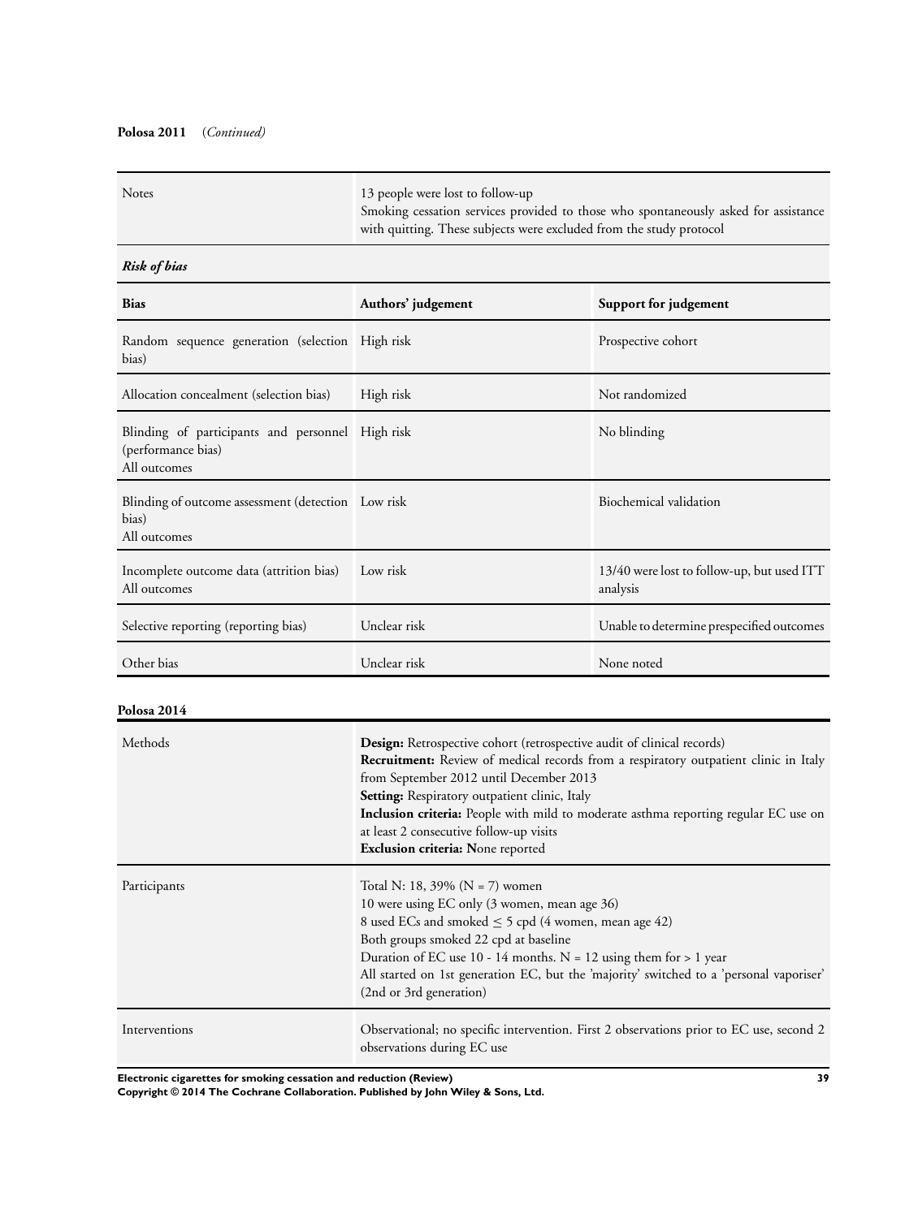**Polosa 2011** (*Continued*)

| | |
|---|---|
| Notes | 13 people were lost to follow-up<br>Smoking cessation services provided to those who spontaneously asked for assistance with quitting. These subjects were excluded from the study protocol |

***Risk of bias***

| Bias | Authors' judgement | Support for judgement |
|---|---|---|
| Random sequence generation (selection bias) | High risk | Prospective cohort |
| Allocation concealment (selection bias) | High risk | Not randomized |
| Blinding of participants and personnel (performance bias)<br>All outcomes | High risk | No blinding |
| Blinding of outcome assessment (detection bias)<br>All outcomes | Low risk | Biochemical validation |
| Incomplete outcome data (attrition bias)<br>All outcomes | Low risk | 13/40 were lost to follow-up, but used ITT analysis |
| Selective reporting (reporting bias) | Unclear risk | Unable to determine prespecified outcomes |
| Other bias | Unclear risk | None noted |

**Polosa 2014**

| | |
|---|---|
| Methods | **Design:** Retrospective cohort (retrospective audit of clinical records)<br>**Recruitment:** Review of medical records from a respiratory outpatient clinic in Italy from September 2012 until December 2013<br>**Setting:** Respiratory outpatient clinic, Italy<br>**Inclusion criteria:** People with mild to moderate asthma reporting regular EC use on at least 2 consecutive follow-up visits<br>**Exclusion criteria: N**one reported |
| Participants | Total N: 18, 39% (N = 7) women<br>10 were using EC only (3 women, mean age 36)<br>8 used ECs and smoked ≤ 5 cpd (4 women, mean age 42)<br>Both groups smoked 22 cpd at baseline<br>Duration of EC use 10 - 14 months. N = 12 using them for > 1 year<br>All started on 1st generation EC, but the 'majority' switched to a 'personal vaporiser' (2nd or 3rd generation) |
| Interventions | Observational; no specific intervention. First 2 observations prior to EC use, second 2 observations during EC use |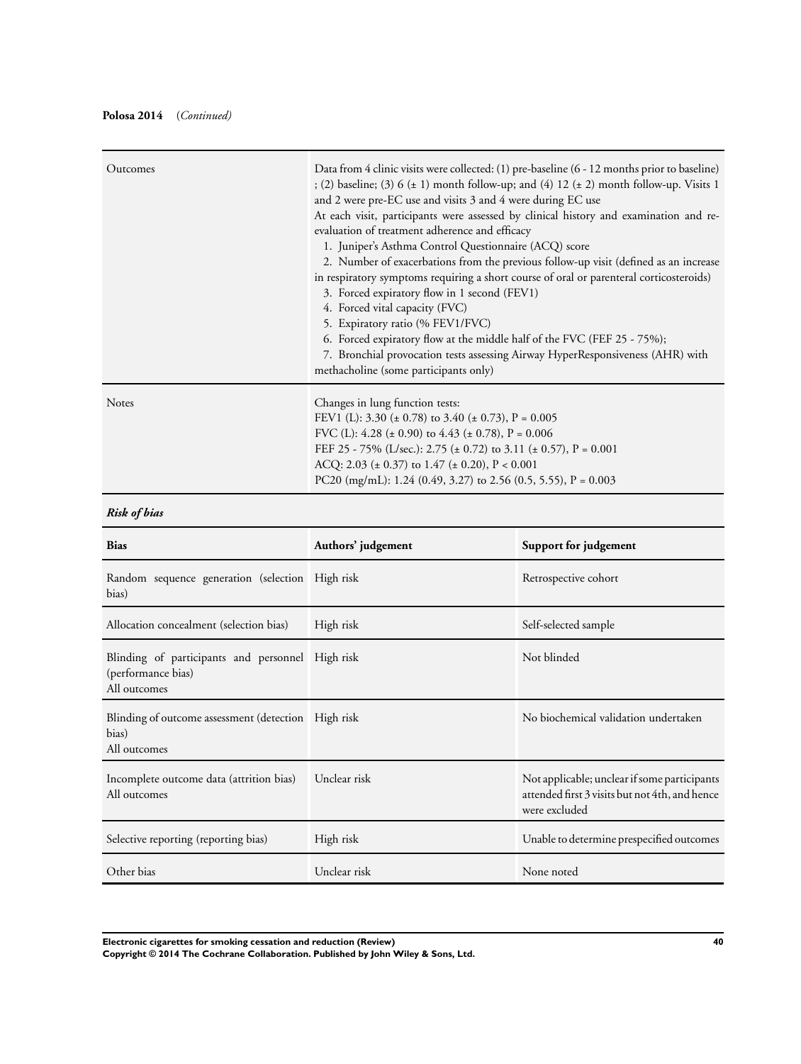**Polosa 2014** (*Continued*)

| | |
|---|---|
| Outcomes | Data from 4 clinic visits were collected: (1) pre-baseline (6 - 12 months prior to baseline); (2) baseline; (3) 6 (± 1) month follow-up; and (4) 12 (± 2) month follow-up. Visits 1 and 2 were pre-EC use and visits 3 and 4 were during EC use<br>At each visit, participants were assessed by clinical history and examination and re-evaluation of treatment adherence and efficacy<br>1. Juniper's Asthma Control Questionnaire (ACQ) score<br>2. Number of exacerbations from the previous follow-up visit (defined as an increase in respiratory symptoms requiring a short course of oral or parenteral corticosteroids)<br>3. Forced expiratory flow in 1 second (FEV1)<br>4. Forced vital capacity (FVC)<br>5. Expiratory ratio (% FEV1/FVC)<br>6. Forced expiratory flow at the middle half of the FVC (FEF 25 - 75%);<br>7. Bronchial provocation tests assessing Airway HyperResponsiveness (AHR) with methacholine (some participants only) |
| Notes | Changes in lung function tests:<br>FEV1 (L): 3.30 (± 0.78) to 3.40 (± 0.73), P = 0.005<br>FVC (L): 4.28 (± 0.90) to 4.43 (± 0.78), P = 0.006<br>FEF 25 - 75% (L/sec.): 2.75 (± 0.72) to 3.11 (± 0.57), P = 0.001<br>ACQ: 2.03 (± 0.37) to 1.47 (± 0.20), P < 0.001<br>PC20 (mg/mL): 1.24 (0.49, 3.27) to 2.56 (0.5, 5.55), P = 0.003 |

***Risk of bias***

| Bias | Authors' judgement | Support for judgement |
|---|---|---|
| Random sequence generation (selection bias) | High risk | Retrospective cohort |
| Allocation concealment (selection bias) | High risk | Self-selected sample |
| Blinding of participants and personnel (performance bias)<br>All outcomes | High risk | Not blinded |
| Blinding of outcome assessment (detection bias)<br>All outcomes | High risk | No biochemical validation undertaken |
| Incomplete outcome data (attrition bias)<br>All outcomes | Unclear risk | Not applicable; unclear if some participants attended first 3 visits but not 4th, and hence were excluded |
| Selective reporting (reporting bias) | High risk | Unable to determine prespecified outcomes |
| Other bias | Unclear risk | None noted |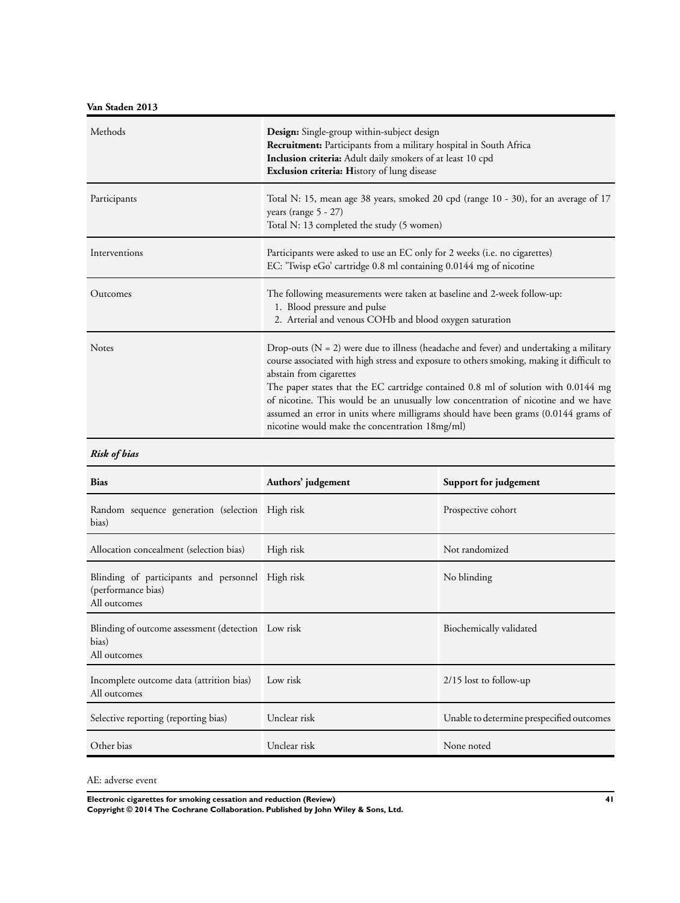**Van Staden 2013**

| | |
|---|---|
| Methods | **Design:** Single-group within-subject design<br>**Recruitment:** Participants from a military hospital in South Africa<br>**Inclusion criteria:** Adult daily smokers of at least 10 cpd<br>**Exclusion criteria: H**istory of lung disease |
| Participants | Total N: 15, mean age 38 years, smoked 20 cpd (range 10 - 30), for an average of 17 years (range 5 - 27)<br>Total N: 13 completed the study (5 women) |
| Interventions | Participants were asked to use an EC only for 2 weeks (i.e. no cigarettes)<br>EC: 'Twisp eGo' cartridge 0.8 ml containing 0.0144 mg of nicotine |
| Outcomes | The following measurements were taken at baseline and 2-week follow-up:<br>1. Blood pressure and pulse<br>2. Arterial and venous COHb and blood oxygen saturation |
| Notes | Drop-outs (N = 2) were due to illness (headache and fever) and undertaking a military course associated with high stress and exposure to others smoking, making it difficult to abstain from cigarettes<br>The paper states that the EC cartridge contained 0.8 ml of solution with 0.0144 mg of nicotine. This would be an unusually low concentration of nicotine and we have assumed an error in units where milligrams should have been grams (0.0144 grams of nicotine would make the concentration 18mg/ml) |

***Risk of bias***

| **Bias** | **Authors' judgement** | **Support for judgement** |
|---|---|---|
| Random sequence generation (selection bias) | High risk | Prospective cohort |
| Allocation concealment (selection bias) | High risk | Not randomized |
| Blinding of participants and personnel (performance bias)<br>All outcomes | High risk | No blinding |
| Blinding of outcome assessment (detection bias)<br>All outcomes | Low risk | Biochemically validated |
| Incomplete outcome data (attrition bias)<br>All outcomes | Low risk | 2/15 lost to follow-up |
| Selective reporting (reporting bias) | Unclear risk | Unable to determine prespecified outcomes |
| Other bias | Unclear risk | None noted |

AE: adverse event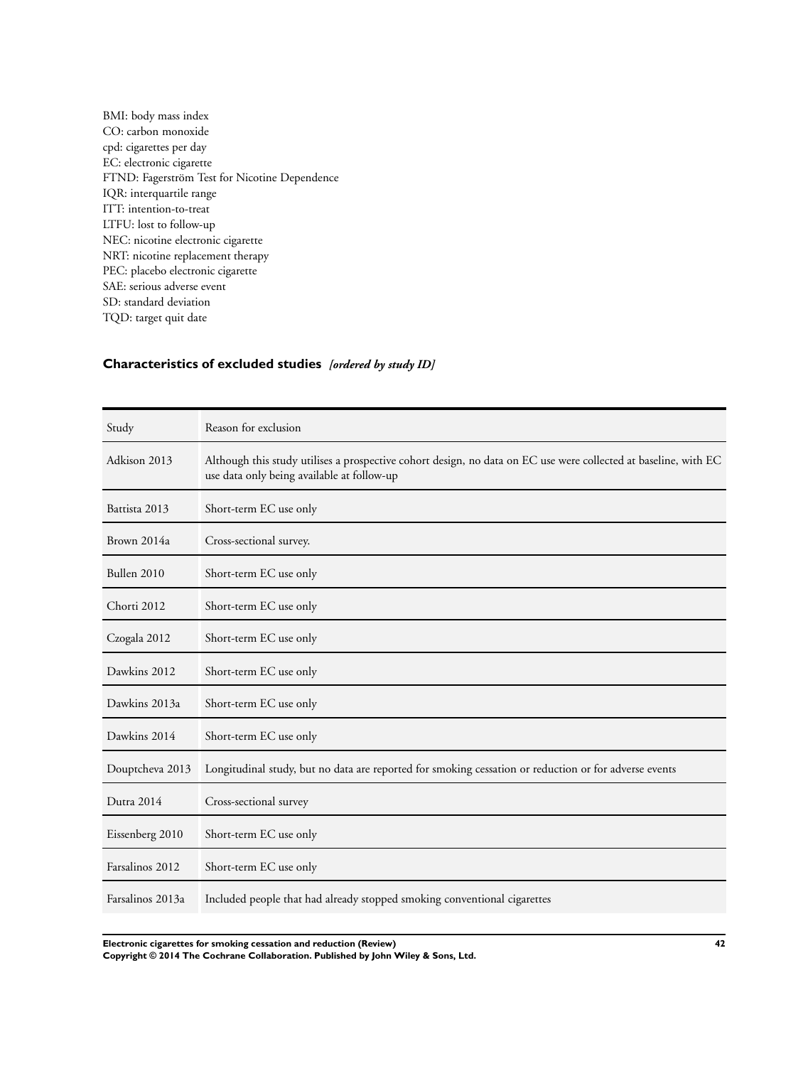BMI: body mass index
CO: carbon monoxide
cpd: cigarettes per day
EC: electronic cigarette
FTND: Fagerström Test for Nicotine Dependence
IQR: interquartile range
ITT: intention-to-treat
LTFU: lost to follow-up
NEC: nicotine electronic cigarette
NRT: nicotine replacement therapy
PEC: placebo electronic cigarette
SAE: serious adverse event
SD: standard deviation
TQD: target quit date

## Characteristics of excluded studies *[ordered by study ID]*

| Study | Reason for exclusion |
|---|---|
| Adkison 2013 | Although this study utilises a prospective cohort design, no data on EC use were collected at baseline, with EC use data only being available at follow-up |
| Battista 2013 | Short-term EC use only |
| Brown 2014a | Cross-sectional survey. |
| Bullen 2010 | Short-term EC use only |
| Chorti 2012 | Short-term EC use only |
| Czogala 2012 | Short-term EC use only |
| Dawkins 2012 | Short-term EC use only |
| Dawkins 2013a | Short-term EC use only |
| Dawkins 2014 | Short-term EC use only |
| Douptcheva 2013 | Longitudinal study, but no data are reported for smoking cessation or reduction or for adverse events |
| Dutra 2014 | Cross-sectional survey |
| Eissenberg 2010 | Short-term EC use only |
| Farsalinos 2012 | Short-term EC use only |
| Farsalinos 2013a | Included people that had already stopped smoking conventional cigarettes |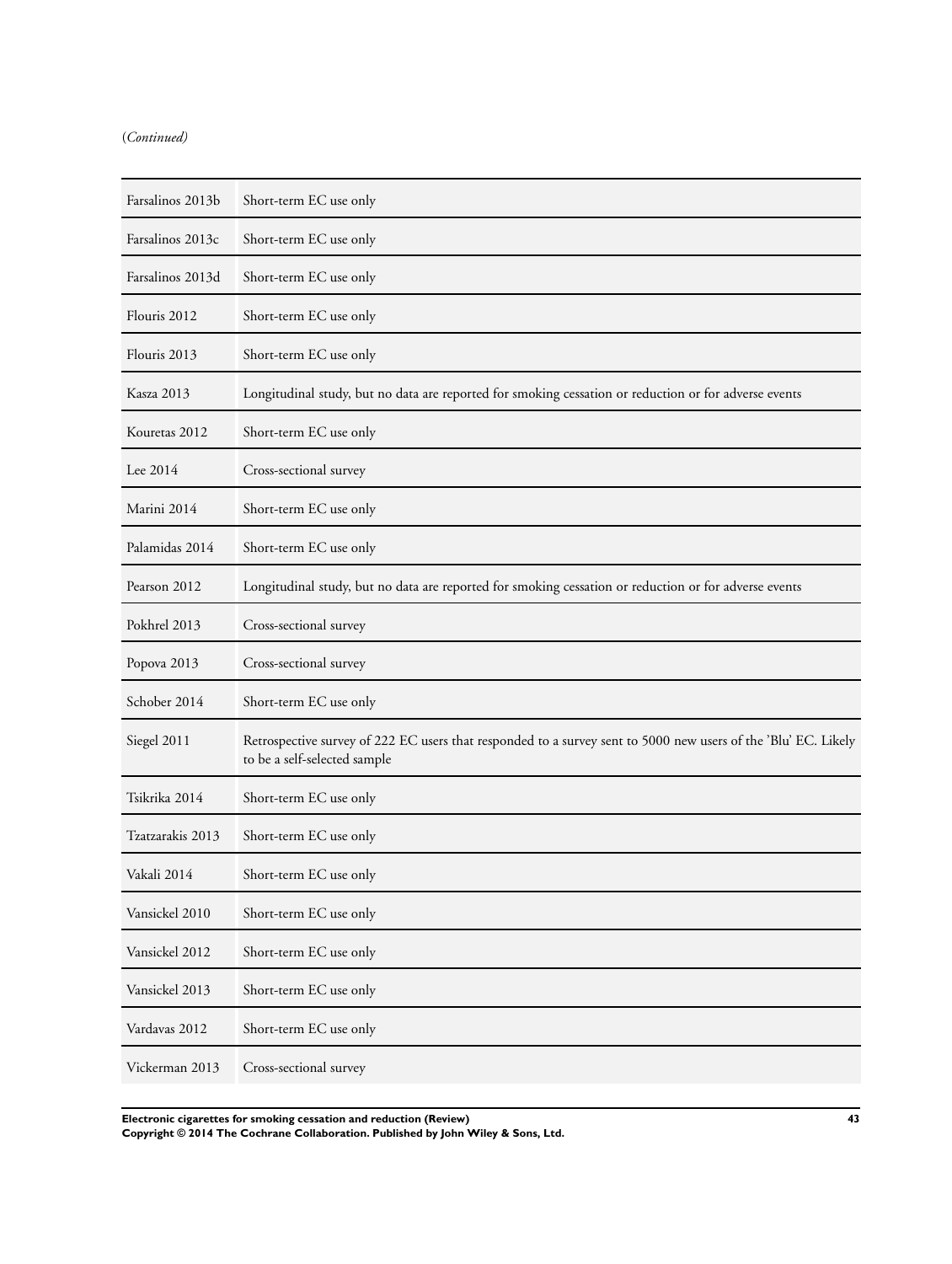(*Continued)*

| | |
|---|---|
| Farsalinos 2013b | Short-term EC use only |
| Farsalinos 2013c | Short-term EC use only |
| Farsalinos 2013d | Short-term EC use only |
| Flouris 2012 | Short-term EC use only |
| Flouris 2013 | Short-term EC use only |
| Kasza 2013 | Longitudinal study, but no data are reported for smoking cessation or reduction or for adverse events |
| Kouretas 2012 | Short-term EC use only |
| Lee 2014 | Cross-sectional survey |
| Marini 2014 | Short-term EC use only |
| Palamidas 2014 | Short-term EC use only |
| Pearson 2012 | Longitudinal study, but no data are reported for smoking cessation or reduction or for adverse events |
| Pokhrel 2013 | Cross-sectional survey |
| Popova 2013 | Cross-sectional survey |
| Schober 2014 | Short-term EC use only |
| Siegel 2011 | Retrospective survey of 222 EC users that responded to a survey sent to 5000 new users of the 'Blu' EC. Likely to be a self-selected sample |
| Tsikrika 2014 | Short-term EC use only |
| Tzatzarakis 2013 | Short-term EC use only |
| Vakali 2014 | Short-term EC use only |
| Vansickel 2010 | Short-term EC use only |
| Vansickel 2012 | Short-term EC use only |
| Vansickel 2013 | Short-term EC use only |
| Vardavas 2012 | Short-term EC use only |
| Vickerman 2013 | Cross-sectional survey |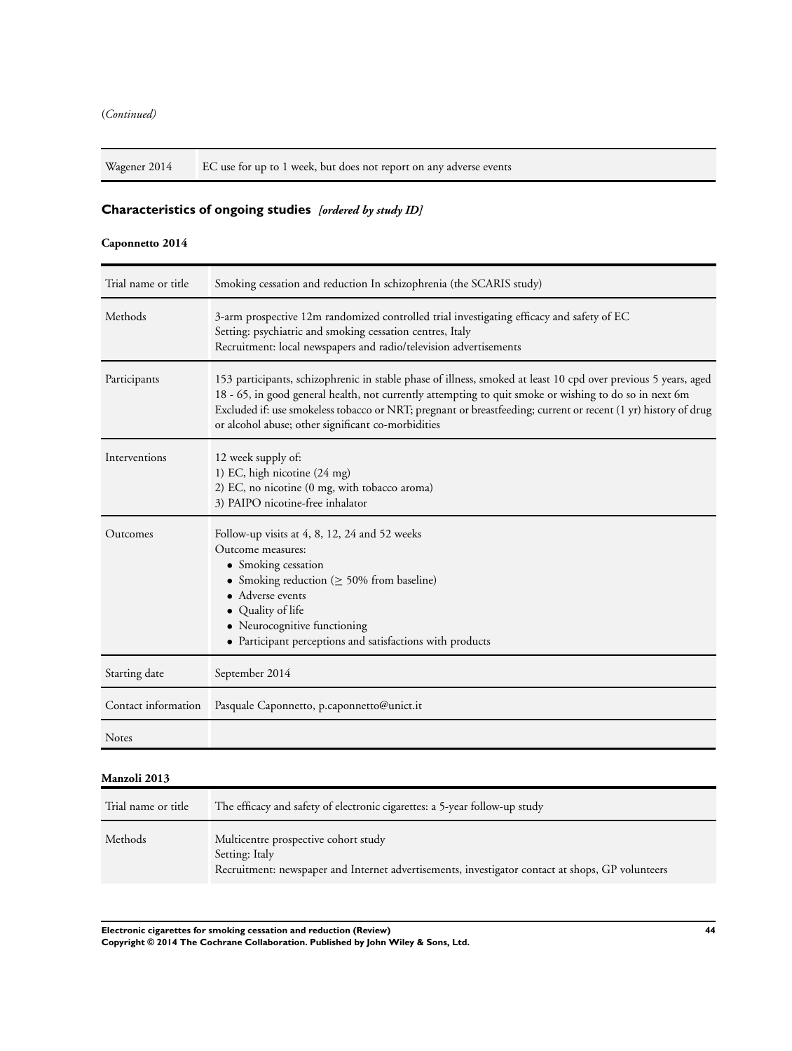(*Continued*)

| | |
|---|---|
| Wagener 2014 | EC use for up to 1 week, but does not report on any adverse events |

## Characteristics of ongoing studies *[ordered by study ID]*

### Caponnetto 2014

| | |
|---|---|
| Trial name or title | Smoking cessation and reduction In schizophrenia (the SCARIS study) |
| Methods | 3-arm prospective 12m randomized controlled trial investigating efficacy and safety of EC<br>Setting: psychiatric and smoking cessation centres, Italy<br>Recruitment: local newspapers and radio/television advertisements |
| Participants | 153 participants, schizophrenic in stable phase of illness, smoked at least 10 cpd over previous 5 years, aged 18 - 65, in good general health, not currently attempting to quit smoke or wishing to do so in next 6m<br>Excluded if: use smokeless tobacco or NRT; pregnant or breastfeeding; current or recent (1 yr) history of drug or alcohol abuse; other significant co-morbidities |
| Interventions | 12 week supply of:<br>1) EC, high nicotine (24 mg)<br>2) EC, no nicotine (0 mg, with tobacco aroma)<br>3) PAIPO nicotine-free inhalator |
| Outcomes | Follow-up visits at 4, 8, 12, 24 and 52 weeks<br>Outcome measures:<br>• Smoking cessation<br>• Smoking reduction (≥ 50% from baseline)<br>• Adverse events<br>• Quality of life<br>• Neurocognitive functioning<br>• Participant perceptions and satisfactions with products |
| Starting date | September 2014 |
| Contact information | Pasquale Caponnetto, p.caponnetto@unict.it |
| Notes | |

### Manzoli 2013

| | |
|---|---|
| Trial name or title | The efficacy and safety of electronic cigarettes: a 5-year follow-up study |
| Methods | Multicentre prospective cohort study<br>Setting: Italy<br>Recruitment: newspaper and Internet advertisements, investigator contact at shops, GP volunteers |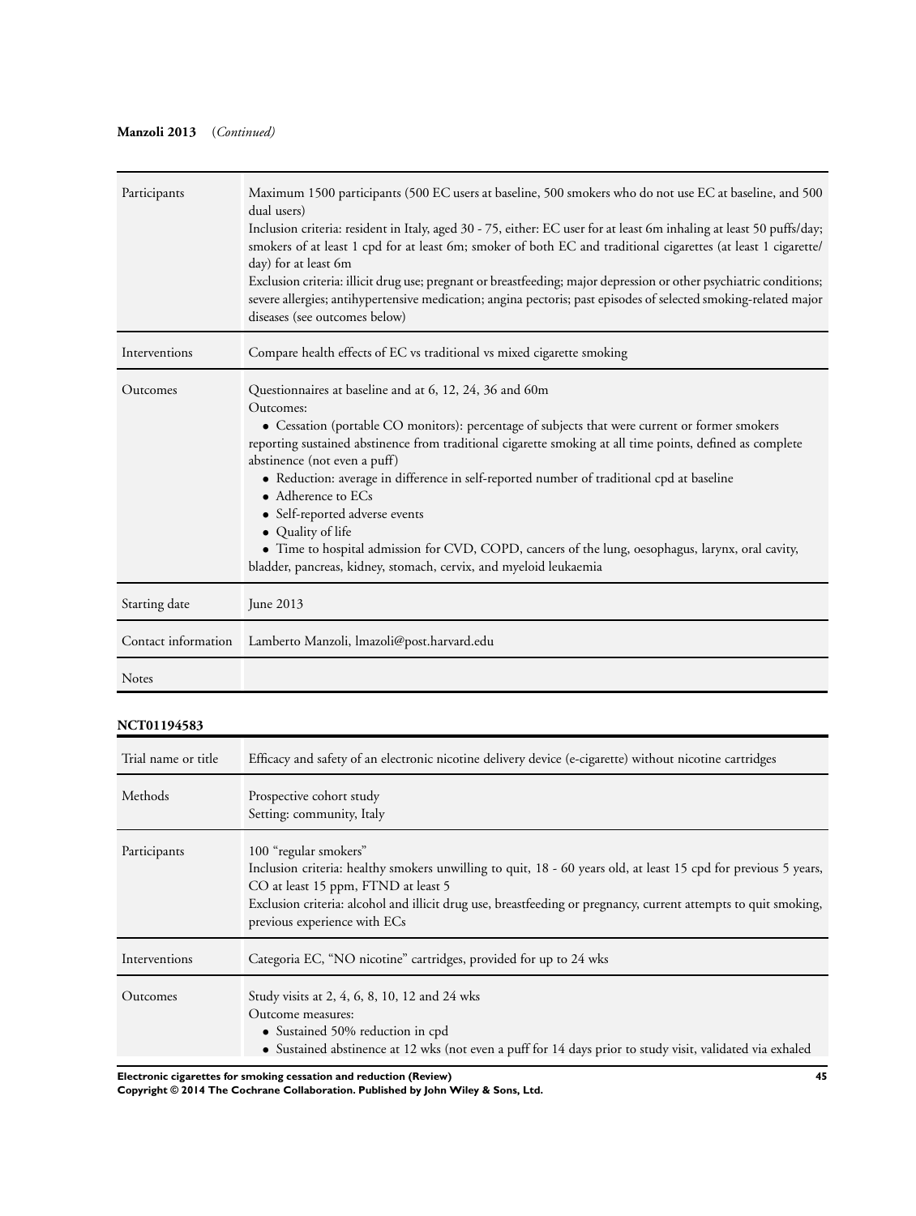**Manzoli 2013** (*Continued*)

| | |
|---|---|
| Participants | Maximum 1500 participants (500 EC users at baseline, 500 smokers who do not use EC at baseline, and 500 dual users)<br>Inclusion criteria: resident in Italy, aged 30 - 75, either: EC user for at least 6m inhaling at least 50 puffs/day; smokers of at least 1 cpd for at least 6m; smoker of both EC and traditional cigarettes (at least 1 cigarette/day) for at least 6m<br>Exclusion criteria: illicit drug use; pregnant or breastfeeding; major depression or other psychiatric conditions; severe allergies; antihypertensive medication; angina pectoris; past episodes of selected smoking-related major diseases (see outcomes below) |
| Interventions | Compare health effects of EC vs traditional vs mixed cigarette smoking |
| Outcomes | Questionnaires at baseline and at 6, 12, 24, 36 and 60m<br>Outcomes:<br>• Cessation (portable CO monitors): percentage of subjects that were current or former smokers reporting sustained abstinence from traditional cigarette smoking at all time points, defined as complete abstinence (not even a puff)<br>• Reduction: average in difference in self-reported number of traditional cpd at baseline<br>• Adherence to ECs<br>• Self-reported adverse events<br>• Quality of life<br>• Time to hospital admission for CVD, COPD, cancers of the lung, oesophagus, larynx, oral cavity, bladder, pancreas, kidney, stomach, cervix, and myeloid leukaemia |
| Starting date | June 2013 |
| Contact information | Lamberto Manzoli, lmazoli@post.harvard.edu |
| Notes | |

**NCT01194583**

| | |
|---|---|
| Trial name or title | Efficacy and safety of an electronic nicotine delivery device (e-cigarette) without nicotine cartridges |
| Methods | Prospective cohort study<br>Setting: community, Italy |
| Participants | 100 "regular smokers"<br>Inclusion criteria: healthy smokers unwilling to quit, 18 - 60 years old, at least 15 cpd for previous 5 years, CO at least 15 ppm, FTND at least 5<br>Exclusion criteria: alcohol and illicit drug use, breastfeeding or pregnancy, current attempts to quit smoking, previous experience with ECs |
| Interventions | Categoria EC, "NO nicotine" cartridges, provided for up to 24 wks |
| Outcomes | Study visits at 2, 4, 6, 8, 10, 12 and 24 wks<br>Outcome measures:<br>• Sustained 50% reduction in cpd<br>• Sustained abstinence at 12 wks (not even a puff for 14 days prior to study visit, validated via exhaled |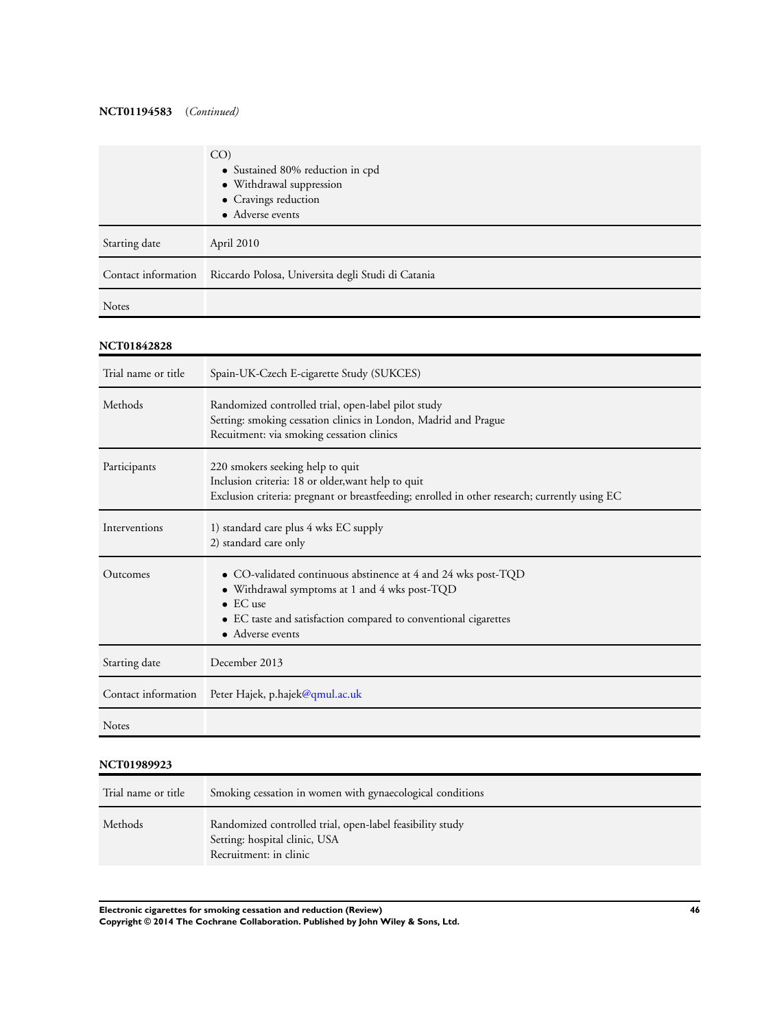**NCT01194583** (*Continued*)

| | |
|---|---|
| | CO)<br>• Sustained 80% reduction in cpd<br>• Withdrawal suppression<br>• Cravings reduction<br>• Adverse events |
| Starting date | April 2010 |
| Contact information | Riccardo Polosa, Universita degli Studi di Catania |
| Notes | |

**NCT01842828**

| | |
|---|---|
| Trial name or title | Spain-UK-Czech E-cigarette Study (SUKCES) |
| Methods | Randomized controlled trial, open-label pilot study<br>Setting: smoking cessation clinics in London, Madrid and Prague<br>Recuitment: via smoking cessation clinics |
| Participants | 220 smokers seeking help to quit<br>Inclusion criteria: 18 or older,want help to quit<br>Exclusion criteria: pregnant or breastfeeding; enrolled in other research; currently using EC |
| Interventions | 1) standard care plus 4 wks EC supply<br>2) standard care only |
| Outcomes | • CO-validated continuous abstinence at 4 and 24 wks post-TQD<br>• Withdrawal symptoms at 1 and 4 wks post-TQD<br>• EC use<br>• EC taste and satisfaction compared to conventional cigarettes<br>• Adverse events |
| Starting date | December 2013 |
| Contact information | Peter Hajek, p.hajek@qmul.ac.uk |
| Notes | |

**NCT01989923**

| | |
|---|---|
| Trial name or title | Smoking cessation in women with gynaecological conditions |
| Methods | Randomized controlled trial, open-label feasibility study<br>Setting: hospital clinic, USA<br>Recruitment: in clinic |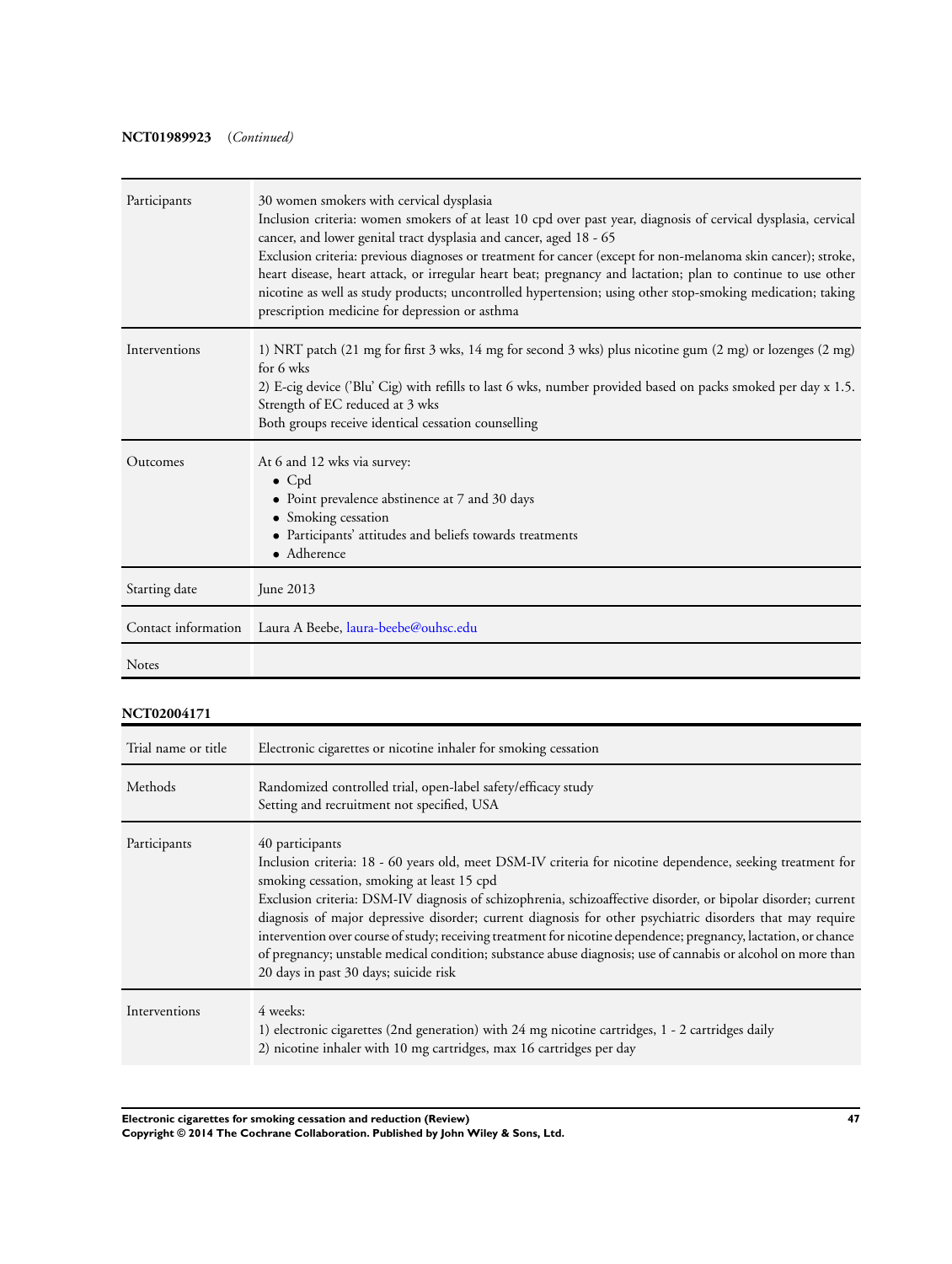**NCT01989923** (*Continued*)

| | |
|---|---|
| Participants | 30 women smokers with cervical dysplasia<br>Inclusion criteria: women smokers of at least 10 cpd over past year, diagnosis of cervical dysplasia, cervical cancer, and lower genital tract dysplasia and cancer, aged 18 - 65<br>Exclusion criteria: previous diagnoses or treatment for cancer (except for non-melanoma skin cancer); stroke, heart disease, heart attack, or irregular heart beat; pregnancy and lactation; plan to continue to use other nicotine as well as study products; uncontrolled hypertension; using other stop-smoking medication; taking prescription medicine for depression or asthma |
| Interventions | 1) NRT patch (21 mg for first 3 wks, 14 mg for second 3 wks) plus nicotine gum (2 mg) or lozenges (2 mg) for 6 wks<br>2) E-cig device ('Blu' Cig) with refills to last 6 wks, number provided based on packs smoked per day x 1.5. Strength of EC reduced at 3 wks<br>Both groups receive identical cessation counselling |
| Outcomes | At 6 and 12 wks via survey:<br>• Cpd<br>• Point prevalence abstinence at 7 and 30 days<br>• Smoking cessation<br>• Participants' attitudes and beliefs towards treatments<br>• Adherence |
| Starting date | June 2013 |
| Contact information | Laura A Beebe, laura-beebe@ouhsc.edu |
| Notes | |

**NCT02004171**

| | |
|---|---|
| Trial name or title | Electronic cigarettes or nicotine inhaler for smoking cessation |
| Methods | Randomized controlled trial, open-label safety/efficacy study<br>Setting and recruitment not specified, USA |
| Participants | 40 participants<br>Inclusion criteria: 18 - 60 years old, meet DSM-IV criteria for nicotine dependence, seeking treatment for smoking cessation, smoking at least 15 cpd<br>Exclusion criteria: DSM-IV diagnosis of schizophrenia, schizoaffective disorder, or bipolar disorder; current diagnosis of major depressive disorder; current diagnosis for other psychiatric disorders that may require intervention over course of study; receiving treatment for nicotine dependence; pregnancy, lactation, or chance of pregnancy; unstable medical condition; substance abuse diagnosis; use of cannabis or alcohol on more than 20 days in past 30 days; suicide risk |
| Interventions | 4 weeks:<br>1) electronic cigarettes (2nd generation) with 24 mg nicotine cartridges, 1 - 2 cartridges daily<br>2) nicotine inhaler with 10 mg cartridges, max 16 cartridges per day |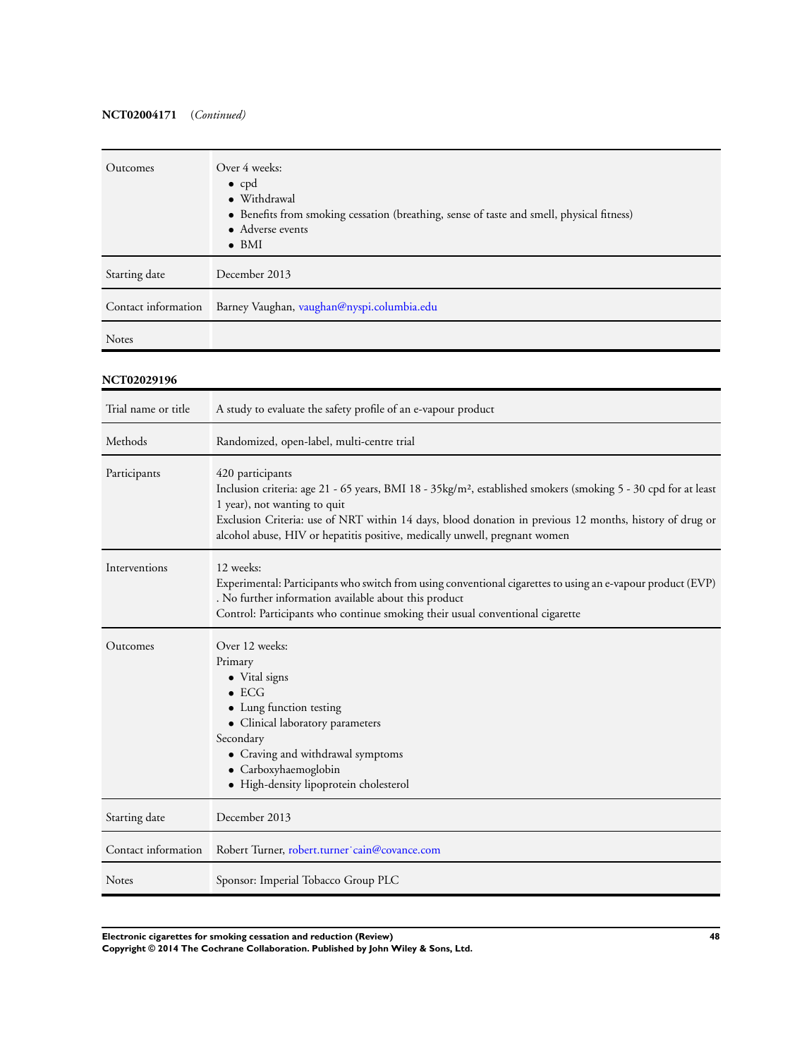**NCT02004171** (*Continued*)

| | |
|---|---|
| Outcomes | Over 4 weeks:<br>• cpd<br>• Withdrawal<br>• Benefits from smoking cessation (breathing, sense of taste and smell, physical fitness)<br>• Adverse events<br>• BMI |
| Starting date | December 2013 |
| Contact information | Barney Vaughan, vaughan@nyspi.columbia.edu |
| Notes | |

**NCT02029196**

| | |
|---|---|
| Trial name or title | A study to evaluate the safety profile of an e-vapour product |
| Methods | Randomized, open-label, multi-centre trial |
| Participants | 420 participants<br>Inclusion criteria: age 21 - 65 years, BMI 18 - 35kg/m², established smokers (smoking 5 - 30 cpd for at least 1 year), not wanting to quit<br>Exclusion Criteria: use of NRT within 14 days, blood donation in previous 12 months, history of drug or alcohol abuse, HIV or hepatitis positive, medically unwell, pregnant women |
| Interventions | 12 weeks:<br>Experimental: Participants who switch from using conventional cigarettes to using an e-vapour product (EVP) . No further information available about this product<br>Control: Participants who continue smoking their usual conventional cigarette |
| Outcomes | Over 12 weeks:<br>Primary<br>• Vital signs<br>• ECG<br>• Lung function testing<br>• Clinical laboratory parameters<br>Secondary<br>• Craving and withdrawal symptoms<br>• Carboxyhaemoglobin<br>• High-density lipoprotein cholesterol |
| Starting date | December 2013 |
| Contact information | Robert Turner, robert.turner˙cain@covance.com |
| Notes | Sponsor: Imperial Tobacco Group PLC |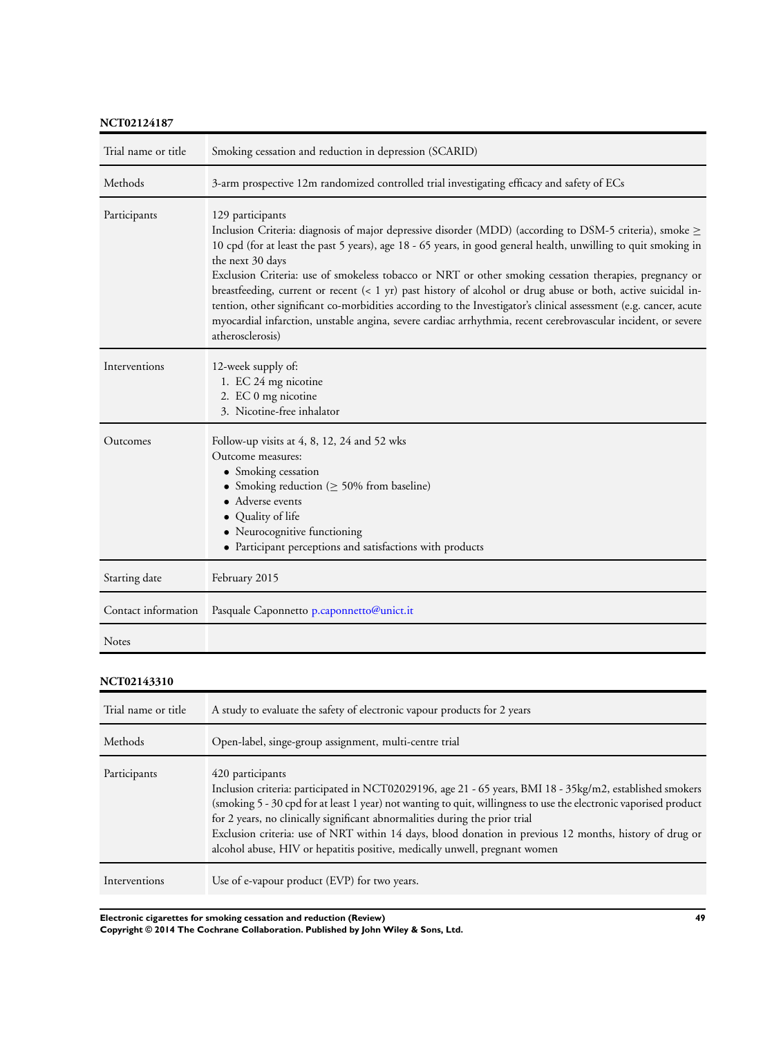**NCT02124187**

| Trial name or title | Smoking cessation and reduction in depression (SCARID) |
|---|---|
| Methods | 3-arm prospective 12m randomized controlled trial investigating efficacy and safety of ECs |
| Participants | 129 participants<br>Inclusion Criteria: diagnosis of major depressive disorder (MDD) (according to DSM-5 criteria), smoke ≥ 10 cpd (for at least the past 5 years), age 18 - 65 years, in good general health, unwilling to quit smoking in the next 30 days<br>Exclusion Criteria: use of smokeless tobacco or NRT or other smoking cessation therapies, pregnancy or breastfeeding, current or recent (< 1 yr) past history of alcohol or drug abuse or both, active suicidal intention, other significant co-morbidities according to the Investigator's clinical assessment (e.g. cancer, acute myocardial infarction, unstable angina, severe cardiac arrhythmia, recent cerebrovascular incident, or severe atherosclerosis) |
| Interventions | 12-week supply of:<br>1. EC 24 mg nicotine<br>2. EC 0 mg nicotine<br>3. Nicotine-free inhalator |
| Outcomes | Follow-up visits at 4, 8, 12, 24 and 52 wks<br>Outcome measures:<br>• Smoking cessation<br>• Smoking reduction (≥ 50% from baseline)<br>• Adverse events<br>• Quality of life<br>• Neurocognitive functioning<br>• Participant perceptions and satisfactions with products |
| Starting date | February 2015 |
| Contact information | Pasquale Caponnetto p.caponnetto@unict.it |
| Notes | |

**NCT02143310**

| Trial name or title | A study to evaluate the safety of electronic vapour products for 2 years |
|---|---|
| Methods | Open-label, singe-group assignment, multi-centre trial |
| Participants | 420 participants<br>Inclusion criteria: participated in NCT02029196, age 21 - 65 years, BMI 18 - 35kg/m2, established smokers (smoking 5 - 30 cpd for at least 1 year) not wanting to quit, willingness to use the electronic vaporised product for 2 years, no clinically significant abnormalities during the prior trial<br>Exclusion criteria: use of NRT within 14 days, blood donation in previous 12 months, history of drug or alcohol abuse, HIV or hepatitis positive, medically unwell, pregnant women |
| Interventions | Use of e-vapour product (EVP) for two years. |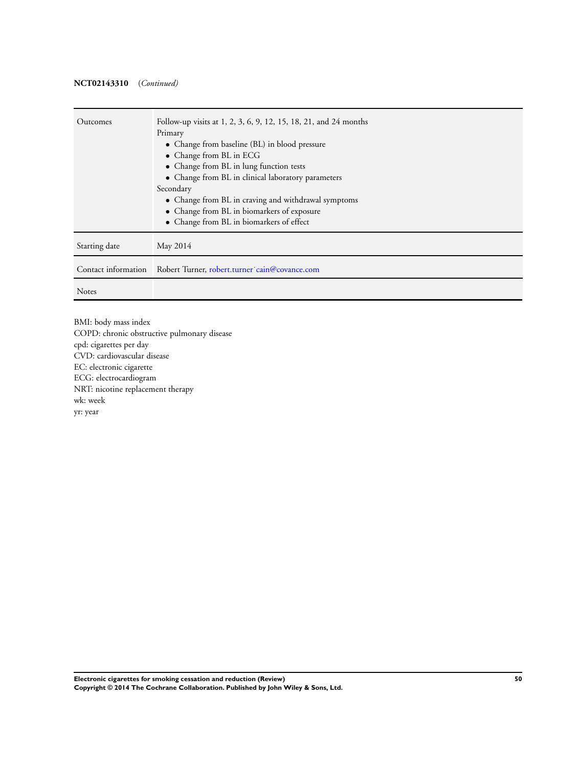**NCT02143310** (*Continued*)

| | |
|---|---|
| Outcomes | Follow-up visits at 1, 2, 3, 6, 9, 12, 15, 18, 21, and 24 months<br>Primary<br>• Change from baseline (BL) in blood pressure<br>• Change from BL in ECG<br>• Change from BL in lung function tests<br>• Change from BL in clinical laboratory parameters<br>Secondary<br>• Change from BL in craving and withdrawal symptoms<br>• Change from BL in biomarkers of exposure<br>• Change from BL in biomarkers of effect |
| Starting date | May 2014 |
| Contact information | Robert Turner, robert.turner˙cain@covance.com |
| Notes | |

BMI: body mass index
COPD: chronic obstructive pulmonary disease
cpd: cigarettes per day
CVD: cardiovascular disease
EC: electronic cigarette
ECG: electrocardiogram
NRT: nicotine replacement therapy
wk: week
yr: year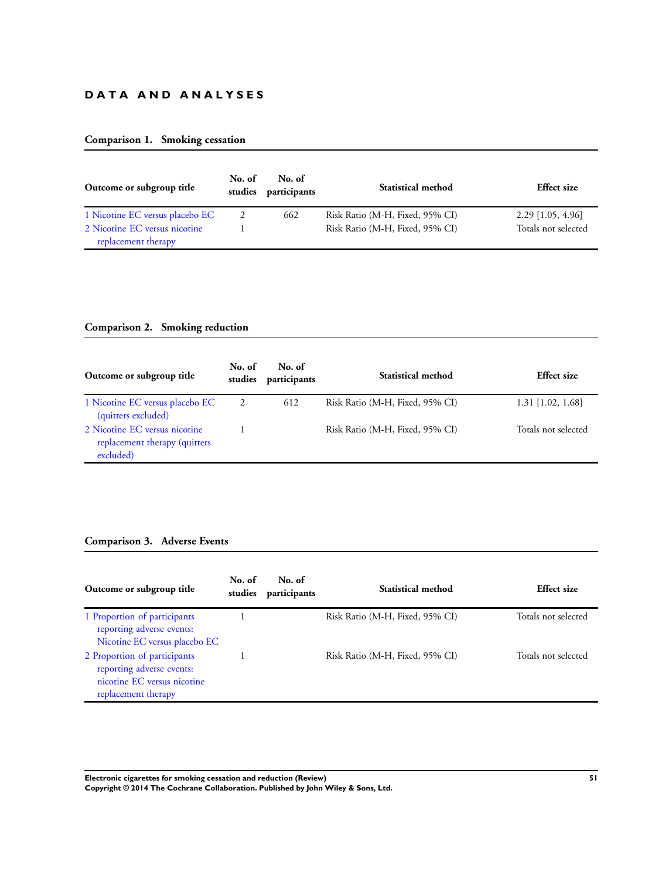# DATA AND ANALYSES

## Comparison 1. Smoking cessation

| Outcome or subgroup title | No. of studies | No. of participants | Statistical method | Effect size |
|---|---|---|---|---|
| 1 Nicotine EC versus placebo EC | 2 | 662 | Risk Ratio (M-H, Fixed, 95% CI) | 2.29 [1.05, 4.96] |
| 2 Nicotine EC versus nicotine replacement therapy | 1 | | Risk Ratio (M-H, Fixed, 95% CI) | Totals not selected |

## Comparison 2. Smoking reduction

| Outcome or subgroup title | No. of studies | No. of participants | Statistical method | Effect size |
|---|---|---|---|---|
| 1 Nicotine EC versus placebo EC (quitters excluded) | 2 | 612 | Risk Ratio (M-H, Fixed, 95% CI) | 1.31 [1.02, 1.68] |
| 2 Nicotine EC versus nicotine replacement therapy (quitters excluded) | 1 | | Risk Ratio (M-H, Fixed, 95% CI) | Totals not selected |

## Comparison 3. Adverse Events

| Outcome or subgroup title | No. of studies | No. of participants | Statistical method | Effect size |
|---|---|---|---|---|
| 1 Proportion of participants reporting adverse events: Nicotine EC versus placebo EC | 1 | | Risk Ratio (M-H, Fixed, 95% CI) | Totals not selected |
| 2 Proportion of participants reporting adverse events: nicotine EC versus nicotine replacement therapy | 1 | | Risk Ratio (M-H, Fixed, 95% CI) | Totals not selected |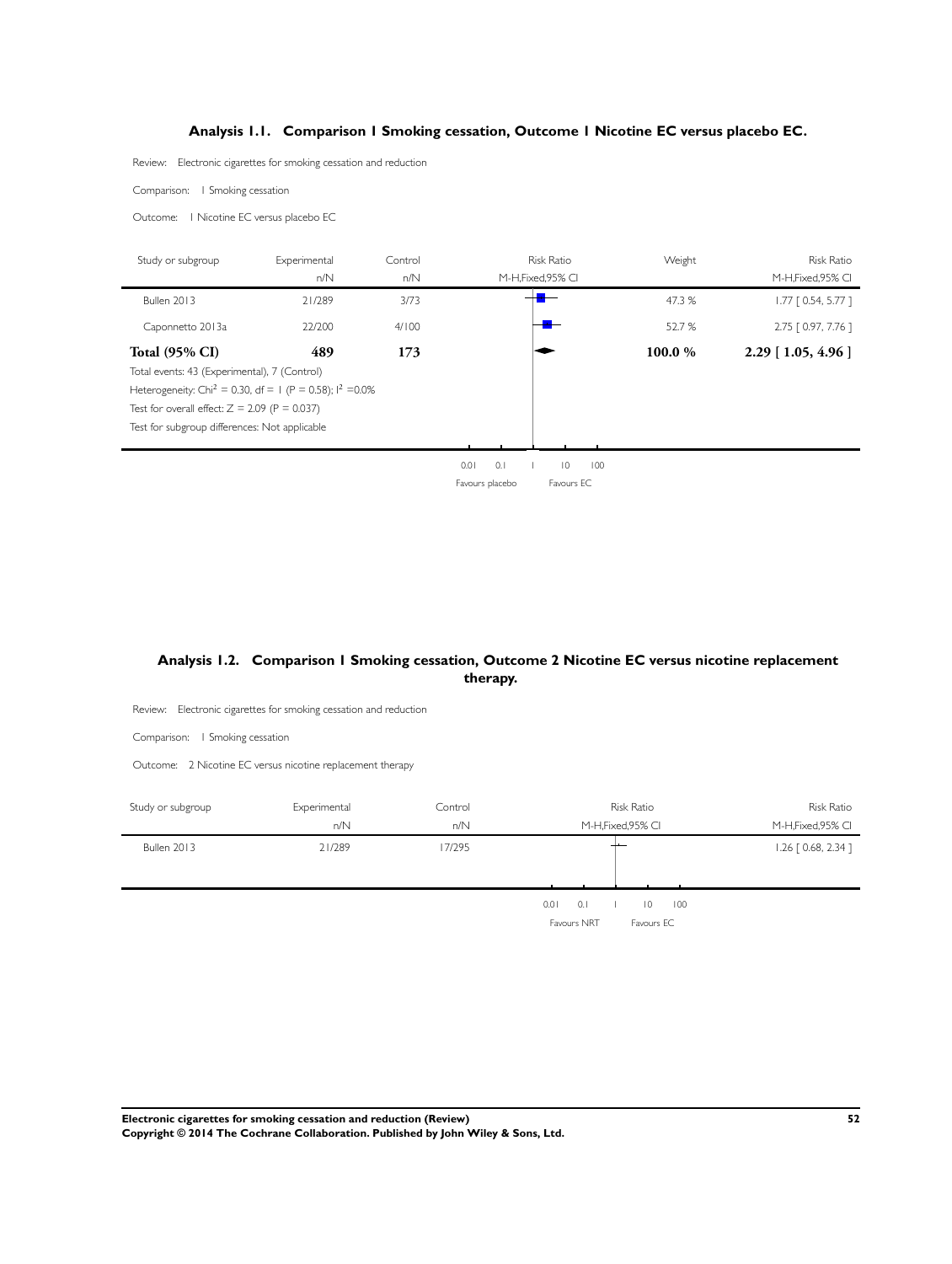## Analysis 1.1. Comparison 1 Smoking cessation, Outcome 1 Nicotine EC versus placebo EC.

Review: Electronic cigarettes for smoking cessation and reduction

Comparison: 1 Smoking cessation

Outcome: 1 Nicotine EC versus placebo EC

| Study or subgroup | Experimental n/N | Control n/N | Risk Ratio M-H,Fixed,95% CI | Weight | Risk Ratio M-H,Fixed,95% CI |
|---|---|---|---|---|---|
| Bullen 2013 | 21/289 | 3/73 | | 47.3 % | 1.77 [ 0.54, 5.77 ] |
| Caponnetto 2013a | 22/200 | 4/100 | | 52.7 % | 2.75 [ 0.97, 7.76 ] |
| **Total (95% CI)** | **489** | **173** | | **100.0 %** | **2.29 [ 1.05, 4.96 ]** |

Total events: 43 (Experimental), 7 (Control)

Heterogeneity: $Chi^2 = 0.30$, df = 1 ($P = 0.58$); $I^2 = 0.0\%$

Test for overall effect: $Z = 2.09$ ($P = 0.037$)

Test for subgroup differences: Not applicable

0.01 0.1 1 10 100

Favours placebo Favours EC

## Analysis 1.2. Comparison 1 Smoking cessation, Outcome 2 Nicotine EC versus nicotine replacement therapy.

Review: Electronic cigarettes for smoking cessation and reduction

Comparison: 1 Smoking cessation

Outcome: 2 Nicotine EC versus nicotine replacement therapy

| Study or subgroup | Experimental n/N | Control n/N | Risk Ratio M-H,Fixed,95% CI | Risk Ratio M-H,Fixed,95% CI |
|---|---|---|---|---|
| Bullen 2013 | 21/289 | 17/295 | | 1.26 [ 0.68, 2.34 ] |

0.01 0.1 1 10 100

Favours NRT Favours EC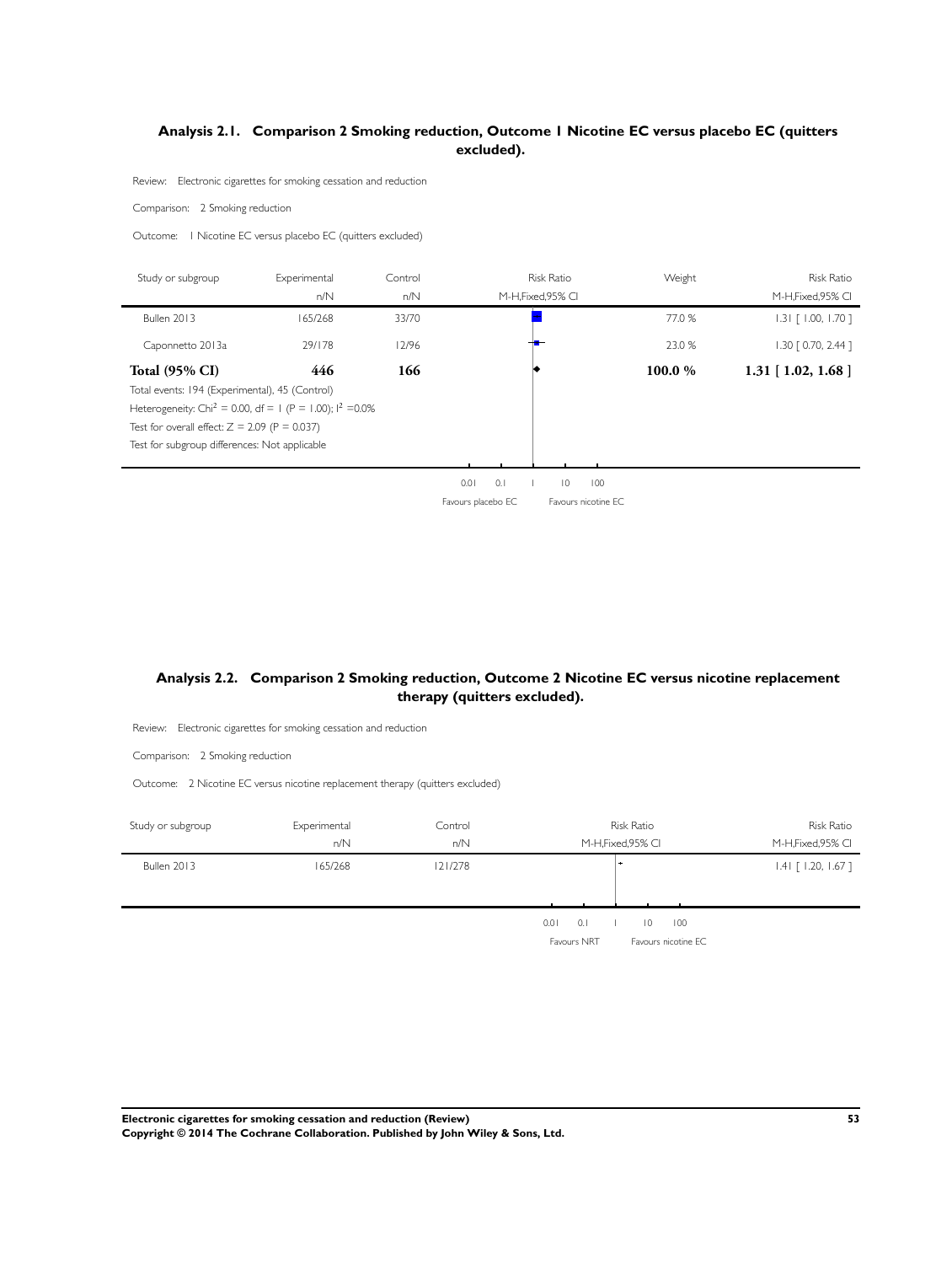### Analysis 2.1. Comparison 2 Smoking reduction, Outcome 1 Nicotine EC versus placebo EC (quitters excluded).

Review: Electronic cigarettes for smoking cessation and reduction

Comparison: 2 Smoking reduction

Outcome: 1 Nicotine EC versus placebo EC (quitters excluded)

| Study or subgroup | Experimental n/N | Control n/N | Weight | Risk Ratio M-H,Fixed,95% CI |
|---|---|---|---|---|
| Bullen 2013 | 165/268 | 33/70 | 77.0 % | 1.31 [ 1.00, 1.70 ] |
| Caponnetto 2013a | 29/178 | 12/96 | 23.0 % | 1.30 [ 0.70, 2.44 ] |
| **Total (95% CI)** | **446** | **166** | **100.0 %** | **1.31 [ 1.02, 1.68 ]** |

Total events: 194 (Experimental), 45 (Control)

Heterogeneity: $Chi^2 = 0.00$, df = 1 (P = 1.00); $I^2 = 0.0\%$

Test for overall effect: Z = 2.09 (P = 0.037)

Test for subgroup differences: Not applicable

0.01 0.1 1 10 100

Favours placebo EC | Favours nicotine EC

### Analysis 2.2. Comparison 2 Smoking reduction, Outcome 2 Nicotine EC versus nicotine replacement therapy (quitters excluded).

Review: Electronic cigarettes for smoking cessation and reduction

Comparison: 2 Smoking reduction

Outcome: 2 Nicotine EC versus nicotine replacement therapy (quitters excluded)

| Study or subgroup | Experimental n/N | Control n/N | Risk Ratio M-H,Fixed,95% CI |
|---|---|---|---|
| Bullen 2013 | 165/268 | 121/278 | 1.41 [ 1.20, 1.67 ] |

0.01 0.1 1 10 100

Favours NRT | Favours nicotine EC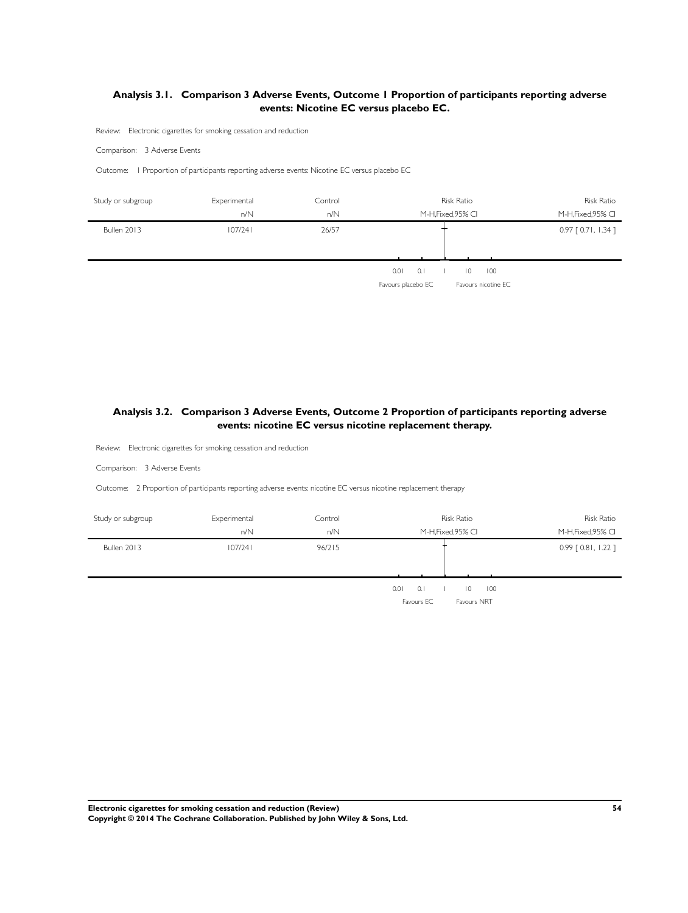## Analysis 3.1. Comparison 3 Adverse Events, Outcome 1 Proportion of participants reporting adverse events: Nicotine EC versus placebo EC.

Review: Electronic cigarettes for smoking cessation and reduction

Comparison: 3 Adverse Events

Outcome: 1 Proportion of participants reporting adverse events: Nicotine EC versus placebo EC

| Study or subgroup | Experimental n/N | Control n/N | Risk Ratio M-H,Fixed,95% CI | Risk Ratio M-H,Fixed,95% CI |
|---|---|---|---|---|
| Bullen 2013 | 107/241 | 26/57 | | 0.97 [ 0.71, 1.34 ] |

0.01 0.1 1 10 100

Favours placebo EC Favours nicotine EC

## Analysis 3.2. Comparison 3 Adverse Events, Outcome 2 Proportion of participants reporting adverse events: nicotine EC versus nicotine replacement therapy.

Review: Electronic cigarettes for smoking cessation and reduction

Comparison: 3 Adverse Events

Outcome: 2 Proportion of participants reporting adverse events: nicotine EC versus nicotine replacement therapy

| Study or subgroup | Experimental n/N | Control n/N | Risk Ratio M-H,Fixed,95% CI | Risk Ratio M-H,Fixed,95% CI |
|---|---|---|---|---|
| Bullen 2013 | 107/241 | 96/215 | | 0.99 [ 0.81, 1.22 ] |

0.01 0.1 1 10 100

Favours EC Favours NRT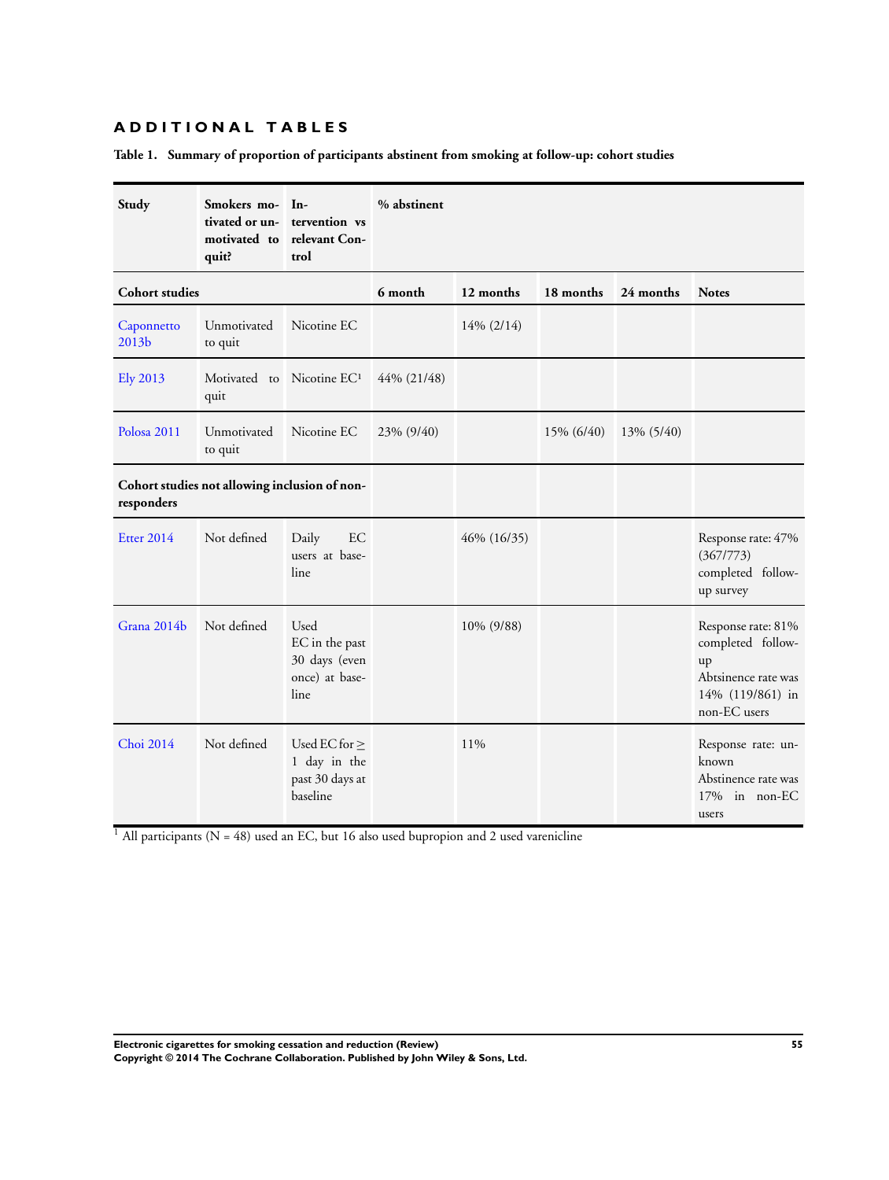## ADDITIONAL TABLES

**Table 1. Summary of proportion of participants abstinent from smoking at follow-up: cohort studies**

| Study | Smokers motivated or unmotivated to quit? | Intervention vs relevant Control | % abstinent | | | | |
|---|---|---|---|---|---|---|---|
| **Cohort studies** | | | **6 month** | **12 months** | **18 months** | **24 months** | **Notes** |
| Caponnetto 2013b | Unmotivated to quit | Nicotine EC | | 14% (2/14) | | | |
| Ely 2013 | Motivated to quit | Nicotine EC[1] | 44% (21/48) | | | | |
| Polosa 2011 | Unmotivated to quit | Nicotine EC | 23% (9/40) | | 15% (6/40) | 13% (5/40) | |
| **Cohort studies not allowing inclusion of non-responders** | | | | | | | |
| Etter 2014 | Not defined | Daily EC users at baseline | | 46% (16/35) | | | Response rate: 47% (367/773) completed follow-up survey |
| Grana 2014b | Not defined | Used EC in the past 30 days (even once) at baseline | | 10% (9/88) | | | Response rate: 81% completed follow-up Abtsinence rate was 14% (119/861) in non-EC users |
| Choi 2014 | Not defined | Used EC for ≥ 1 day in the past 30 days at baseline | | 11% | | | Response rate: unknown Abstinence rate was 17% in non-EC users |

[1] All participants (N = 48) used an EC, but 16 also used bupropion and 2 used varenicline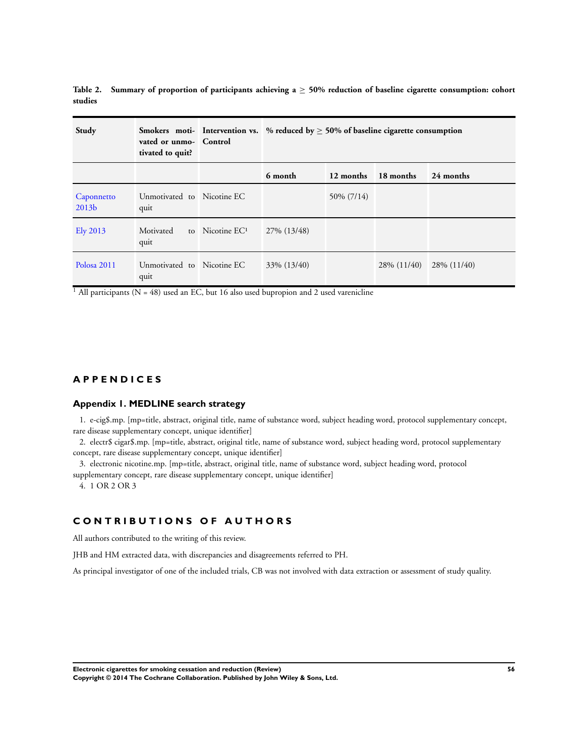**Table 2. Summary of proportion of participants achieving a ≥ 50% reduction of baseline cigarette consumption: cohort studies**

| Study | Smokers motivated or unmotivated to quit? | Intervention vs. Control | % reduced by ≥ 50% of baseline cigarette consumption | | | |
|---|---|---|---|---|---|---|
| | | | 6 month | 12 months | 18 months | 24 months |
| Caponnetto 2013b | Unmotivated to quit | Nicotine EC | | 50% (7/14) | | |
| Ely 2013 | Motivated to quit | Nicotine EC[1] | 27% (13/48) | | | |
| Polosa 2011 | Unmotivated to quit | Nicotine EC | 33% (13/40) | | 28% (11/40) | 28% (11/40) |

[1] All participants (N = 48) used an EC, but 16 also used bupropion and 2 used varenicline

# APPENDICES

## Appendix 1. MEDLINE search strategy

1. e-cig$.mp. [mp=title, abstract, original title, name of substance word, subject heading word, protocol supplementary concept, rare disease supplementary concept, unique identifier]
2. electr$ cigar$.mp. [mp=title, abstract, original title, name of substance word, subject heading word, protocol supplementary concept, rare disease supplementary concept, unique identifier]
3. electronic nicotine.mp. [mp=title, abstract, original title, name of substance word, subject heading word, protocol supplementary concept, rare disease supplementary concept, unique identifier]
4. 1 OR 2 OR 3

# CONTRIBUTIONS OF AUTHORS

All authors contributed to the writing of this review.

JHB and HM extracted data, with discrepancies and disagreements referred to PH.

As principal investigator of one of the included trials, CB was not involved with data extraction or assessment of study quality.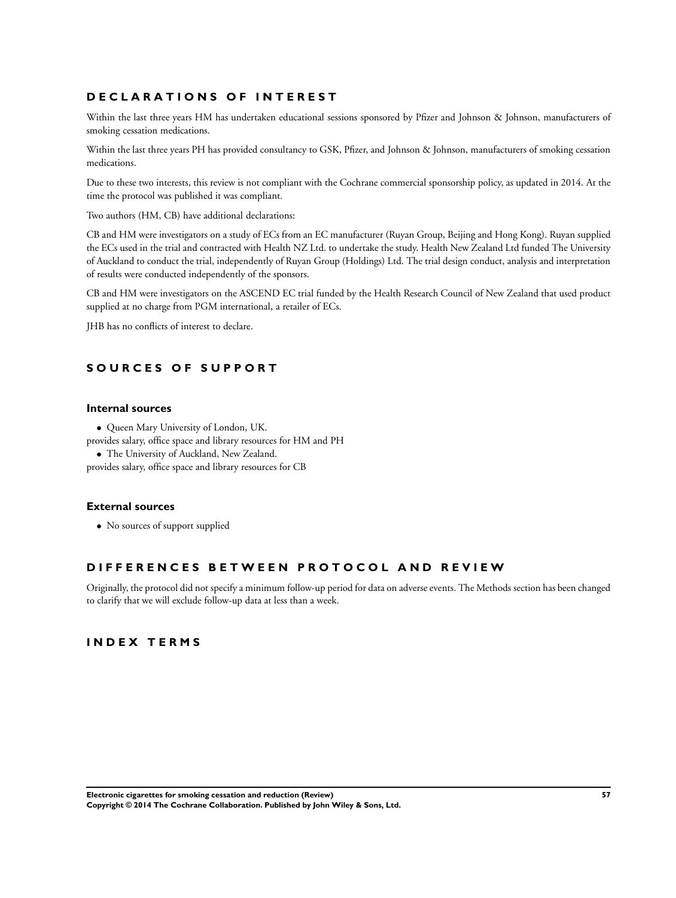## DECLARATIONS OF INTEREST

Within the last three years HM has undertaken educational sessions sponsored by Pfizer and Johnson & Johnson, manufacturers of smoking cessation medications.

Within the last three years PH has provided consultancy to GSK, Pfizer, and Johnson & Johnson, manufacturers of smoking cessation medications.

Due to these two interests, this review is not compliant with the Cochrane commercial sponsorship policy, as updated in 2014. At the time the protocol was published it was compliant.

Two authors (HM, CB) have additional declarations:

CB and HM were investigators on a study of ECs from an EC manufacturer (Ruyan Group, Beijing and Hong Kong). Ruyan supplied the ECs used in the trial and contracted with Health NZ Ltd. to undertake the study. Health New Zealand Ltd funded The University of Auckland to conduct the trial, independently of Ruyan Group (Holdings) Ltd. The trial design conduct, analysis and interpretation of results were conducted independently of the sponsors.

CB and HM were investigators on the ASCEND EC trial funded by the Health Research Council of New Zealand that used product supplied at no charge from PGM international, a retailer of ECs.

JHB has no conflicts of interest to declare.

## SOURCES OF SUPPORT

### Internal sources

- Queen Mary University of London, UK.

provides salary, office space and library resources for HM and PH

- The University of Auckland, New Zealand.

provides salary, office space and library resources for CB

### External sources

- No sources of support supplied

## DIFFERENCES BETWEEN PROTOCOL AND REVIEW

Originally, the protocol did not specify a minimum follow-up period for data on adverse events. The Methods section has been changed to clarify that we will exclude follow-up data at less than a week.

## INDEX TERMS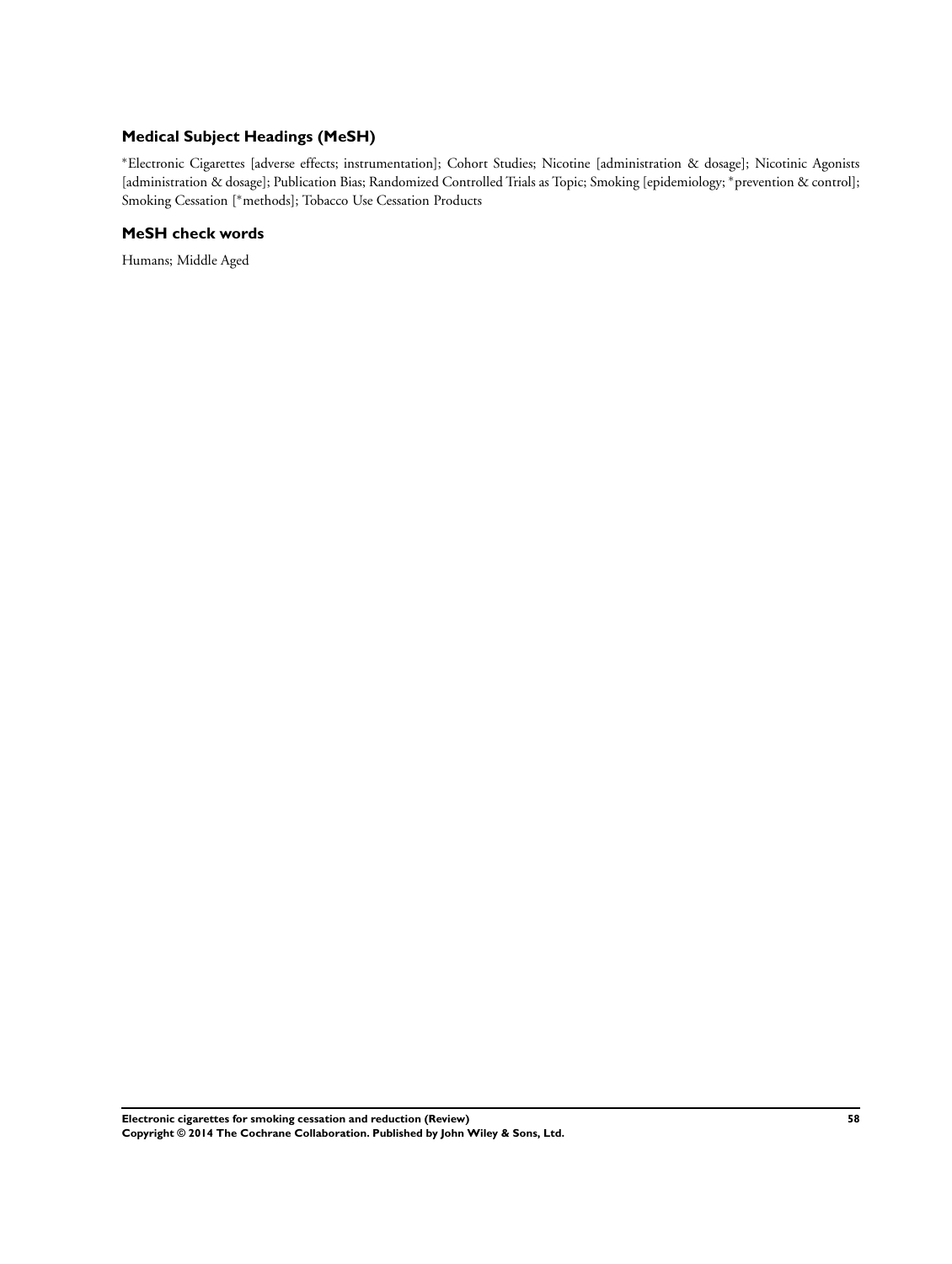## Medical Subject Headings (MeSH)

*Electronic Cigarettes [adverse effects; instrumentation]; Cohort Studies; Nicotine [administration & dosage]; Nicotinic Agonists [administration & dosage]; Publication Bias; Randomized Controlled Trials as Topic; Smoking [epidemiology; *prevention & control]; Smoking Cessation [*methods]; Tobacco Use Cessation Products

## MeSH check words

Humans; Middle Aged